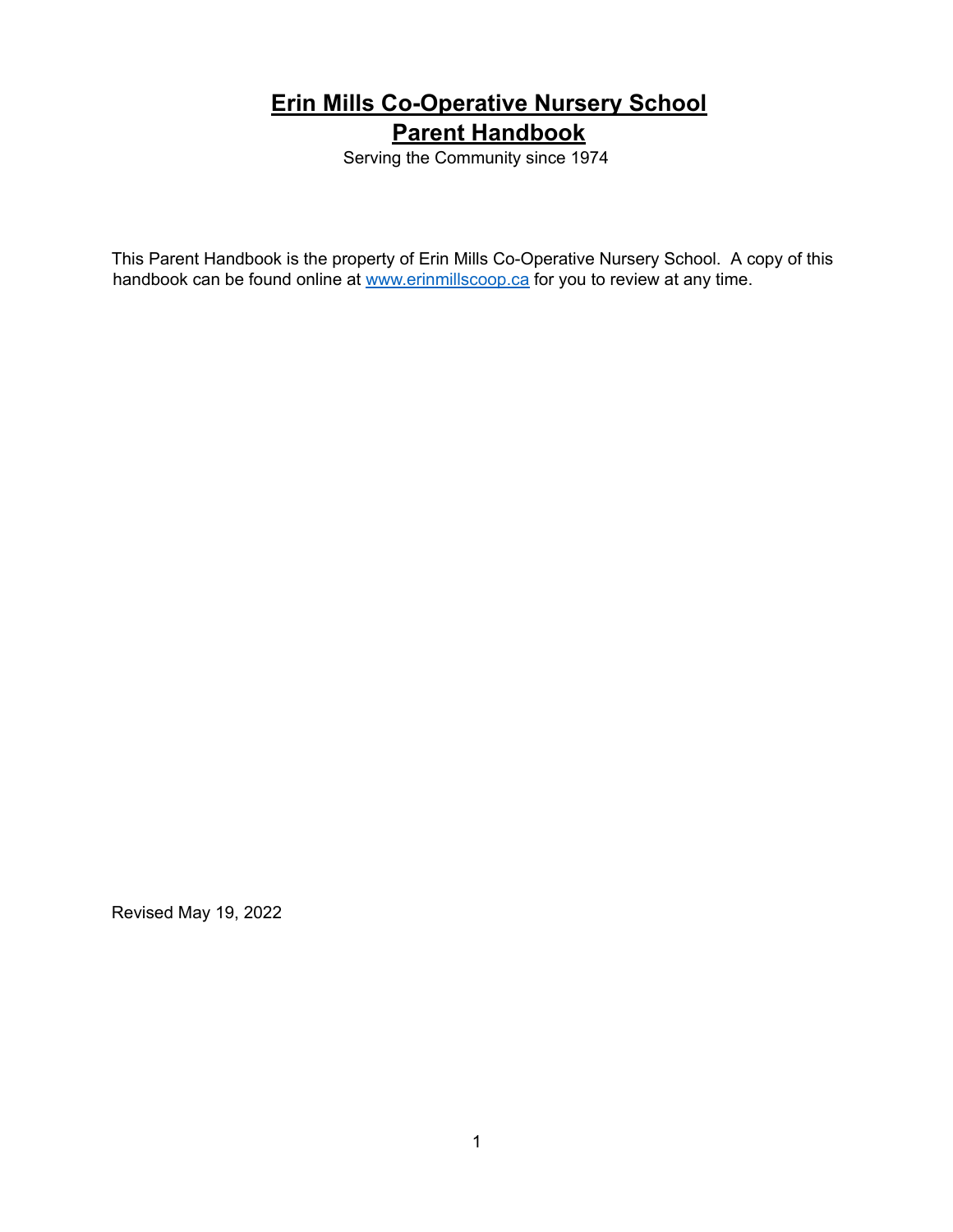# Erin Mills Co-Operative Nursery School
# Parent Handbook

Serving the Community since 1974

This Parent Handbook is the property of Erin Mills Co-Operative Nursery School. A copy of this handbook can be found online at [www.erinmillscoop.ca](http://www.erinmillscoop.ca) for you to review at any time.

Revised May 19, 2022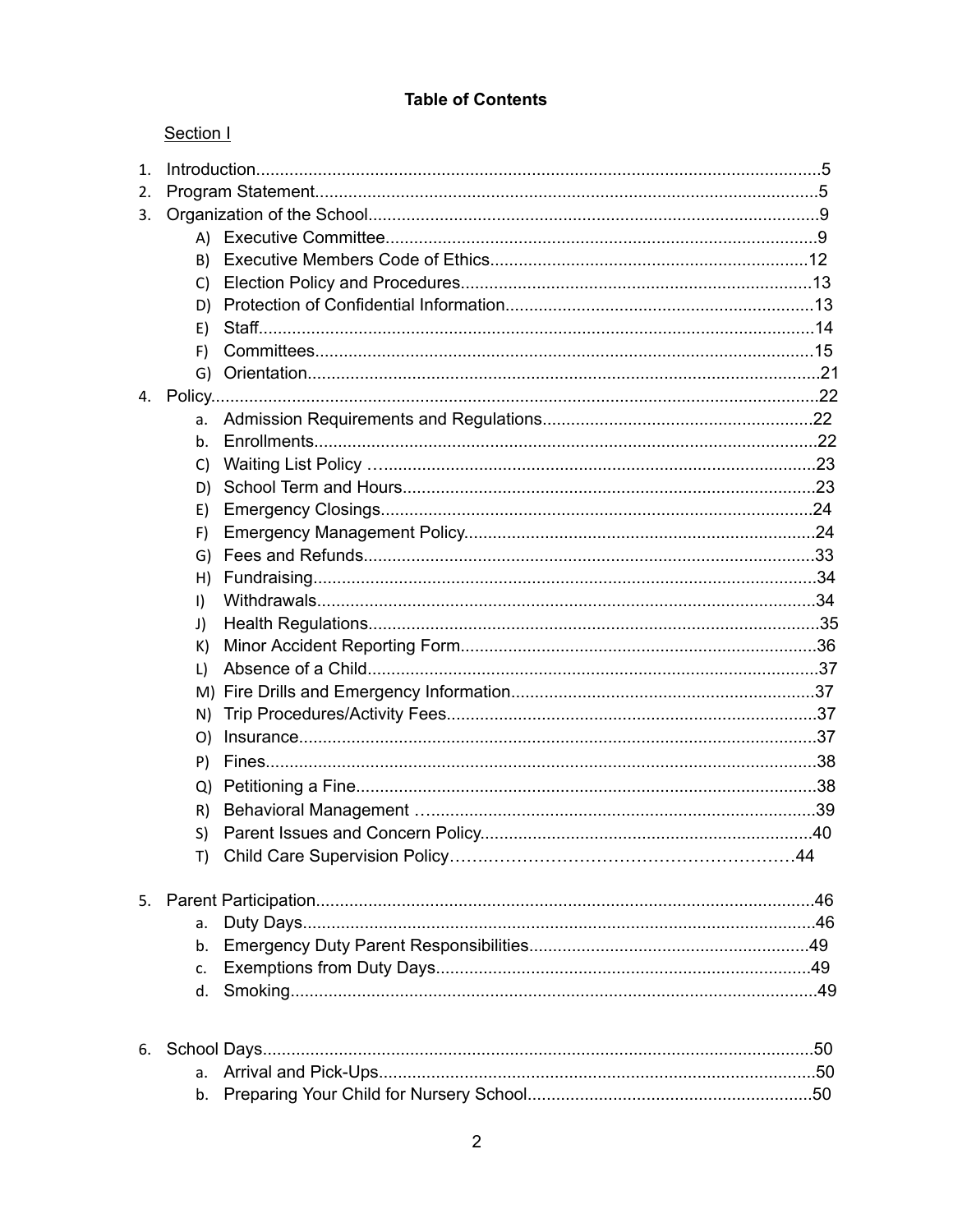**Table of Contents**

Section I

1. Introduction......5
2. Program Statement......5
3. Organization of the School......9
   - A) Executive Committee......9
   - B) Executive Members Code of Ethics......12
   - C) Election Policy and Procedures......13
   - D) Protection of Confidential Information......13
   - E) Staff......14
   - F) Committees......15
   - G) Orientation......21
4. Policy......22
   - a. Admission Requirements and Regulations......22
   - b. Enrollments......22
   - C) Waiting List Policy ......23
   - D) School Term and Hours......23
   - E) Emergency Closings......24
   - F) Emergency Management Policy......24
   - G) Fees and Refunds......33
   - H) Fundraising......34
   - I) Withdrawals......34
   - J) Health Regulations......35
   - K) Minor Accident Reporting Form......36
   - L) Absence of a Child......37
   - M) Fire Drills and Emergency Information......37
   - N) Trip Procedures/Activity Fees......37
   - O) Insurance......37
   - P) Fines......38
   - Q) Petitioning a Fine......38
   - R) Behavioral Management ......39
   - S) Parent Issues and Concern Policy......40
   - T) Child Care Supervision Policy......44
5. Parent Participation......46
   - a. Duty Days......46
   - b. Emergency Duty Parent Responsibilities......49
   - c. Exemptions from Duty Days......49
   - d. Smoking......49
6. School Days......50
   - a. Arrival and Pick-Ups......50
   - b. Preparing Your Child for Nursery School......50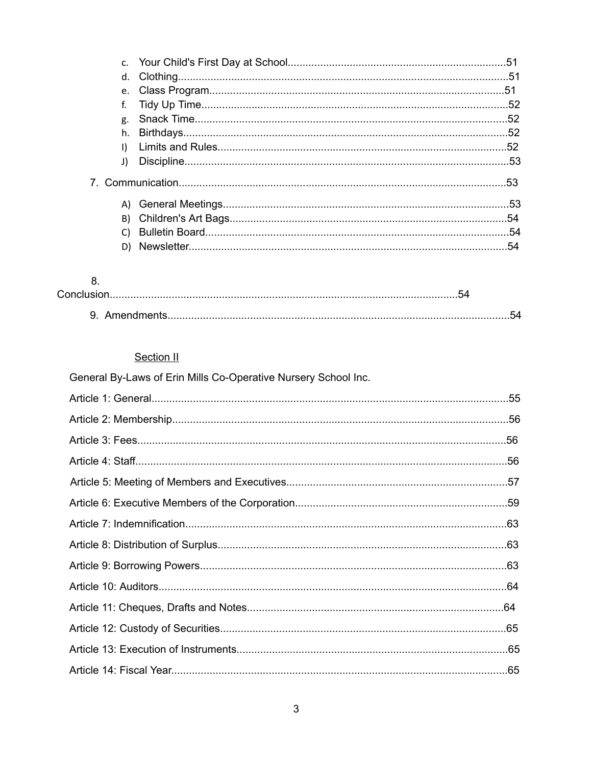- c. Your Child's First Day at School.........................................................................51
- d. Clothing...............................................................................................................51
- e. Class Program...................................................................................................51
- f. Tidy Up Time.......................................................................................................52
- g. Snack Time.........................................................................................................52
- h. Birthdays.............................................................................................................52
- I) Limits and Rules..................................................................................................52
- J) Discipline.............................................................................................................53

7. Communication..............................................................................................................53

- A) General Meetings................................................................................................53
- B) Children's Art Bags.............................................................................................54
- C) Bulletin Board......................................................................................................54
- D) Newsletter...........................................................................................................54

8. Conclusion......................................................................................................................54

9. Amendments...................................................................................................................54

## Section II

General By-Laws of Erin Mills Co-Operative Nursery School Inc.

Article 1: General.......................................................................................................................55

Article 2: Membership................................................................................................................56

Article 3: Fees............................................................................................................................56

Article 4: Staff.............................................................................................................................56

Article 5: Meeting of Members and Executives..........................................................................57

Article 6: Executive Members of the Corporation.......................................................................59

Article 7: Indemnification............................................................................................................63

Article 8: Distribution of Surplus.................................................................................................63

Article 9: Borrowing Powers.......................................................................................................63

Article 10: Auditors.....................................................................................................................64

Article 11: Cheques, Drafts and Notes......................................................................................64

Article 12: Custody of Securities................................................................................................65

Article 13: Execution of Instruments..........................................................................................65

Article 14: Fiscal Year.................................................................................................................65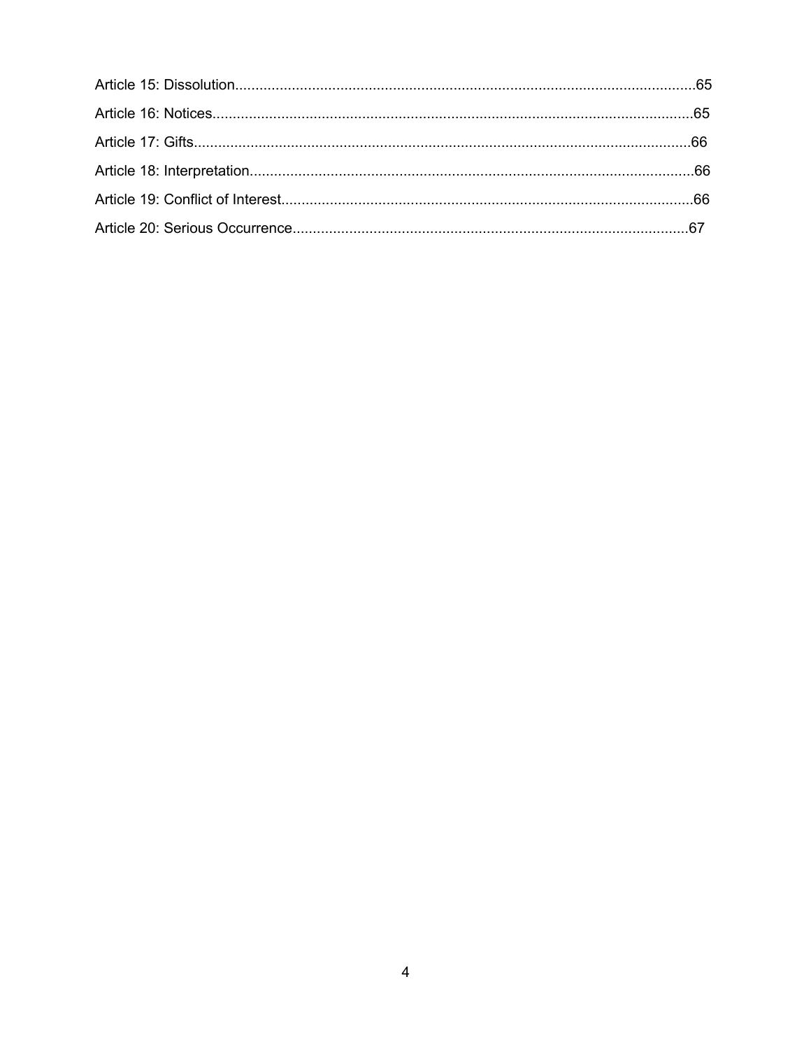Article 15: Dissolution....................................................................................................................65

Article 16: Notices...........................................................................................................................65

Article 17: Gifts...............................................................................................................................66

Article 18: Interpretation..................................................................................................................66

Article 19: Conflict of Interest.........................................................................................................66

Article 20: Serious Occurrence......................................................................................................67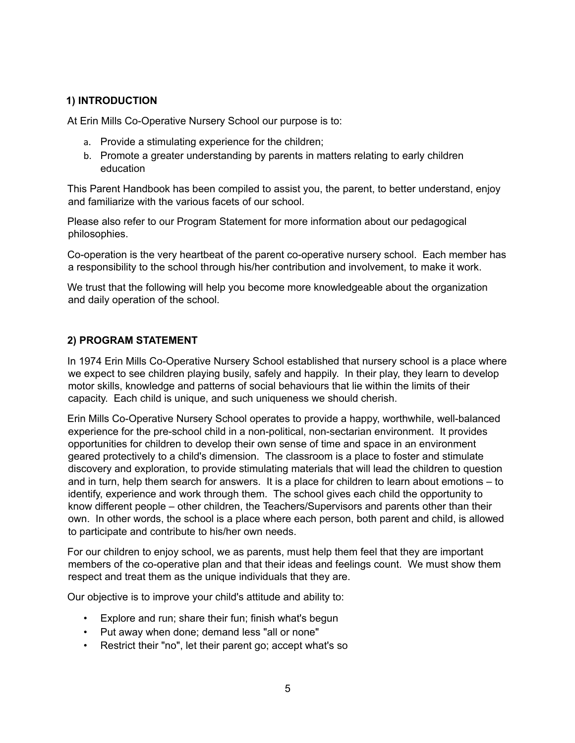## 1) INTRODUCTION

At Erin Mills Co-Operative Nursery School our purpose is to:

a. Provide a stimulating experience for the children;
b. Promote a greater understanding by parents in matters relating to early children education

This Parent Handbook has been compiled to assist you, the parent, to better understand, enjoy and familiarize with the various facets of our school.

Please also refer to our Program Statement for more information about our pedagogical philosophies.

Co-operation is the very heartbeat of the parent co-operative nursery school. Each member has a responsibility to the school through his/her contribution and involvement, to make it work.

We trust that the following will help you become more knowledgeable about the organization and daily operation of the school.

## 2) PROGRAM STATEMENT

In 1974 Erin Mills Co-Operative Nursery School established that nursery school is a place where we expect to see children playing busily, safely and happily. In their play, they learn to develop motor skills, knowledge and patterns of social behaviours that lie within the limits of their capacity. Each child is unique, and such uniqueness we should cherish.

Erin Mills Co-Operative Nursery School operates to provide a happy, worthwhile, well-balanced experience for the pre-school child in a non-political, non-sectarian environment. It provides opportunities for children to develop their own sense of time and space in an environment geared protectively to a child's dimension. The classroom is a place to foster and stimulate discovery and exploration, to provide stimulating materials that will lead the children to question and in turn, help them search for answers. It is a place for children to learn about emotions – to identify, experience and work through them. The school gives each child the opportunity to know different people – other children, the Teachers/Supervisors and parents other than their own. In other words, the school is a place where each person, both parent and child, is allowed to participate and contribute to his/her own needs.

For our children to enjoy school, we as parents, must help them feel that they are important members of the co-operative plan and that their ideas and feelings count. We must show them respect and treat them as the unique individuals that they are.

Our objective is to improve your child's attitude and ability to:

- Explore and run; share their fun; finish what's begun
- Put away when done; demand less "all or none"
- Restrict their "no", let their parent go; accept what's so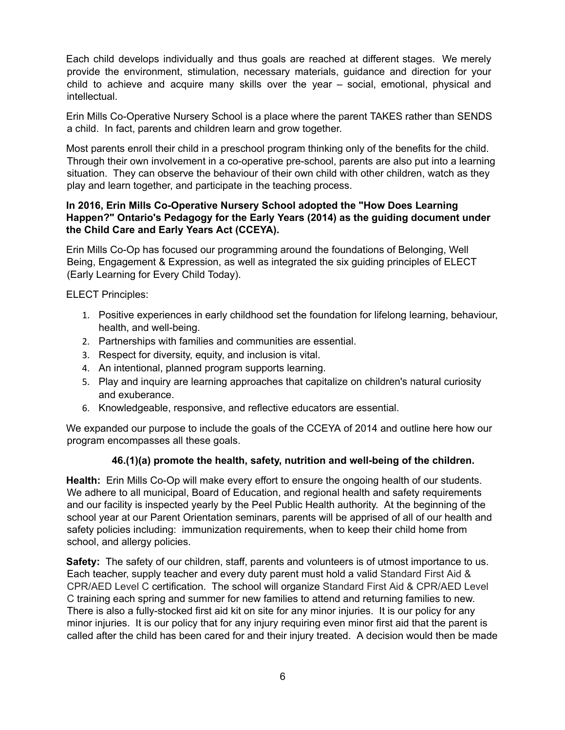Each child develops individually and thus goals are reached at different stages. We merely provide the environment, stimulation, necessary materials, guidance and direction for your child to achieve and acquire many skills over the year – social, emotional, physical and intellectual.

Erin Mills Co-Operative Nursery School is a place where the parent TAKES rather than SENDS a child. In fact, parents and children learn and grow together.

Most parents enroll their child in a preschool program thinking only of the benefits for the child. Through their own involvement in a co-operative pre-school, parents are also put into a learning situation. They can observe the behaviour of their own child with other children, watch as they play and learn together, and participate in the teaching process.

**In 2016, Erin Mills Co-Operative Nursery School adopted the "How Does Learning Happen?" Ontario's Pedagogy for the Early Years (2014) as the guiding document under the Child Care and Early Years Act (CCEYA).**

Erin Mills Co-Op has focused our programming around the foundations of Belonging, Well Being, Engagement & Expression, as well as integrated the six guiding principles of ELECT (Early Learning for Every Child Today).

ELECT Principles:

1. Positive experiences in early childhood set the foundation for lifelong learning, behaviour, health, and well-being.
2. Partnerships with families and communities are essential.
3. Respect for diversity, equity, and inclusion is vital.
4. An intentional, planned program supports learning.
5. Play and inquiry are learning approaches that capitalize on children's natural curiosity and exuberance.
6. Knowledgeable, responsive, and reflective educators are essential.

We expanded our purpose to include the goals of the CCEYA of 2014 and outline here how our program encompasses all these goals.

**46.(1)(a) promote the health, safety, nutrition and well-being of the children.**

**Health:** Erin Mills Co-Op will make every effort to ensure the ongoing health of our students. We adhere to all municipal, Board of Education, and regional health and safety requirements and our facility is inspected yearly by the Peel Public Health authority. At the beginning of the school year at our Parent Orientation seminars, parents will be apprised of all of our health and safety policies including: immunization requirements, when to keep their child home from school, and allergy policies.

**Safety:** The safety of our children, staff, parents and volunteers is of utmost importance to us. Each teacher, supply teacher and every duty parent must hold a valid Standard First Aid & CPR/AED Level C certification. The school will organize Standard First Aid & CPR/AED Level C training each spring and summer for new families to attend and returning families to new. There is also a fully-stocked first aid kit on site for any minor injuries. It is our policy for any minor injuries. It is our policy that for any injury requiring even minor first aid that the parent is called after the child has been cared for and their injury treated. A decision would then be made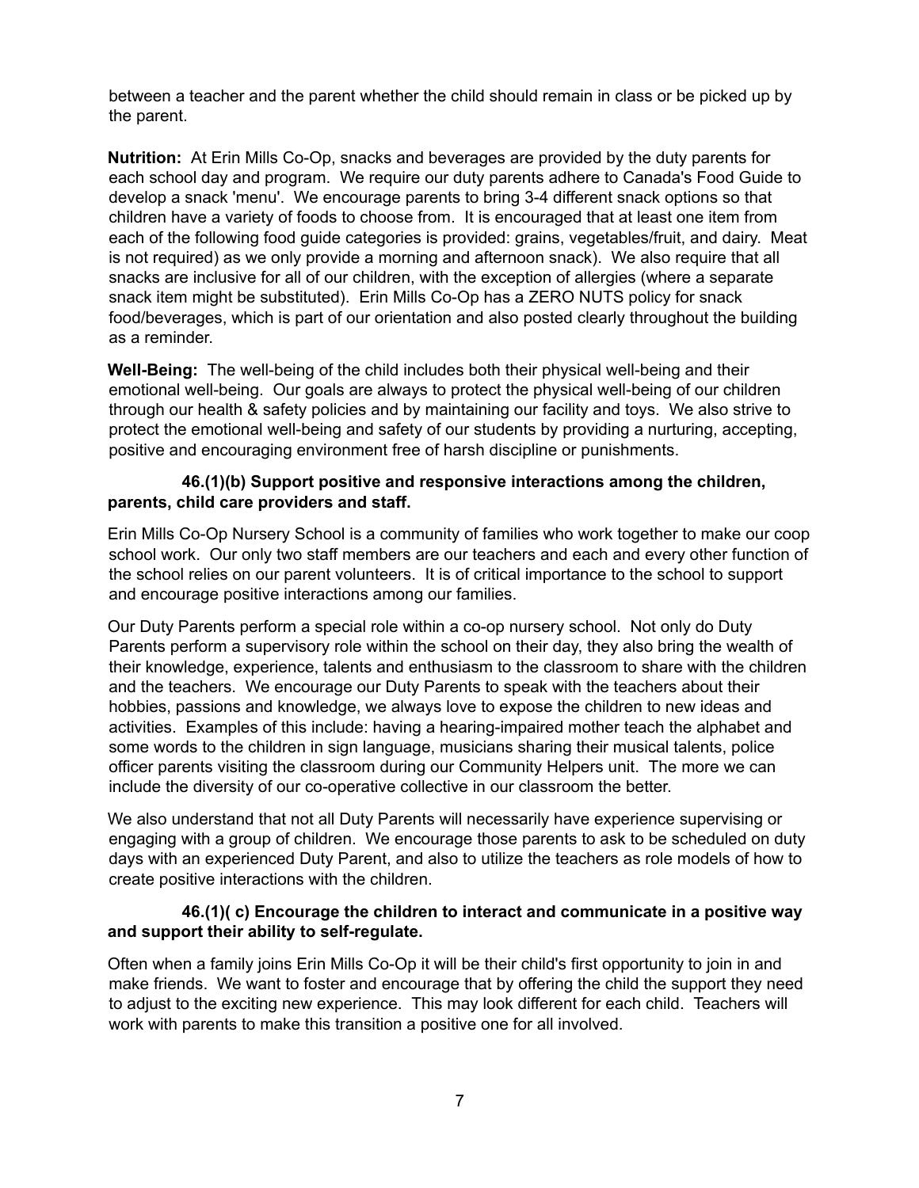between a teacher and the parent whether the child should remain in class or be picked up by the parent.

**Nutrition:** At Erin Mills Co-Op, snacks and beverages are provided by the duty parents for each school day and program. We require our duty parents adhere to Canada's Food Guide to develop a snack 'menu'. We encourage parents to bring 3-4 different snack options so that children have a variety of foods to choose from. It is encouraged that at least one item from each of the following food guide categories is provided: grains, vegetables/fruit, and dairy. Meat is not required) as we only provide a morning and afternoon snack). We also require that all snacks are inclusive for all of our children, with the exception of allergies (where a separate snack item might be substituted). Erin Mills Co-Op has a ZERO NUTS policy for snack food/beverages, which is part of our orientation and also posted clearly throughout the building as a reminder.

**Well-Being:** The well-being of the child includes both their physical well-being and their emotional well-being. Our goals are always to protect the physical well-being of our children through our health & safety policies and by maintaining our facility and toys. We also strive to protect the emotional well-being and safety of our students by providing a nurturing, accepting, positive and encouraging environment free of harsh discipline or punishments.

**46.(1)(b) Support positive and responsive interactions among the children, parents, child care providers and staff.**

Erin Mills Co-Op Nursery School is a community of families who work together to make our coop school work. Our only two staff members are our teachers and each and every other function of the school relies on our parent volunteers. It is of critical importance to the school to support and encourage positive interactions among our families.

Our Duty Parents perform a special role within a co-op nursery school. Not only do Duty Parents perform a supervisory role within the school on their day, they also bring the wealth of their knowledge, experience, talents and enthusiasm to the classroom to share with the children and the teachers. We encourage our Duty Parents to speak with the teachers about their hobbies, passions and knowledge, we always love to expose the children to new ideas and activities. Examples of this include: having a hearing-impaired mother teach the alphabet and some words to the children in sign language, musicians sharing their musical talents, police officer parents visiting the classroom during our Community Helpers unit. The more we can include the diversity of our co-operative collective in our classroom the better.

We also understand that not all Duty Parents will necessarily have experience supervising or engaging with a group of children. We encourage those parents to ask to be scheduled on duty days with an experienced Duty Parent, and also to utilize the teachers as role models of how to create positive interactions with the children.

**46.(1)( c) Encourage the children to interact and communicate in a positive way and support their ability to self-regulate.**

Often when a family joins Erin Mills Co-Op it will be their child's first opportunity to join in and make friends. We want to foster and encourage that by offering the child the support they need to adjust to the exciting new experience. This may look different for each child. Teachers will work with parents to make this transition a positive one for all involved.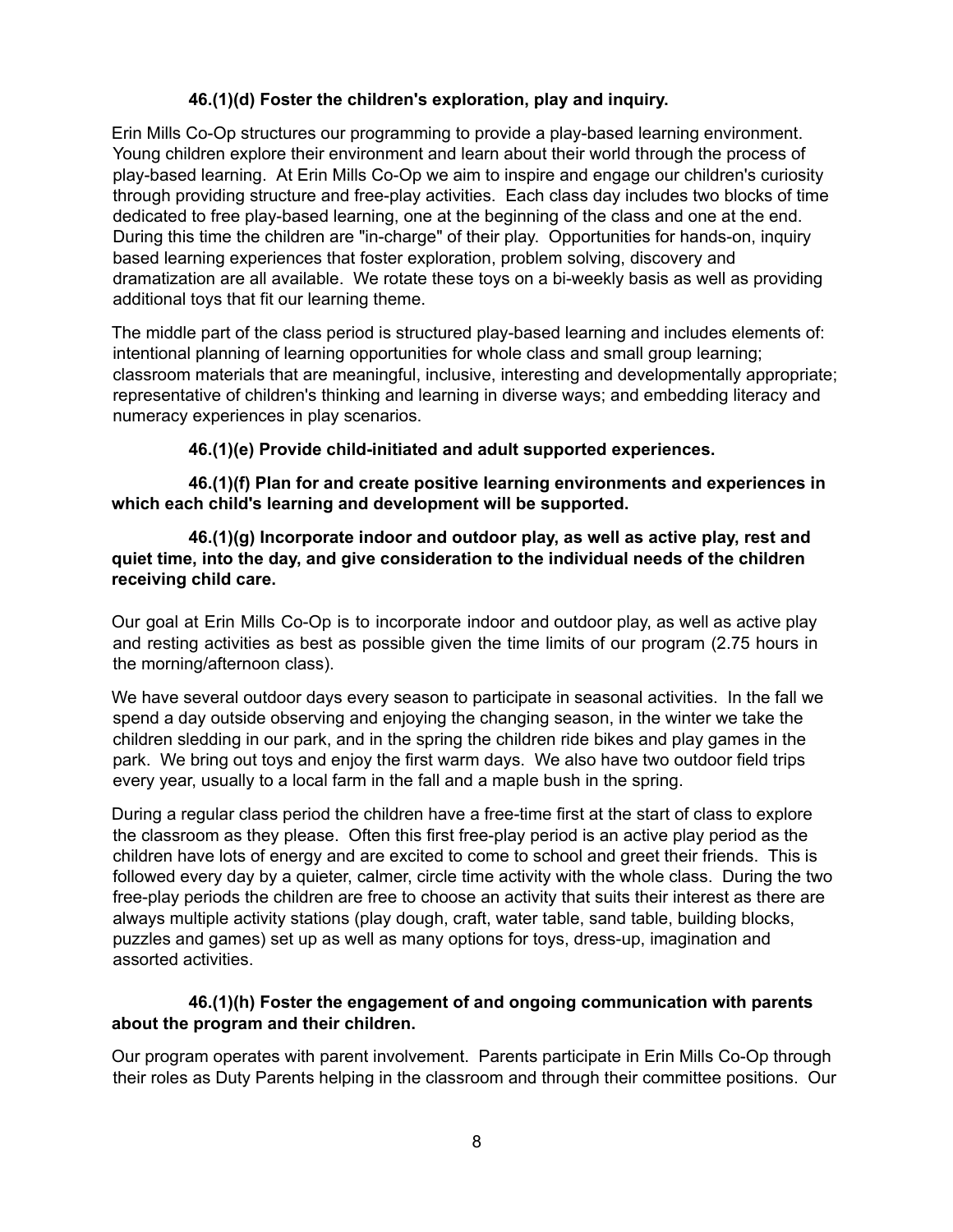**46.(1)(d) Foster the children's exploration, play and inquiry.**

Erin Mills Co-Op structures our programming to provide a play-based learning environment. Young children explore their environment and learn about their world through the process of play-based learning. At Erin Mills Co-Op we aim to inspire and engage our children's curiosity through providing structure and free-play activities. Each class day includes two blocks of time dedicated to free play-based learning, one at the beginning of the class and one at the end. During this time the children are "in-charge" of their play. Opportunities for hands-on, inquiry based learning experiences that foster exploration, problem solving, discovery and dramatization are all available. We rotate these toys on a bi-weekly basis as well as providing additional toys that fit our learning theme.

The middle part of the class period is structured play-based learning and includes elements of: intentional planning of learning opportunities for whole class and small group learning; classroom materials that are meaningful, inclusive, interesting and developmentally appropriate; representative of children's thinking and learning in diverse ways; and embedding literacy and numeracy experiences in play scenarios.

**46.(1)(e) Provide child-initiated and adult supported experiences.**

**46.(1)(f) Plan for and create positive learning environments and experiences in which each child's learning and development will be supported.**

**46.(1)(g) Incorporate indoor and outdoor play, as well as active play, rest and quiet time, into the day, and give consideration to the individual needs of the children receiving child care.**

Our goal at Erin Mills Co-Op is to incorporate indoor and outdoor play, as well as active play and resting activities as best as possible given the time limits of our program (2.75 hours in the morning/afternoon class).

We have several outdoor days every season to participate in seasonal activities. In the fall we spend a day outside observing and enjoying the changing season, in the winter we take the children sledding in our park, and in the spring the children ride bikes and play games in the park. We bring out toys and enjoy the first warm days. We also have two outdoor field trips every year, usually to a local farm in the fall and a maple bush in the spring.

During a regular class period the children have a free-time first at the start of class to explore the classroom as they please. Often this first free-play period is an active play period as the children have lots of energy and are excited to come to school and greet their friends. This is followed every day by a quieter, calmer, circle time activity with the whole class. During the two free-play periods the children are free to choose an activity that suits their interest as there are always multiple activity stations (play dough, craft, water table, sand table, building blocks, puzzles and games) set up as well as many options for toys, dress-up, imagination and assorted activities.

**46.(1)(h) Foster the engagement of and ongoing communication with parents about the program and their children.**

Our program operates with parent involvement. Parents participate in Erin Mills Co-Op through their roles as Duty Parents helping in the classroom and through their committee positions. Our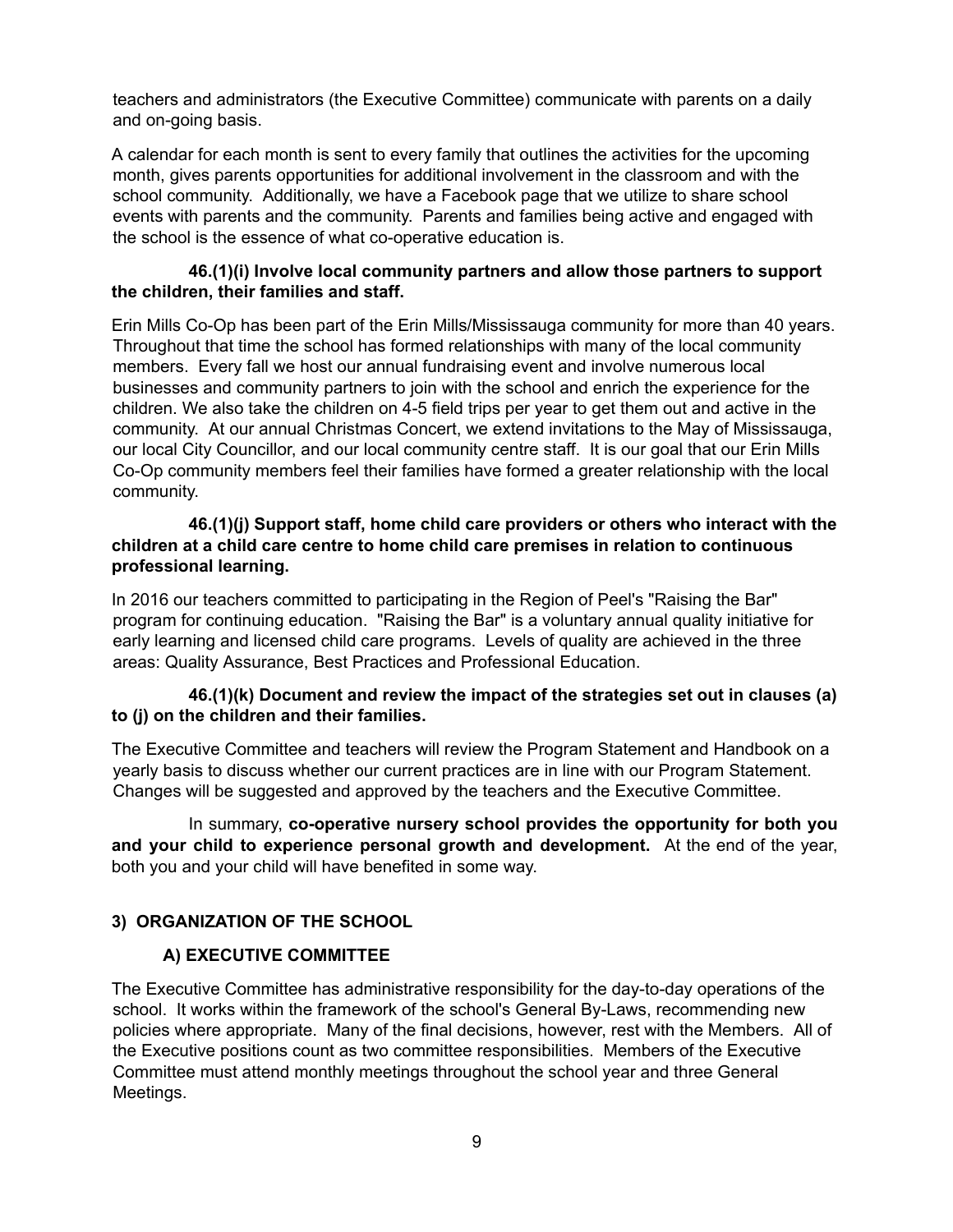teachers and administrators (the Executive Committee) communicate with parents on a daily and on-going basis.

A calendar for each month is sent to every family that outlines the activities for the upcoming month, gives parents opportunities for additional involvement in the classroom and with the school community. Additionally, we have a Facebook page that we utilize to share school events with parents and the community. Parents and families being active and engaged with the school is the essence of what co-operative education is.

**46.(1)(i) Involve local community partners and allow those partners to support the children, their families and staff.**

Erin Mills Co-Op has been part of the Erin Mills/Mississauga community for more than 40 years. Throughout that time the school has formed relationships with many of the local community members. Every fall we host our annual fundraising event and involve numerous local businesses and community partners to join with the school and enrich the experience for the children. We also take the children on 4-5 field trips per year to get them out and active in the community. At our annual Christmas Concert, we extend invitations to the May of Mississauga, our local City Councillor, and our local community centre staff. It is our goal that our Erin Mills Co-Op community members feel their families have formed a greater relationship with the local community.

**46.(1)(j) Support staff, home child care providers or others who interact with the children at a child care centre to home child care premises in relation to continuous professional learning.**

In 2016 our teachers committed to participating in the Region of Peel's "Raising the Bar" program for continuing education. "Raising the Bar" is a voluntary annual quality initiative for early learning and licensed child care programs. Levels of quality are achieved in the three areas: Quality Assurance, Best Practices and Professional Education.

**46.(1)(k) Document and review the impact of the strategies set out in clauses (a) to (j) on the children and their families.**

The Executive Committee and teachers will review the Program Statement and Handbook on a yearly basis to discuss whether our current practices are in line with our Program Statement. Changes will be suggested and approved by the teachers and the Executive Committee.

In summary, **co-operative nursery school provides the opportunity for both you and your child to experience personal growth and development.** At the end of the year, both you and your child will have benefited in some way.

## 3) ORGANIZATION OF THE SCHOOL

### A) EXECUTIVE COMMITTEE

The Executive Committee has administrative responsibility for the day-to-day operations of the school. It works within the framework of the school's General By-Laws, recommending new policies where appropriate. Many of the final decisions, however, rest with the Members. All of the Executive positions count as two committee responsibilities. Members of the Executive Committee must attend monthly meetings throughout the school year and three General Meetings.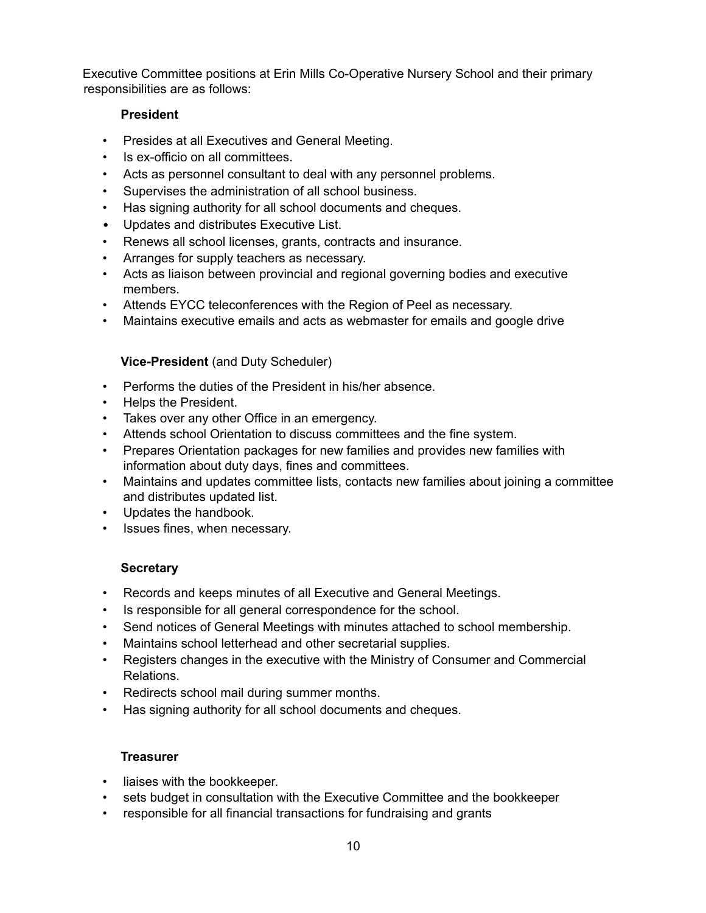Executive Committee positions at Erin Mills Co-Operative Nursery School and their primary responsibilities are as follows:

**President**

- Presides at all Executives and General Meeting.
- Is ex-officio on all committees.
- Acts as personnel consultant to deal with any personnel problems.
- Supervises the administration of all school business.
- Has signing authority for all school documents and cheques.
- Updates and distributes Executive List.
- Renews all school licenses, grants, contracts and insurance.
- Arranges for supply teachers as necessary.
- Acts as liaison between provincial and regional governing bodies and executive members.
- Attends EYCC teleconferences with the Region of Peel as necessary.
- Maintains executive emails and acts as webmaster for emails and google drive

**Vice-President** (and Duty Scheduler)

- Performs the duties of the President in his/her absence.
- Helps the President.
- Takes over any other Office in an emergency.
- Attends school Orientation to discuss committees and the fine system.
- Prepares Orientation packages for new families and provides new families with information about duty days, fines and committees.
- Maintains and updates committee lists, contacts new families about joining a committee and distributes updated list.
- Updates the handbook.
- Issues fines, when necessary.

**Secretary**

- Records and keeps minutes of all Executive and General Meetings.
- Is responsible for all general correspondence for the school.
- Send notices of General Meetings with minutes attached to school membership.
- Maintains school letterhead and other secretarial supplies.
- Registers changes in the executive with the Ministry of Consumer and Commercial Relations.
- Redirects school mail during summer months.
- Has signing authority for all school documents and cheques.

**Treasurer**

- liaises with the bookkeeper.
- sets budget in consultation with the Executive Committee and the bookkeeper
- responsible for all financial transactions for fundraising and grants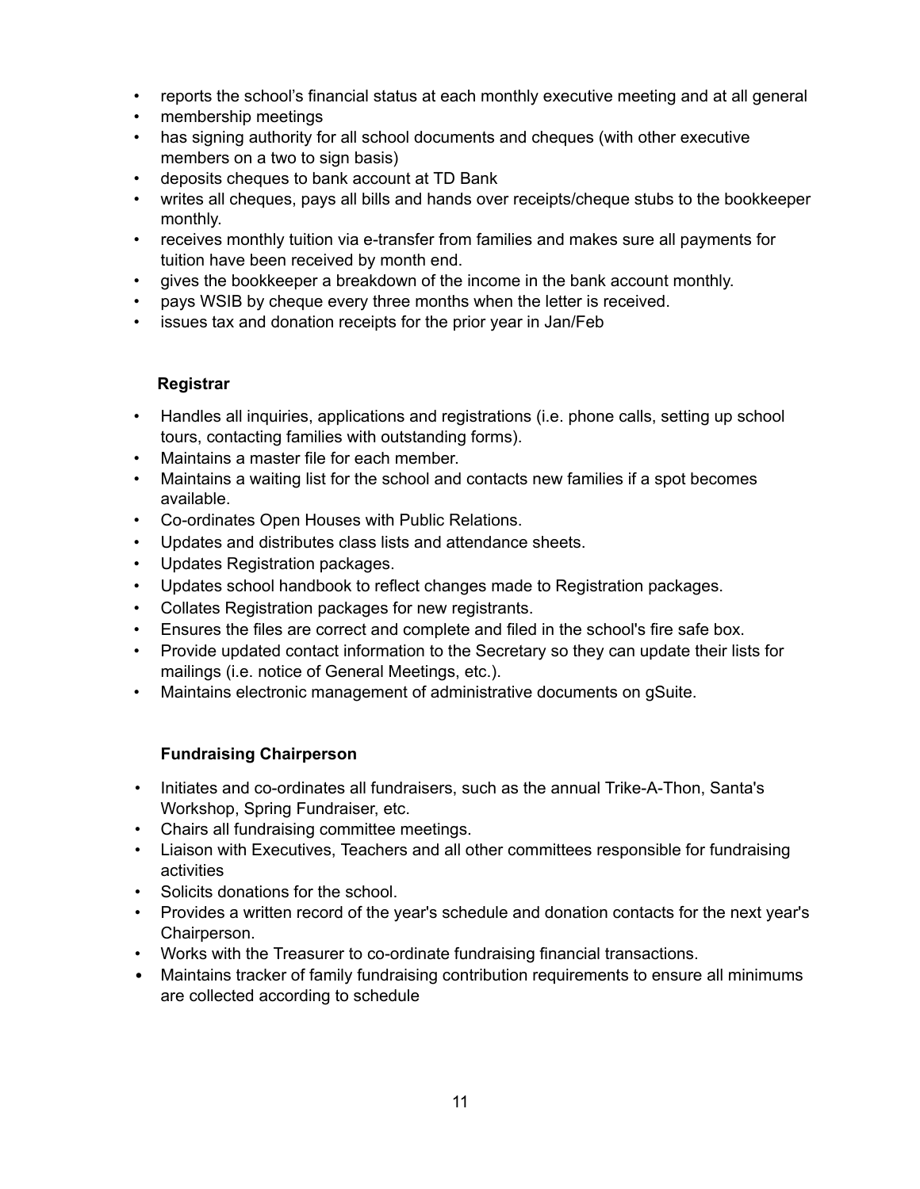- reports the school's financial status at each monthly executive meeting and at all general
- membership meetings
- has signing authority for all school documents and cheques (with other executive members on a two to sign basis)
- deposits cheques to bank account at TD Bank
- writes all cheques, pays all bills and hands over receipts/cheque stubs to the bookkeeper monthly.
- receives monthly tuition via e-transfer from families and makes sure all payments for tuition have been received by month end.
- gives the bookkeeper a breakdown of the income in the bank account monthly.
- pays WSIB by cheque every three months when the letter is received.
- issues tax and donation receipts for the prior year in Jan/Feb

### Registrar

- Handles all inquiries, applications and registrations (i.e. phone calls, setting up school tours, contacting families with outstanding forms).
- Maintains a master file for each member.
- Maintains a waiting list for the school and contacts new families if a spot becomes available.
- Co-ordinates Open Houses with Public Relations.
- Updates and distributes class lists and attendance sheets.
- Updates Registration packages.
- Updates school handbook to reflect changes made to Registration packages.
- Collates Registration packages for new registrants.
- Ensures the files are correct and complete and filed in the school's fire safe box.
- Provide updated contact information to the Secretary so they can update their lists for mailings (i.e. notice of General Meetings, etc.).
- Maintains electronic management of administrative documents on gSuite.

### Fundraising Chairperson

- Initiates and co-ordinates all fundraisers, such as the annual Trike-A-Thon, Santa's Workshop, Spring Fundraiser, etc.
- Chairs all fundraising committee meetings.
- Liaison with Executives, Teachers and all other committees responsible for fundraising activities
- Solicits donations for the school.
- Provides a written record of the year's schedule and donation contacts for the next year's Chairperson.
- Works with the Treasurer to co-ordinate fundraising financial transactions.
- Maintains tracker of family fundraising contribution requirements to ensure all minimums are collected according to schedule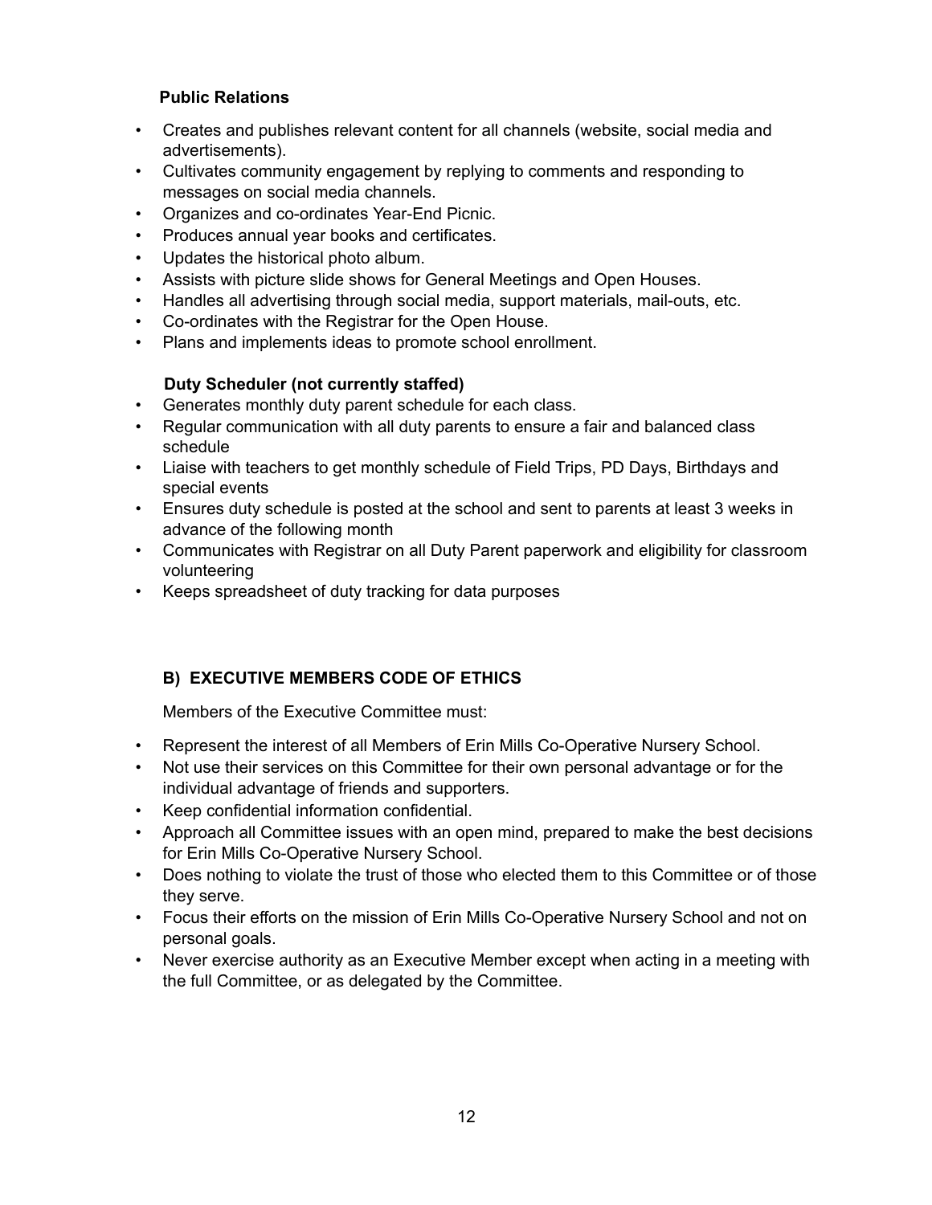**Public Relations**

- Creates and publishes relevant content for all channels (website, social media and advertisements).
- Cultivates community engagement by replying to comments and responding to messages on social media channels.
- Organizes and co-ordinates Year-End Picnic.
- Produces annual year books and certificates.
- Updates the historical photo album.
- Assists with picture slide shows for General Meetings and Open Houses.
- Handles all advertising through social media, support materials, mail-outs, etc.
- Co-ordinates with the Registrar for the Open House.
- Plans and implements ideas to promote school enrollment.

**Duty Scheduler (not currently staffed)**

- Generates monthly duty parent schedule for each class.
- Regular communication with all duty parents to ensure a fair and balanced class schedule
- Liaise with teachers to get monthly schedule of Field Trips, PD Days, Birthdays and special events
- Ensures duty schedule is posted at the school and sent to parents at least 3 weeks in advance of the following month
- Communicates with Registrar on all Duty Parent paperwork and eligibility for classroom volunteering
- Keeps spreadsheet of duty tracking for data purposes

## B) EXECUTIVE MEMBERS CODE OF ETHICS

Members of the Executive Committee must:

- Represent the interest of all Members of Erin Mills Co-Operative Nursery School.
- Not use their services on this Committee for their own personal advantage or for the individual advantage of friends and supporters.
- Keep confidential information confidential.
- Approach all Committee issues with an open mind, prepared to make the best decisions for Erin Mills Co-Operative Nursery School.
- Does nothing to violate the trust of those who elected them to this Committee or of those they serve.
- Focus their efforts on the mission of Erin Mills Co-Operative Nursery School and not on personal goals.
- Never exercise authority as an Executive Member except when acting in a meeting with the full Committee, or as delegated by the Committee.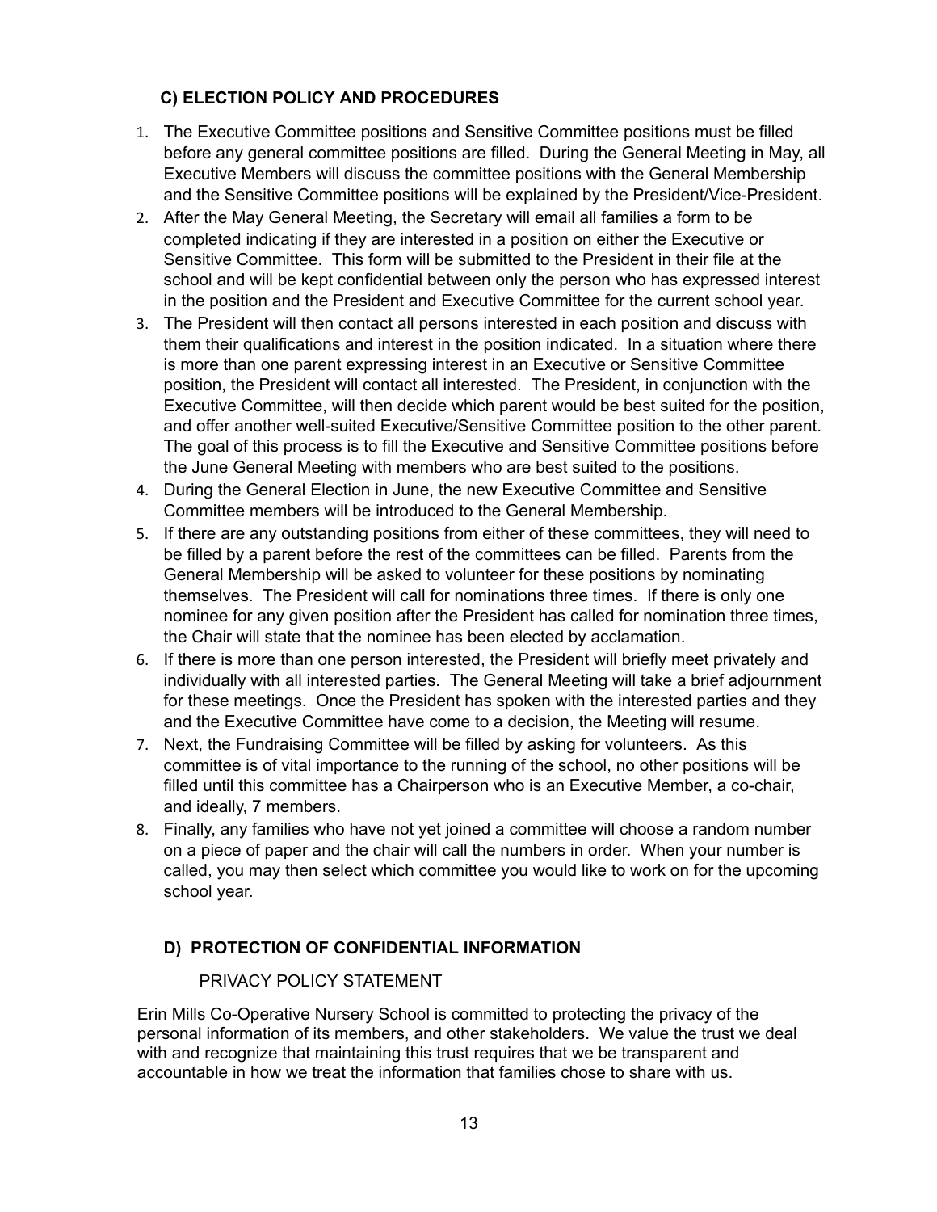### C) ELECTION POLICY AND PROCEDURES

1. The Executive Committee positions and Sensitive Committee positions must be filled before any general committee positions are filled. During the General Meeting in May, all Executive Members will discuss the committee positions with the General Membership and the Sensitive Committee positions will be explained by the President/Vice-President.
2. After the May General Meeting, the Secretary will email all families a form to be completed indicating if they are interested in a position on either the Executive or Sensitive Committee. This form will be submitted to the President in their file at the school and will be kept confidential between only the person who has expressed interest in the position and the President and Executive Committee for the current school year.
3. The President will then contact all persons interested in each position and discuss with them their qualifications and interest in the position indicated. In a situation where there is more than one parent expressing interest in an Executive or Sensitive Committee position, the President will contact all interested. The President, in conjunction with the Executive Committee, will then decide which parent would be best suited for the position, and offer another well-suited Executive/Sensitive Committee position to the other parent. The goal of this process is to fill the Executive and Sensitive Committee positions before the June General Meeting with members who are best suited to the positions.
4. During the General Election in June, the new Executive Committee and Sensitive Committee members will be introduced to the General Membership.
5. If there are any outstanding positions from either of these committees, they will need to be filled by a parent before the rest of the committees can be filled. Parents from the General Membership will be asked to volunteer for these positions by nominating themselves. The President will call for nominations three times. If there is only one nominee for any given position after the President has called for nomination three times, the Chair will state that the nominee has been elected by acclamation.
6. If there is more than one person interested, the President will briefly meet privately and individually with all interested parties. The General Meeting will take a brief adjournment for these meetings. Once the President has spoken with the interested parties and they and the Executive Committee have come to a decision, the Meeting will resume.
7. Next, the Fundraising Committee will be filled by asking for volunteers. As this committee is of vital importance to the running of the school, no other positions will be filled until this committee has a Chairperson who is an Executive Member, a co-chair, and ideally, 7 members.
8. Finally, any families who have not yet joined a committee will choose a random number on a piece of paper and the chair will call the numbers in order. When your number is called, you may then select which committee you would like to work on for the upcoming school year.

### D) PROTECTION OF CONFIDENTIAL INFORMATION

PRIVACY POLICY STATEMENT

Erin Mills Co-Operative Nursery School is committed to protecting the privacy of the personal information of its members, and other stakeholders. We value the trust we deal with and recognize that maintaining this trust requires that we be transparent and accountable in how we treat the information that families chose to share with us.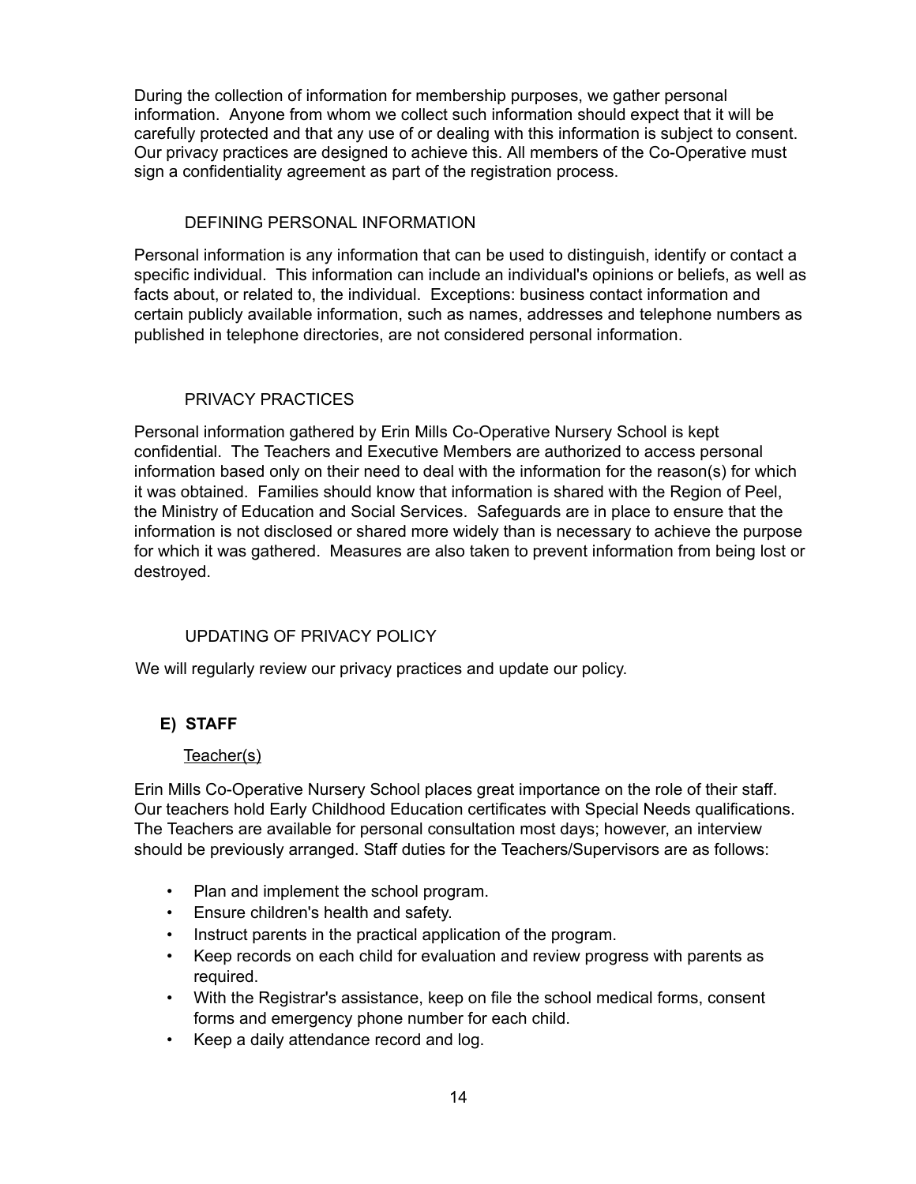During the collection of information for membership purposes, we gather personal information. Anyone from whom we collect such information should expect that it will be carefully protected and that any use of or dealing with this information is subject to consent. Our privacy practices are designed to achieve this. All members of the Co-Operative must sign a confidentiality agreement as part of the registration process.

### DEFINING PERSONAL INFORMATION

Personal information is any information that can be used to distinguish, identify or contact a specific individual. This information can include an individual's opinions or beliefs, as well as facts about, or related to, the individual. Exceptions: business contact information and certain publicly available information, such as names, addresses and telephone numbers as published in telephone directories, are not considered personal information.

### PRIVACY PRACTICES

Personal information gathered by Erin Mills Co-Operative Nursery School is kept confidential. The Teachers and Executive Members are authorized to access personal information based only on their need to deal with the information for the reason(s) for which it was obtained. Families should know that information is shared with the Region of Peel, the Ministry of Education and Social Services. Safeguards are in place to ensure that the information is not disclosed or shared more widely than is necessary to achieve the purpose for which it was gathered. Measures are also taken to prevent information from being lost or destroyed.

### UPDATING OF PRIVACY POLICY

We will regularly review our privacy practices and update our policy.

## E) STAFF

### Teacher(s)

Erin Mills Co-Operative Nursery School places great importance on the role of their staff. Our teachers hold Early Childhood Education certificates with Special Needs qualifications. The Teachers are available for personal consultation most days; however, an interview should be previously arranged. Staff duties for the Teachers/Supervisors are as follows:

- Plan and implement the school program.
- Ensure children's health and safety.
- Instruct parents in the practical application of the program.
- Keep records on each child for evaluation and review progress with parents as required.
- With the Registrar's assistance, keep on file the school medical forms, consent forms and emergency phone number for each child.
- Keep a daily attendance record and log.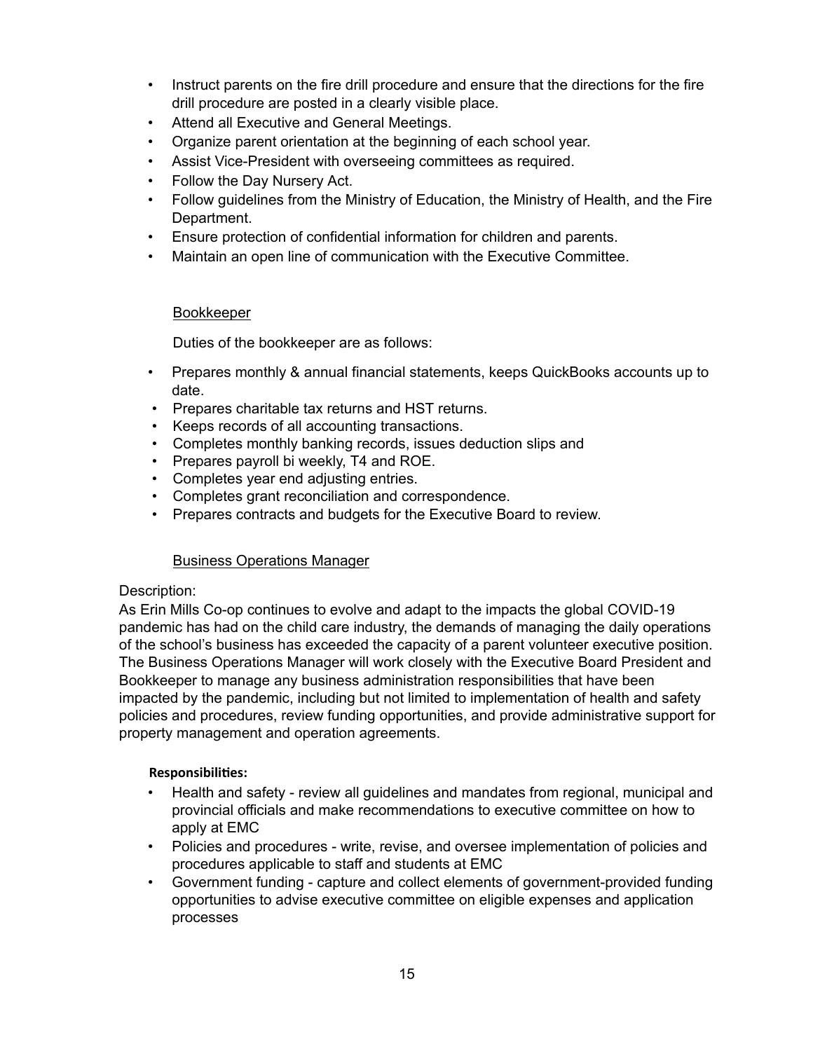- Instruct parents on the fire drill procedure and ensure that the directions for the fire drill procedure are posted in a clearly visible place.
- Attend all Executive and General Meetings.
- Organize parent orientation at the beginning of each school year.
- Assist Vice-President with overseeing committees as required.
- Follow the Day Nursery Act.
- Follow guidelines from the Ministry of Education, the Ministry of Health, and the Fire Department.
- Ensure protection of confidential information for children and parents.
- Maintain an open line of communication with the Executive Committee.

<u>Bookkeeper</u>

Duties of the bookkeeper are as follows:

- Prepares monthly & annual financial statements, keeps QuickBooks accounts up to date.
- Prepares charitable tax returns and HST returns.
- Keeps records of all accounting transactions.
- Completes monthly banking records, issues deduction slips and
- Prepares payroll bi weekly, T4 and ROE.
- Completes year end adjusting entries.
- Completes grant reconciliation and correspondence.
- Prepares contracts and budgets for the Executive Board to review.

<u>Business Operations Manager</u>

Description:
As Erin Mills Co-op continues to evolve and adapt to the impacts the global COVID-19 pandemic has had on the child care industry, the demands of managing the daily operations of the school's business has exceeded the capacity of a parent volunteer executive position. The Business Operations Manager will work closely with the Executive Board President and Bookkeeper to manage any business administration responsibilities that have been impacted by the pandemic, including but not limited to implementation of health and safety policies and procedures, review funding opportunities, and provide administrative support for property management and operation agreements.

**Responsibilities:**

- Health and safety - review all guidelines and mandates from regional, municipal and provincial officials and make recommendations to executive committee on how to apply at EMC
- Policies and procedures - write, revise, and oversee implementation of policies and procedures applicable to staff and students at EMC
- Government funding - capture and collect elements of government-provided funding opportunities to advise executive committee on eligible expenses and application processes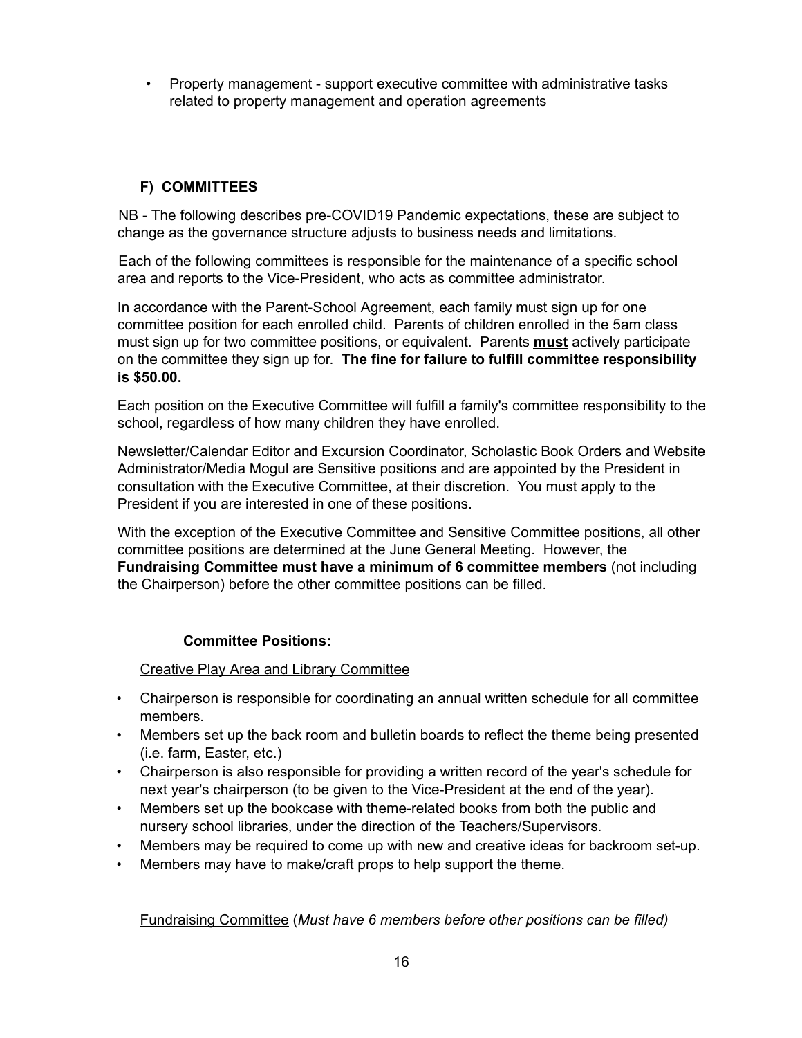- Property management - support executive committee with administrative tasks related to property management and operation agreements

## F) COMMITTEES

NB - The following describes pre-COVID19 Pandemic expectations, these are subject to change as the governance structure adjusts to business needs and limitations.

Each of the following committees is responsible for the maintenance of a specific school area and reports to the Vice-President, who acts as committee administrator.

In accordance with the Parent-School Agreement, each family must sign up for one committee position for each enrolled child. Parents of children enrolled in the 5am class must sign up for two committee positions, or equivalent. Parents **must** actively participate on the committee they sign up for. **The fine for failure to fulfill committee responsibility is $50.00.**

Each position on the Executive Committee will fulfill a family's committee responsibility to the school, regardless of how many children they have enrolled.

Newsletter/Calendar Editor and Excursion Coordinator, Scholastic Book Orders and Website Administrator/Media Mogul are Sensitive positions and are appointed by the President in consultation with the Executive Committee, at their discretion. You must apply to the President if you are interested in one of these positions.

With the exception of the Executive Committee and Sensitive Committee positions, all other committee positions are determined at the June General Meeting. However, the **Fundraising Committee must have a minimum of 6 committee members** (not including the Chairperson) before the other committee positions can be filled.

### Committee Positions:

Creative Play Area and Library Committee

- Chairperson is responsible for coordinating an annual written schedule for all committee members.
- Members set up the back room and bulletin boards to reflect the theme being presented (i.e. farm, Easter, etc.)
- Chairperson is also responsible for providing a written record of the year's schedule for next year's chairperson (to be given to the Vice-President at the end of the year).
- Members set up the bookcase with theme-related books from both the public and nursery school libraries, under the direction of the Teachers/Supervisors.
- Members may be required to come up with new and creative ideas for backroom set-up.
- Members may have to make/craft props to help support the theme.

Fundraising Committee (*Must have 6 members before other positions can be filled)*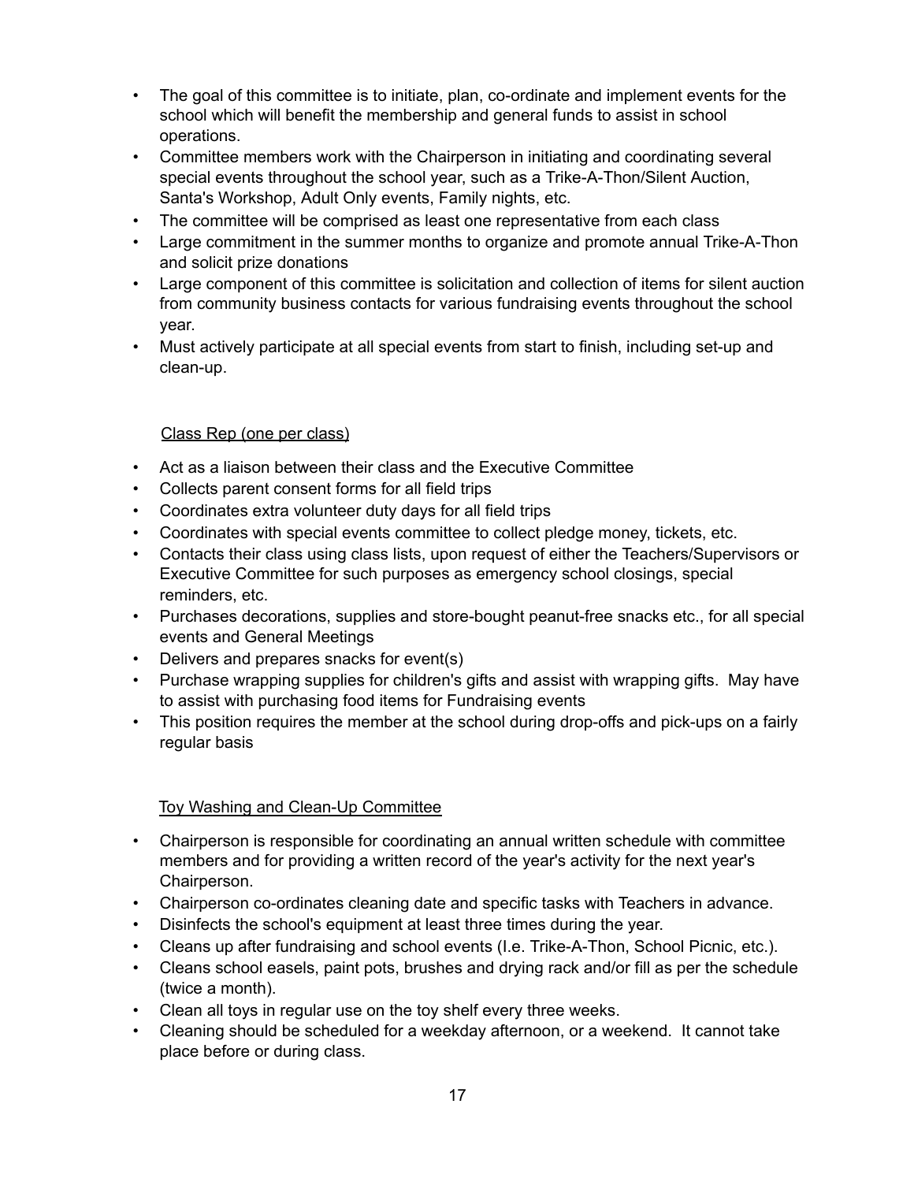- The goal of this committee is to initiate, plan, co-ordinate and implement events for the school which will benefit the membership and general funds to assist in school operations.
- Committee members work with the Chairperson in initiating and coordinating several special events throughout the school year, such as a Trike-A-Thon/Silent Auction, Santa's Workshop, Adult Only events, Family nights, etc.
- The committee will be comprised as least one representative from each class
- Large commitment in the summer months to organize and promote annual Trike-A-Thon and solicit prize donations
- Large component of this committee is solicitation and collection of items for silent auction from community business contacts for various fundraising events throughout the school year.
- Must actively participate at all special events from start to finish, including set-up and clean-up.

<u>Class Rep (one per class)</u>

- Act as a liaison between their class and the Executive Committee
- Collects parent consent forms for all field trips
- Coordinates extra volunteer duty days for all field trips
- Coordinates with special events committee to collect pledge money, tickets, etc.
- Contacts their class using class lists, upon request of either the Teachers/Supervisors or Executive Committee for such purposes as emergency school closings, special reminders, etc.
- Purchases decorations, supplies and store-bought peanut-free snacks etc., for all special events and General Meetings
- Delivers and prepares snacks for event(s)
- Purchase wrapping supplies for children's gifts and assist with wrapping gifts. May have to assist with purchasing food items for Fundraising events
- This position requires the member at the school during drop-offs and pick-ups on a fairly regular basis

<u>Toy Washing and Clean-Up Committee</u>

- Chairperson is responsible for coordinating an annual written schedule with committee members and for providing a written record of the year's activity for the next year's Chairperson.
- Chairperson co-ordinates cleaning date and specific tasks with Teachers in advance.
- Disinfects the school's equipment at least three times during the year.
- Cleans up after fundraising and school events (I.e. Trike-A-Thon, School Picnic, etc.).
- Cleans school easels, paint pots, brushes and drying rack and/or fill as per the schedule (twice a month).
- Clean all toys in regular use on the toy shelf every three weeks.
- Cleaning should be scheduled for a weekday afternoon, or a weekend. It cannot take place before or during class.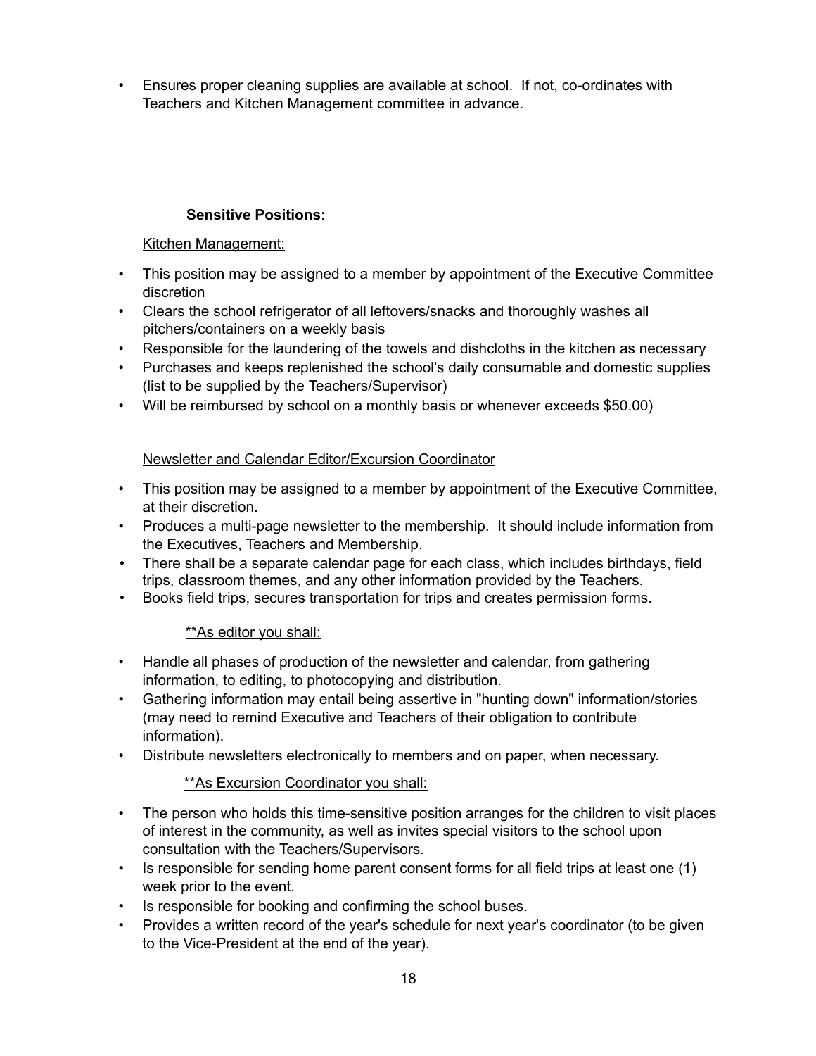- Ensures proper cleaning supplies are available at school. If not, co-ordinates with Teachers and Kitchen Management committee in advance.

### **Sensitive Positions:**

Kitchen Management:

- This position may be assigned to a member by appointment of the Executive Committee discretion
- Clears the school refrigerator of all leftovers/snacks and thoroughly washes all pitchers/containers on a weekly basis
- Responsible for the laundering of the towels and dishcloths in the kitchen as necessary
- Purchases and keeps replenished the school's daily consumable and domestic supplies (list to be supplied by the Teachers/Supervisor)
- Will be reimbursed by school on a monthly basis or whenever exceeds $50.00)

Newsletter and Calendar Editor/Excursion Coordinator

- This position may be assigned to a member by appointment of the Executive Committee, at their discretion.
- Produces a multi-page newsletter to the membership. It should include information from the Executives, Teachers and Membership.
- There shall be a separate calendar page for each class, which includes birthdays, field trips, classroom themes, and any other information provided by the Teachers.
- Books field trips, secures transportation for trips and creates permission forms.

\*\*As editor you shall:

- Handle all phases of production of the newsletter and calendar, from gathering information, to editing, to photocopying and distribution.
- Gathering information may entail being assertive in "hunting down" information/stories (may need to remind Executive and Teachers of their obligation to contribute information).
- Distribute newsletters electronically to members and on paper, when necessary.

\*\*As Excursion Coordinator you shall:

- The person who holds this time-sensitive position arranges for the children to visit places of interest in the community, as well as invites special visitors to the school upon consultation with the Teachers/Supervisors.
- Is responsible for sending home parent consent forms for all field trips at least one (1) week prior to the event.
- Is responsible for booking and confirming the school buses.
- Provides a written record of the year's schedule for next year's coordinator (to be given to the Vice-President at the end of the year).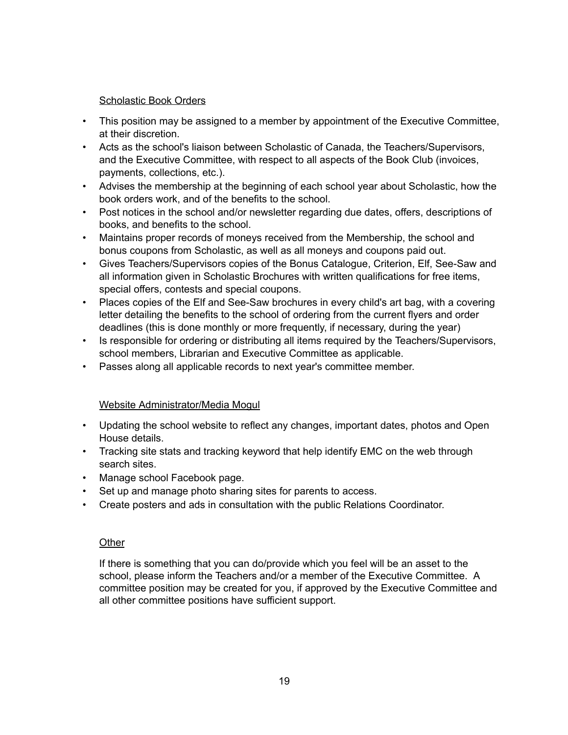### Scholastic Book Orders

- This position may be assigned to a member by appointment of the Executive Committee, at their discretion.
- Acts as the school's liaison between Scholastic of Canada, the Teachers/Supervisors, and the Executive Committee, with respect to all aspects of the Book Club (invoices, payments, collections, etc.).
- Advises the membership at the beginning of each school year about Scholastic, how the book orders work, and of the benefits to the school.
- Post notices in the school and/or newsletter regarding due dates, offers, descriptions of books, and benefits to the school.
- Maintains proper records of moneys received from the Membership, the school and bonus coupons from Scholastic, as well as all moneys and coupons paid out.
- Gives Teachers/Supervisors copies of the Bonus Catalogue, Criterion, Elf, See-Saw and all information given in Scholastic Brochures with written qualifications for free items, special offers, contests and special coupons.
- Places copies of the Elf and See-Saw brochures in every child's art bag, with a covering letter detailing the benefits to the school of ordering from the current flyers and order deadlines (this is done monthly or more frequently, if necessary, during the year)
- Is responsible for ordering or distributing all items required by the Teachers/Supervisors, school members, Librarian and Executive Committee as applicable.
- Passes along all applicable records to next year's committee member.

### Website Administrator/Media Mogul

- Updating the school website to reflect any changes, important dates, photos and Open House details.
- Tracking site stats and tracking keyword that help identify EMC on the web through search sites.
- Manage school Facebook page.
- Set up and manage photo sharing sites for parents to access.
- Create posters and ads in consultation with the public Relations Coordinator.

### Other

If there is something that you can do/provide which you feel will be an asset to the school, please inform the Teachers and/or a member of the Executive Committee. A committee position may be created for you, if approved by the Executive Committee and all other committee positions have sufficient support.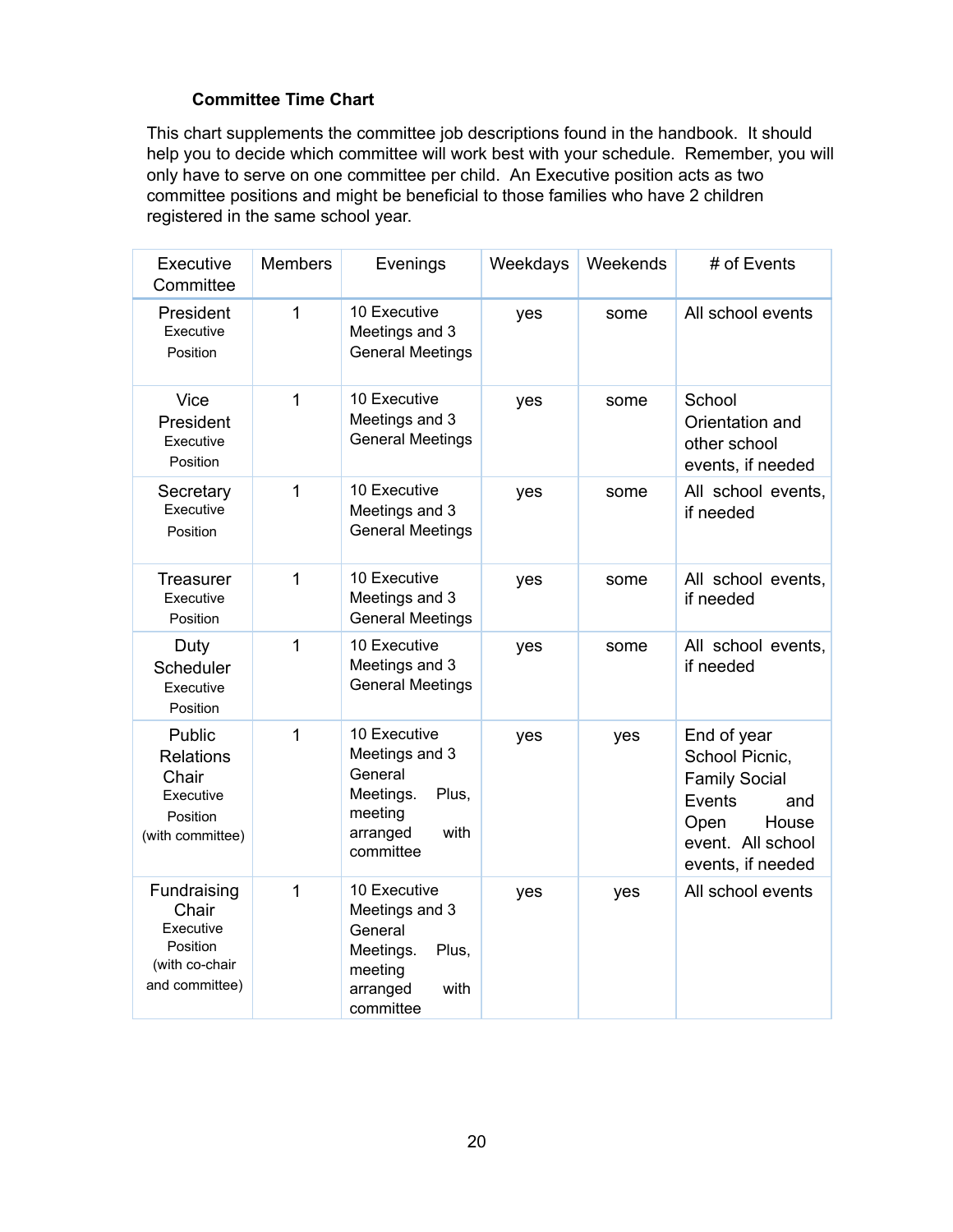### Committee Time Chart

This chart supplements the committee job descriptions found in the handbook. It should help you to decide which committee will work best with your schedule. Remember, you will only have to serve on one committee per child. An Executive position acts as two committee positions and might be beneficial to those families who have 2 children registered in the same school year.

| Executive Committee | Members | Evenings | Weekdays | Weekends | # of Events |
|---|---|---|---|---|---|
| President Executive Position | 1 | 10 Executive Meetings and 3 General Meetings | yes | some | All school events |
| Vice President Executive Position | 1 | 10 Executive Meetings and 3 General Meetings | yes | some | School Orientation and other school events, if needed |
| Secretary Executive Position | 1 | 10 Executive Meetings and 3 General Meetings | yes | some | All school events, if needed |
| Treasurer Executive Position | 1 | 10 Executive Meetings and 3 General Meetings | yes | some | All school events, if needed |
| Duty Scheduler Executive Position | 1 | 10 Executive Meetings and 3 General Meetings | yes | some | All school events, if needed |
| Public Relations Chair Executive Position (with committee) | 1 | 10 Executive Meetings and 3 General Meetings. Plus, meeting arranged with committee | yes | yes | End of year School Picnic, Family Social Events and Open House event. All school events, if needed |
| Fundraising Chair Executive Position (with co-chair and committee) | 1 | 10 Executive Meetings and 3 General Meetings. Plus, meeting arranged with committee | yes | yes | All school events |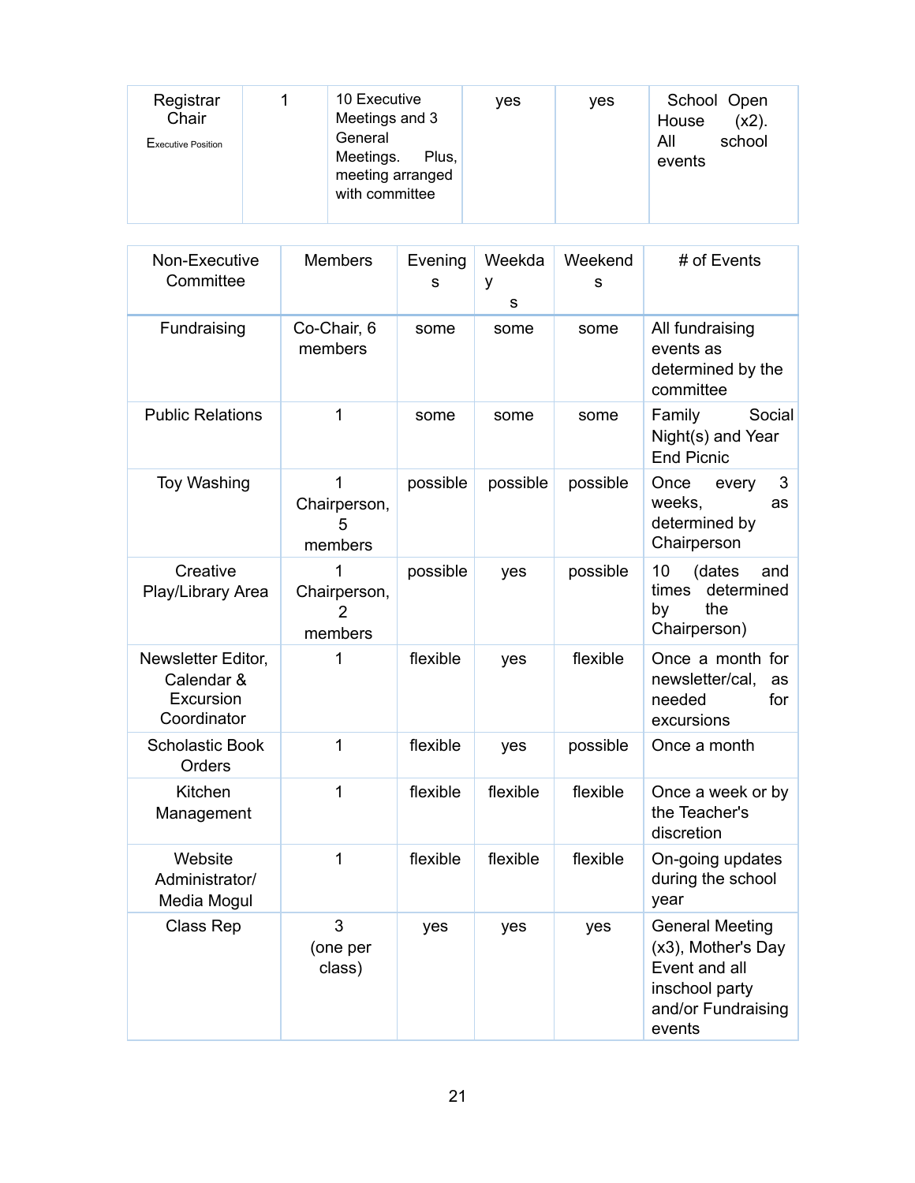| Registrar Chair Executive Position | 1 | 10 Executive Meetings and 3 General Meetings. Plus, meeting arranged with committee | yes | yes | School Open House (x2). All school events |
|---|---|---|---|---|---|

| Non-Executive Committee | Members | Evenings | Weekdays | Weekends | # of Events |
|---|---|---|---|---|---|
| Fundraising | Co-Chair, 6 members | some | some | some | All fundraising events as determined by the committee |
| Public Relations | 1 | some | some | some | Family Social Night(s) and Year End Picnic |
| Toy Washing | 1 Chairperson, 5 members | possible | possible | possible | Once every 3 weeks, as determined by Chairperson |
| Creative Play/Library Area | 1 Chairperson, 2 members | possible | yes | possible | 10 (dates and times determined by the Chairperson) |
| Newsletter Editor, Calendar & Excursion Coordinator | 1 | flexible | yes | flexible | Once a month for newsletter/cal, as needed for excursions |
| Scholastic Book Orders | 1 | flexible | yes | possible | Once a month |
| Kitchen Management | 1 | flexible | flexible | flexible | Once a week or by the Teacher's discretion |
| Website Administrator/ Media Mogul | 1 | flexible | flexible | flexible | On-going updates during the school year |
| Class Rep | 3 (one per class) | yes | yes | yes | General Meeting (x3), Mother's Day Event and all inschool party and/or Fundraising events |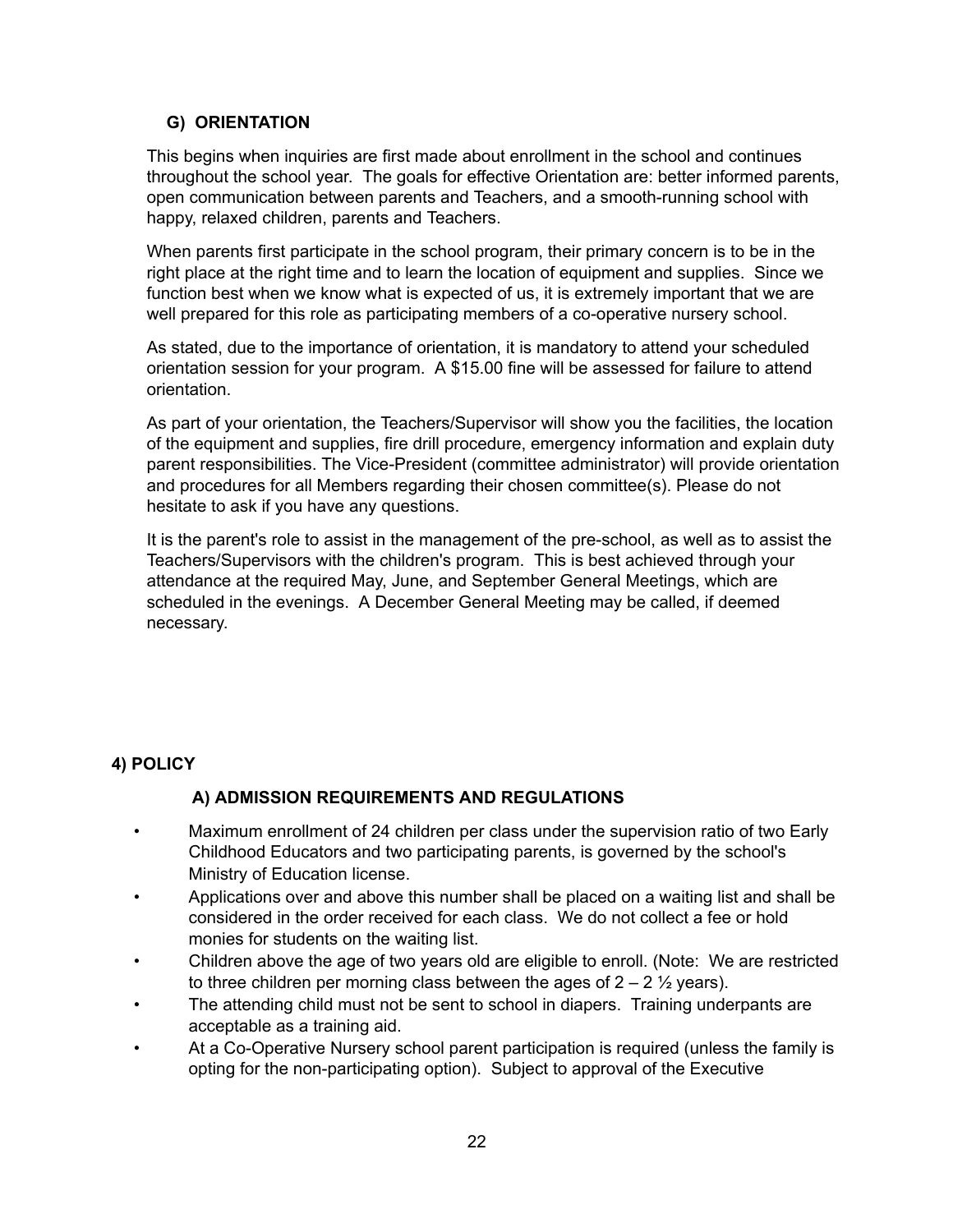### G) ORIENTATION

This begins when inquiries are first made about enrollment in the school and continues throughout the school year. The goals for effective Orientation are: better informed parents, open communication between parents and Teachers, and a smooth-running school with happy, relaxed children, parents and Teachers.

When parents first participate in the school program, their primary concern is to be in the right place at the right time and to learn the location of equipment and supplies. Since we function best when we know what is expected of us, it is extremely important that we are well prepared for this role as participating members of a co-operative nursery school.

As stated, due to the importance of orientation, it is mandatory to attend your scheduled orientation session for your program. A $15.00 fine will be assessed for failure to attend orientation.

As part of your orientation, the Teachers/Supervisor will show you the facilities, the location of the equipment and supplies, fire drill procedure, emergency information and explain duty parent responsibilities. The Vice-President (committee administrator) will provide orientation and procedures for all Members regarding their chosen committee(s). Please do not hesitate to ask if you have any questions.

It is the parent's role to assist in the management of the pre-school, as well as to assist the Teachers/Supervisors with the children's program. This is best achieved through your attendance at the required May, June, and September General Meetings, which are scheduled in the evenings. A December General Meeting may be called, if deemed necessary.

## 4) POLICY

### A) ADMISSION REQUIREMENTS AND REGULATIONS

- Maximum enrollment of 24 children per class under the supervision ratio of two Early Childhood Educators and two participating parents, is governed by the school's Ministry of Education license.
- Applications over and above this number shall be placed on a waiting list and shall be considered in the order received for each class. We do not collect a fee or hold monies for students on the waiting list.
- Children above the age of two years old are eligible to enroll. (Note: We are restricted to three children per morning class between the ages of 2 – 2 ½ years).
- The attending child must not be sent to school in diapers. Training underpants are acceptable as a training aid.
- At a Co-Operative Nursery school parent participation is required (unless the family is opting for the non-participating option). Subject to approval of the Executive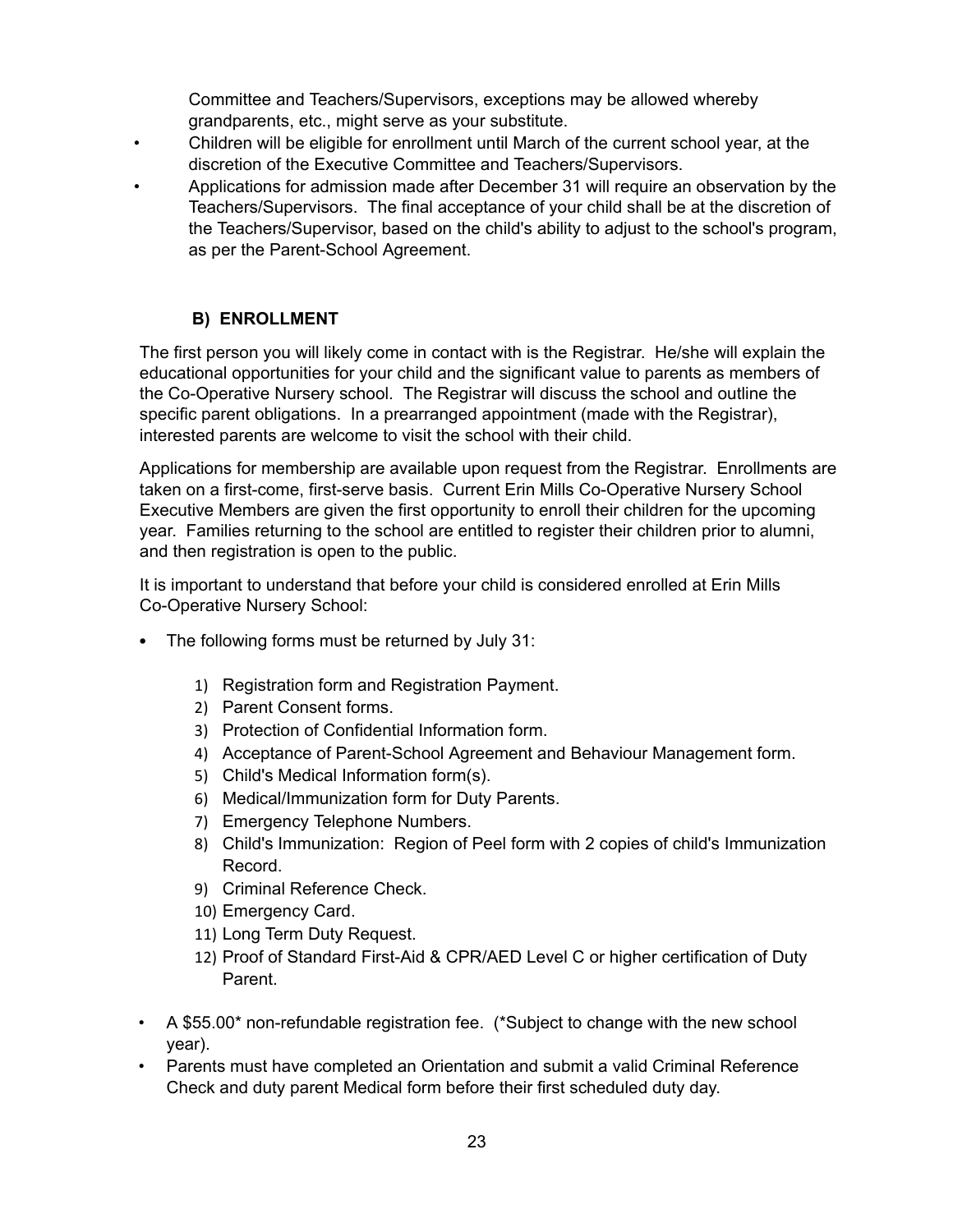Committee and Teachers/Supervisors, exceptions may be allowed whereby grandparents, etc., might serve as your substitute.

- Children will be eligible for enrollment until March of the current school year, at the discretion of the Executive Committee and Teachers/Supervisors.
- Applications for admission made after December 31 will require an observation by the Teachers/Supervisors. The final acceptance of your child shall be at the discretion of the Teachers/Supervisor, based on the child's ability to adjust to the school's program, as per the Parent-School Agreement.

### B) ENROLLMENT

The first person you will likely come in contact with is the Registrar. He/she will explain the educational opportunities for your child and the significant value to parents as members of the Co-Operative Nursery school. The Registrar will discuss the school and outline the specific parent obligations. In a prearranged appointment (made with the Registrar), interested parents are welcome to visit the school with their child.

Applications for membership are available upon request from the Registrar. Enrollments are taken on a first-come, first-serve basis. Current Erin Mills Co-Operative Nursery School Executive Members are given the first opportunity to enroll their children for the upcoming year. Families returning to the school are entitled to register their children prior to alumni, and then registration is open to the public.

It is important to understand that before your child is considered enrolled at Erin Mills Co-Operative Nursery School:

- The following forms must be returned by July 31:
  1) Registration form and Registration Payment.
  2) Parent Consent forms.
  3) Protection of Confidential Information form.
  4) Acceptance of Parent-School Agreement and Behaviour Management form.
  5) Child's Medical Information form(s).
  6) Medical/Immunization form for Duty Parents.
  7) Emergency Telephone Numbers.
  8) Child's Immunization: Region of Peel form with 2 copies of child's Immunization Record.
  9) Criminal Reference Check.
  10) Emergency Card.
  11) Long Term Duty Request.
  12) Proof of Standard First-Aid & CPR/AED Level C or higher certification of Duty Parent.
- A $55.00* non-refundable registration fee. (*Subject to change with the new school year).
- Parents must have completed an Orientation and submit a valid Criminal Reference Check and duty parent Medical form before their first scheduled duty day.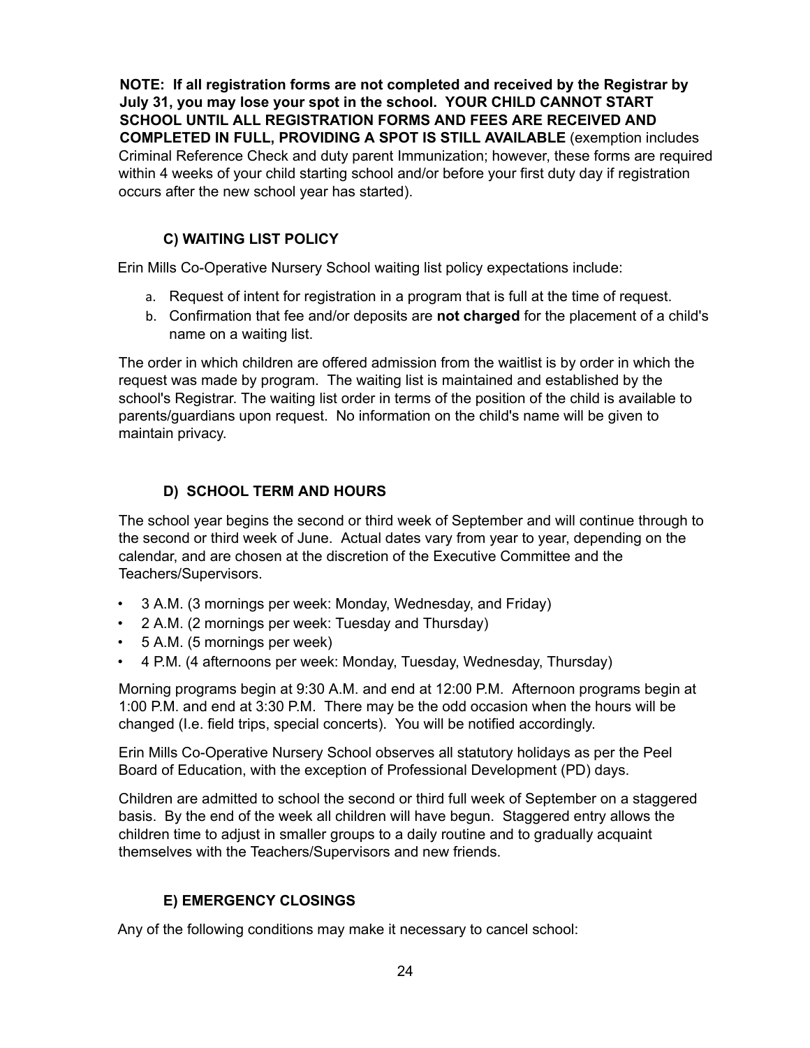**NOTE: If all registration forms are not completed and received by the Registrar by July 31, you may lose your spot in the school. YOUR CHILD CANNOT START SCHOOL UNTIL ALL REGISTRATION FORMS AND FEES ARE RECEIVED AND COMPLETED IN FULL, PROVIDING A SPOT IS STILL AVAILABLE** (exemption includes Criminal Reference Check and duty parent Immunization; however, these forms are required within 4 weeks of your child starting school and/or before your first duty day if registration occurs after the new school year has started).

### C) WAITING LIST POLICY

Erin Mills Co-Operative Nursery School waiting list policy expectations include:

a. Request of intent for registration in a program that is full at the time of request.
b. Confirmation that fee and/or deposits are **not charged** for the placement of a child's name on a waiting list.

The order in which children are offered admission from the waitlist is by order in which the request was made by program. The waiting list is maintained and established by the school's Registrar. The waiting list order in terms of the position of the child is available to parents/guardians upon request. No information on the child's name will be given to maintain privacy.

### D) SCHOOL TERM AND HOURS

The school year begins the second or third week of September and will continue through to the second or third week of June. Actual dates vary from year to year, depending on the calendar, and are chosen at the discretion of the Executive Committee and the Teachers/Supervisors.

- 3 A.M. (3 mornings per week: Monday, Wednesday, and Friday)
- 2 A.M. (2 mornings per week: Tuesday and Thursday)
- 5 A.M. (5 mornings per week)
- 4 P.M. (4 afternoons per week: Monday, Tuesday, Wednesday, Thursday)

Morning programs begin at 9:30 A.M. and end at 12:00 P.M. Afternoon programs begin at 1:00 P.M. and end at 3:30 P.M. There may be the odd occasion when the hours will be changed (I.e. field trips, special concerts). You will be notified accordingly.

Erin Mills Co-Operative Nursery School observes all statutory holidays as per the Peel Board of Education, with the exception of Professional Development (PD) days.

Children are admitted to school the second or third full week of September on a staggered basis. By the end of the week all children will have begun. Staggered entry allows the children time to adjust in smaller groups to a daily routine and to gradually acquaint themselves with the Teachers/Supervisors and new friends.

### E) EMERGENCY CLOSINGS

Any of the following conditions may make it necessary to cancel school: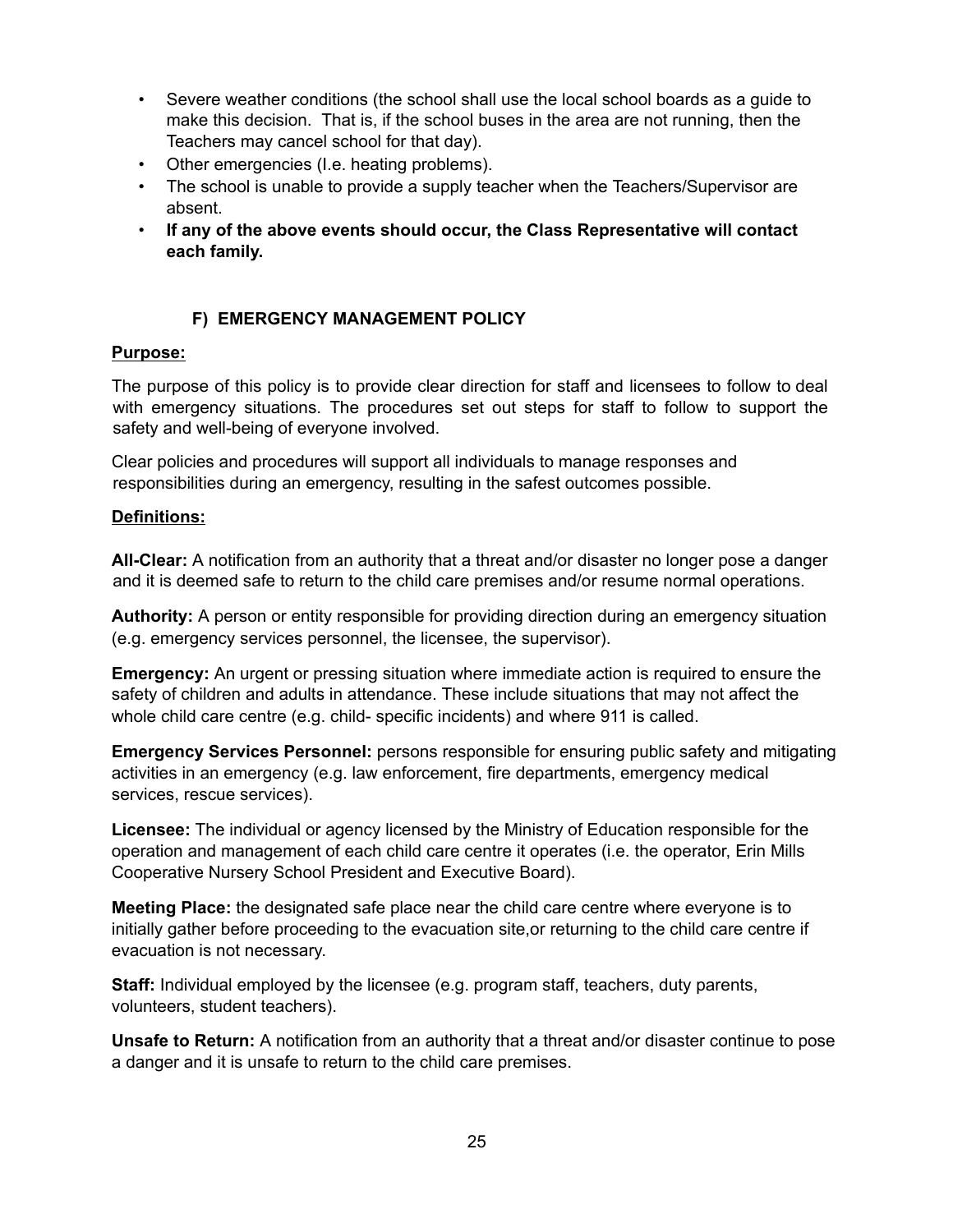- Severe weather conditions (the school shall use the local school boards as a guide to make this decision. That is, if the school buses in the area are not running, then the Teachers may cancel school for that day).
- Other emergencies (I.e. heating problems).
- The school is unable to provide a supply teacher when the Teachers/Supervisor are absent.
- **If any of the above events should occur, the Class Representative will contact each family.**

## F) EMERGENCY MANAGEMENT POLICY

**Purpose:**

The purpose of this policy is to provide clear direction for staff and licensees to follow to deal with emergency situations. The procedures set out steps for staff to follow to support the safety and well-being of everyone involved.

Clear policies and procedures will support all individuals to manage responses and responsibilities during an emergency, resulting in the safest outcomes possible.

**Definitions:**

**All-Clear:** A notification from an authority that a threat and/or disaster no longer pose a danger and it is deemed safe to return to the child care premises and/or resume normal operations.

**Authority:** A person or entity responsible for providing direction during an emergency situation (e.g. emergency services personnel, the licensee, the supervisor).

**Emergency:** An urgent or pressing situation where immediate action is required to ensure the safety of children and adults in attendance. These include situations that may not affect the whole child care centre (e.g. child- specific incidents) and where 911 is called.

**Emergency Services Personnel:** persons responsible for ensuring public safety and mitigating activities in an emergency (e.g. law enforcement, fire departments, emergency medical services, rescue services).

**Licensee:** The individual or agency licensed by the Ministry of Education responsible for the operation and management of each child care centre it operates (i.e. the operator, Erin Mills Cooperative Nursery School President and Executive Board).

**Meeting Place:** the designated safe place near the child care centre where everyone is to initially gather before proceeding to the evacuation site,or returning to the child care centre if evacuation is not necessary.

**Staff:** Individual employed by the licensee (e.g. program staff, teachers, duty parents, volunteers, student teachers).

**Unsafe to Return:** A notification from an authority that a threat and/or disaster continue to pose a danger and it is unsafe to return to the child care premises.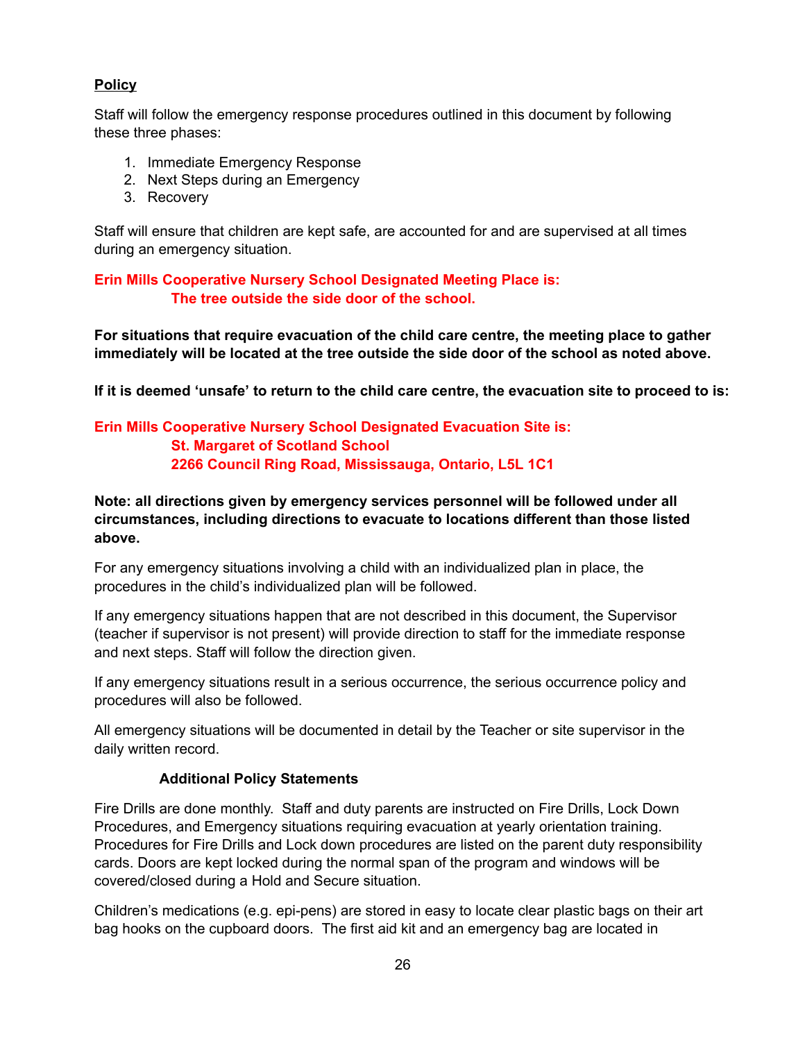**Policy**

Staff will follow the emergency response procedures outlined in this document by following these three phases:

1. Immediate Emergency Response
2. Next Steps during an Emergency
3. Recovery

Staff will ensure that children are kept safe, are accounted for and are supervised at all times during an emergency situation.

**Erin Mills Cooperative Nursery School Designated Meeting Place is:**
**The tree outside the side door of the school.**

**For situations that require evacuation of the child care centre, the meeting place to gather immediately will be located at the tree outside the side door of the school as noted above.**

**If it is deemed 'unsafe' to return to the child care centre, the evacuation site to proceed to is:**

**Erin Mills Cooperative Nursery School Designated Evacuation Site is:**
**St. Margaret of Scotland School**
**2266 Council Ring Road, Mississauga, Ontario, L5L 1C1**

**Note: all directions given by emergency services personnel will be followed under all circumstances, including directions to evacuate to locations different than those listed above.**

For any emergency situations involving a child with an individualized plan in place, the procedures in the child's individualized plan will be followed.

If any emergency situations happen that are not described in this document, the Supervisor (teacher if supervisor is not present) will provide direction to staff for the immediate response and next steps. Staff will follow the direction given.

If any emergency situations result in a serious occurrence, the serious occurrence policy and procedures will also be followed.

All emergency situations will be documented in detail by the Teacher or site supervisor in the daily written record.

**Additional Policy Statements**

Fire Drills are done monthly. Staff and duty parents are instructed on Fire Drills, Lock Down Procedures, and Emergency situations requiring evacuation at yearly orientation training. Procedures for Fire Drills and Lock down procedures are listed on the parent duty responsibility cards. Doors are kept locked during the normal span of the program and windows will be covered/closed during a Hold and Secure situation.

Children's medications (e.g. epi-pens) are stored in easy to locate clear plastic bags on their art bag hooks on the cupboard doors. The first aid kit and an emergency bag are located in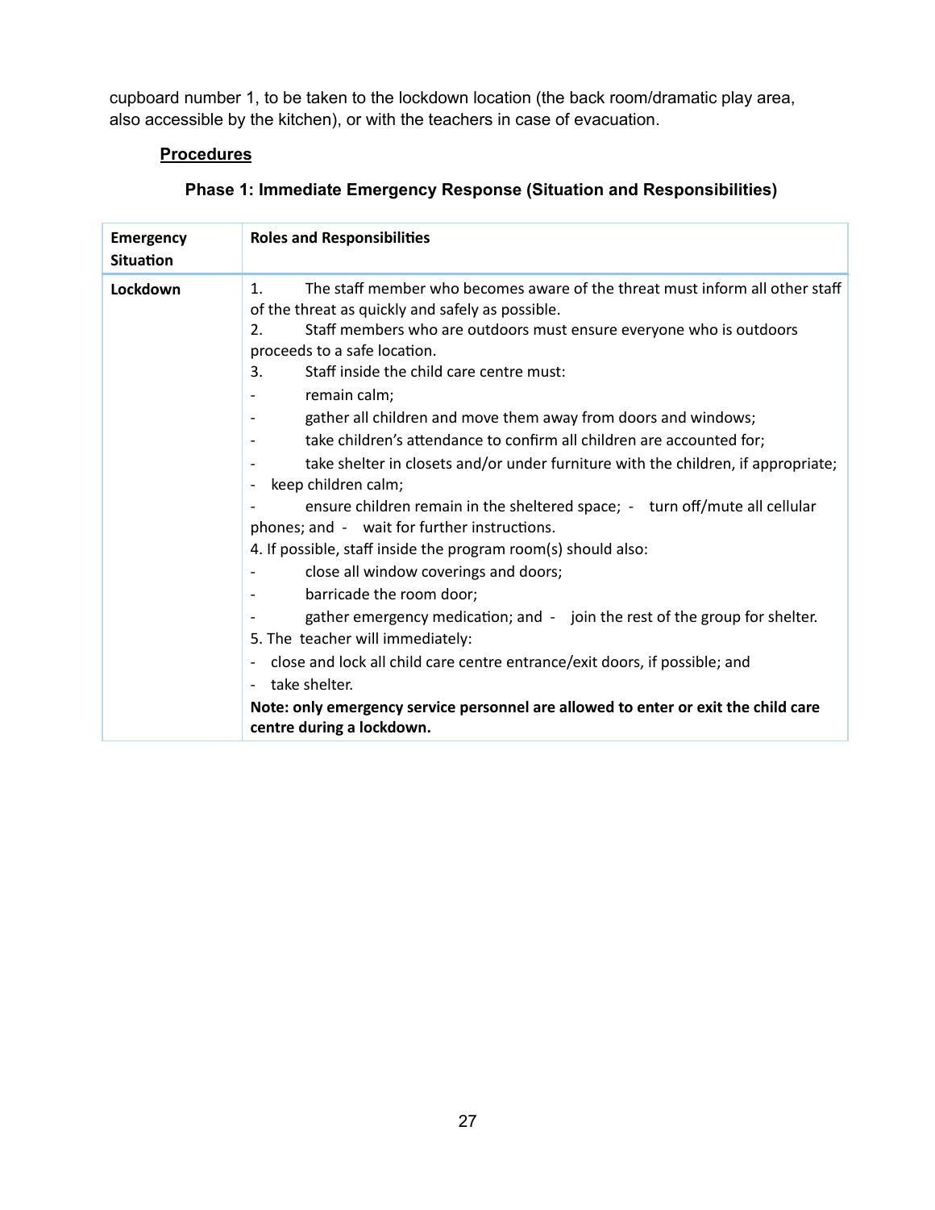cupboard number 1, to be taken to the lockdown location (the back room/dramatic play area, also accessible by the kitchen), or with the teachers in case of evacuation.

### Procedures

#### Phase 1: Immediate Emergency Response (Situation and Responsibilities)

| Emergency Situation | Roles and Responsibilities |
|---|---|
| **Lockdown** | 1. The staff member who becomes aware of the threat must inform all other staff of the threat as quickly and safely as possible.<br>2. Staff members who are outdoors must ensure everyone who is outdoors proceeds to a safe location.<br>3. Staff inside the child care centre must:<br>- remain calm;<br>- gather all children and move them away from doors and windows;<br>- take children's attendance to confirm all children are accounted for;<br>- take shelter in closets and/or under furniture with the children, if appropriate;<br>- keep children calm;<br>- ensure children remain in the sheltered space; - turn off/mute all cellular phones; and - wait for further instructions.<br>4. If possible, staff inside the program room(s) should also:<br>- close all window coverings and doors;<br>- barricade the room door;<br>- gather emergency medication; and - join the rest of the group for shelter.<br>5. The teacher will immediately:<br>- close and lock all child care centre entrance/exit doors, if possible; and<br>- take shelter.<br>**Note: only emergency service personnel are allowed to enter or exit the child care centre during a lockdown.** |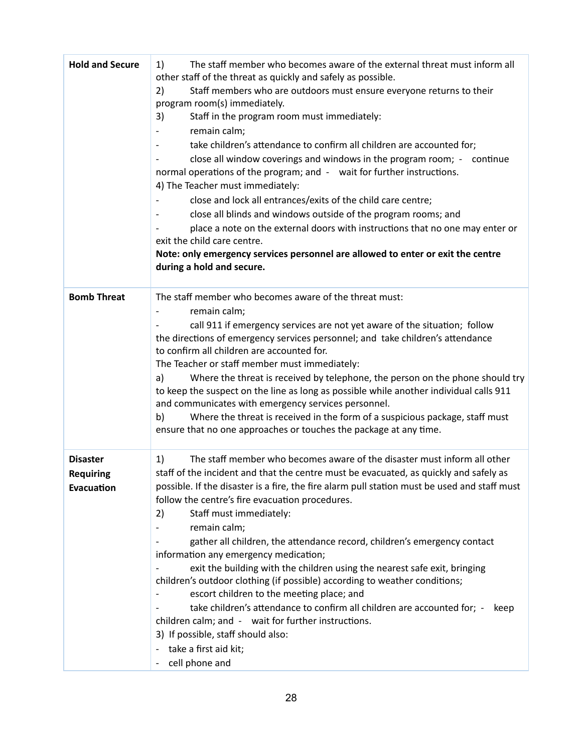| | |
|---|---|
| **Hold and Secure** | 1) The staff member who becomes aware of the external threat must inform all other staff of the threat as quickly and safely as possible.<br>2) Staff members who are outdoors must ensure everyone returns to their program room(s) immediately.<br>3) Staff in the program room must immediately:<br>- remain calm;<br>- take children's attendance to confirm all children are accounted for;<br>- close all window coverings and windows in the program room; - continue normal operations of the program; and - wait for further instructions.<br>4) The Teacher must immediately:<br>- close and lock all entrances/exits of the child care centre;<br>- close all blinds and windows outside of the program rooms; and<br>- place a note on the external doors with instructions that no one may enter or exit the child care centre.<br>**Note: only emergency services personnel are allowed to enter or exit the centre during a hold and secure.** |
| **Bomb Threat** | The staff member who becomes aware of the threat must:<br>- remain calm;<br>- call 911 if emergency services are not yet aware of the situation; follow the directions of emergency services personnel; and take children's attendance to confirm all children are accounted for.<br>The Teacher or staff member must immediately:<br>a) Where the threat is received by telephone, the person on the phone should try to keep the suspect on the line as long as possible while another individual calls 911 and communicates with emergency services personnel.<br>b) Where the threat is received in the form of a suspicious package, staff must ensure that no one approaches or touches the package at any time. |
| **Disaster Requiring Evacuation** | 1) The staff member who becomes aware of the disaster must inform all other staff of the incident and that the centre must be evacuated, as quickly and safely as possible. If the disaster is a fire, the fire alarm pull station must be used and staff must follow the centre's fire evacuation procedures.<br>2) Staff must immediately:<br>- remain calm;<br>- gather all children, the attendance record, children's emergency contact information any emergency medication;<br>- exit the building with the children using the nearest safe exit, bringing children's outdoor clothing (if possible) according to weather conditions;<br>- escort children to the meeting place; and<br>- take children's attendance to confirm all children are accounted for; - keep children calm; and - wait for further instructions.<br>3) If possible, staff should also:<br>- take a first aid kit;<br>- cell phone and |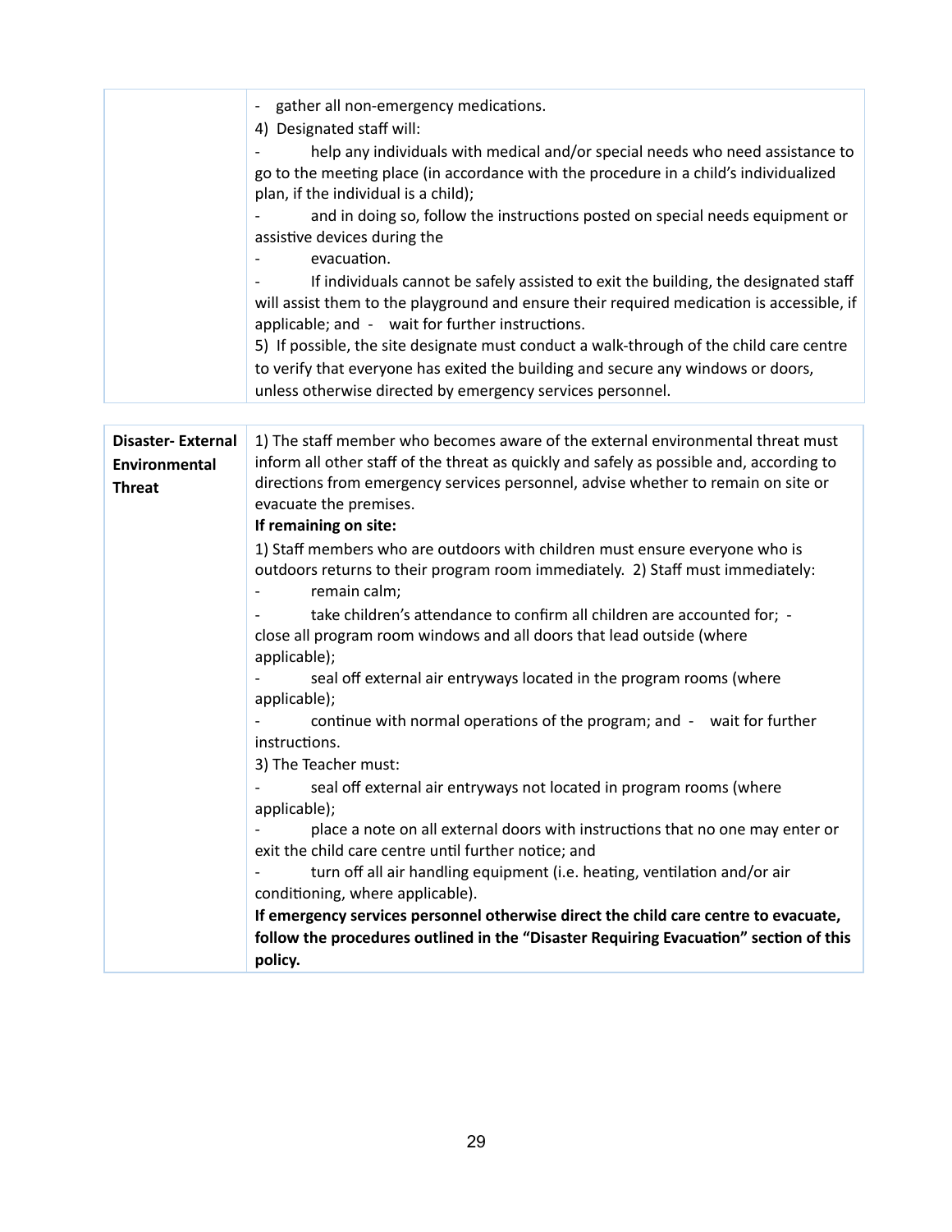| | - gather all non-emergency medications.<br>4) Designated staff will:<br>- help any individuals with medical and/or special needs who need assistance to go to the meeting place (in accordance with the procedure in a child's individualized plan, if the individual is a child);<br>- and in doing so, follow the instructions posted on special needs equipment or assistive devices during the<br>- evacuation.<br>- If individuals cannot be safely assisted to exit the building, the designated staff will assist them to the playground and ensure their required medication is accessible, if applicable; and - wait for further instructions.<br>5) If possible, the site designate must conduct a walk-through of the child care centre to verify that everyone has exited the building and secure any windows or doors, unless otherwise directed by emergency services personnel. |
|---|---|

| **Disaster- External Environmental Threat** | 1) The staff member who becomes aware of the external environmental threat must inform all other staff of the threat as quickly and safely as possible and, according to directions from emergency services personnel, advise whether to remain on site or evacuate the premises.<br>**If remaining on site:**<br>1) Staff members who are outdoors with children must ensure everyone who is outdoors returns to their program room immediately. 2) Staff must immediately:<br>- remain calm;<br>- take children's attendance to confirm all children are accounted for; - close all program room windows and all doors that lead outside (where applicable);<br>- seal off external air entryways located in the program rooms (where applicable);<br>- continue with normal operations of the program; and - wait for further instructions.<br>3) The Teacher must:<br>- seal off external air entryways not located in program rooms (where applicable);<br>- place a note on all external doors with instructions that no one may enter or exit the child care centre until further notice; and<br>- turn off all air handling equipment (i.e. heating, ventilation and/or air conditioning, where applicable).<br>**If emergency services personnel otherwise direct the child care centre to evacuate, follow the procedures outlined in the "Disaster Requiring Evacuation" section of this policy.** |
|---|---|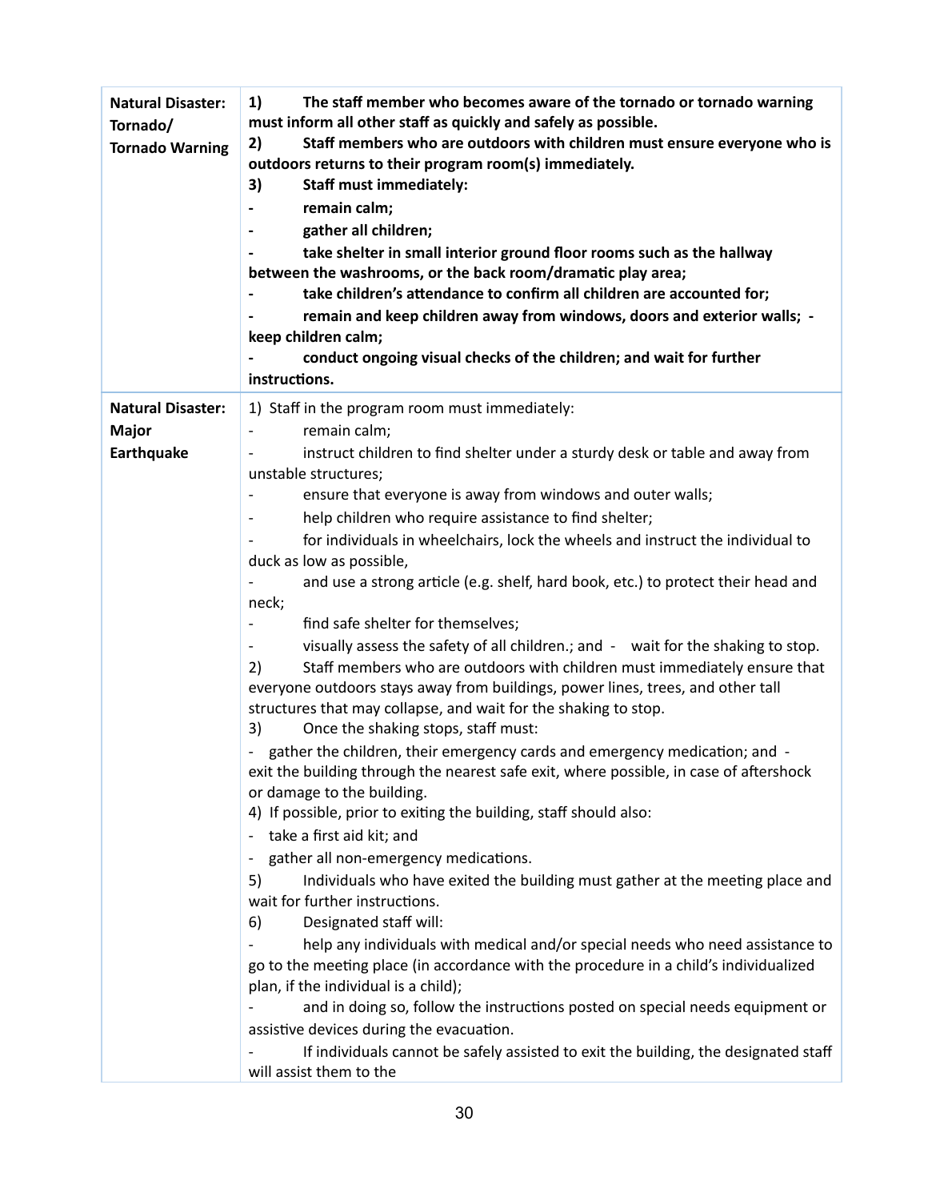| | |
|---|---|
| **Natural Disaster: Tornado/ Tornado Warning** | **1) The staff member who becomes aware of the tornado or tornado warning must inform all other staff as quickly and safely as possible.**<br>**2) Staff members who are outdoors with children must ensure everyone who is outdoors returns to their program room(s) immediately.**<br>**3) Staff must immediately:**<br>**- remain calm;**<br>**- gather all children;**<br>**- take shelter in small interior ground floor rooms such as the hallway between the washrooms, or the back room/dramatic play area;**<br>**- take children's attendance to confirm all children are accounted for;**<br>**- remain and keep children away from windows, doors and exterior walls; - keep children calm;**<br>**- conduct ongoing visual checks of the children; and wait for further instructions.** |
| **Natural Disaster: Major Earthquake** | 1) Staff in the program room must immediately:<br>- remain calm;<br>- instruct children to find shelter under a sturdy desk or table and away from unstable structures;<br>- ensure that everyone is away from windows and outer walls;<br>- help children who require assistance to find shelter;<br>- for individuals in wheelchairs, lock the wheels and instruct the individual to duck as low as possible,<br>- and use a strong article (e.g. shelf, hard book, etc.) to protect their head and neck;<br>- find safe shelter for themselves;<br>- visually assess the safety of all children.; and - wait for the shaking to stop.<br>2) Staff members who are outdoors with children must immediately ensure that everyone outdoors stays away from buildings, power lines, trees, and other tall structures that may collapse, and wait for the shaking to stop.<br>3) Once the shaking stops, staff must:<br>- gather the children, their emergency cards and emergency medication; and - exit the building through the nearest safe exit, where possible, in case of aftershock or damage to the building.<br>4) If possible, prior to exiting the building, staff should also:<br>- take a first aid kit; and<br>- gather all non-emergency medications.<br>5) Individuals who have exited the building must gather at the meeting place and wait for further instructions.<br>6) Designated staff will:<br>- help any individuals with medical and/or special needs who need assistance to go to the meeting place (in accordance with the procedure in a child's individualized plan, if the individual is a child);<br>- and in doing so, follow the instructions posted on special needs equipment or assistive devices during the evacuation.<br>- If individuals cannot be safely assisted to exit the building, the designated staff will assist them to the |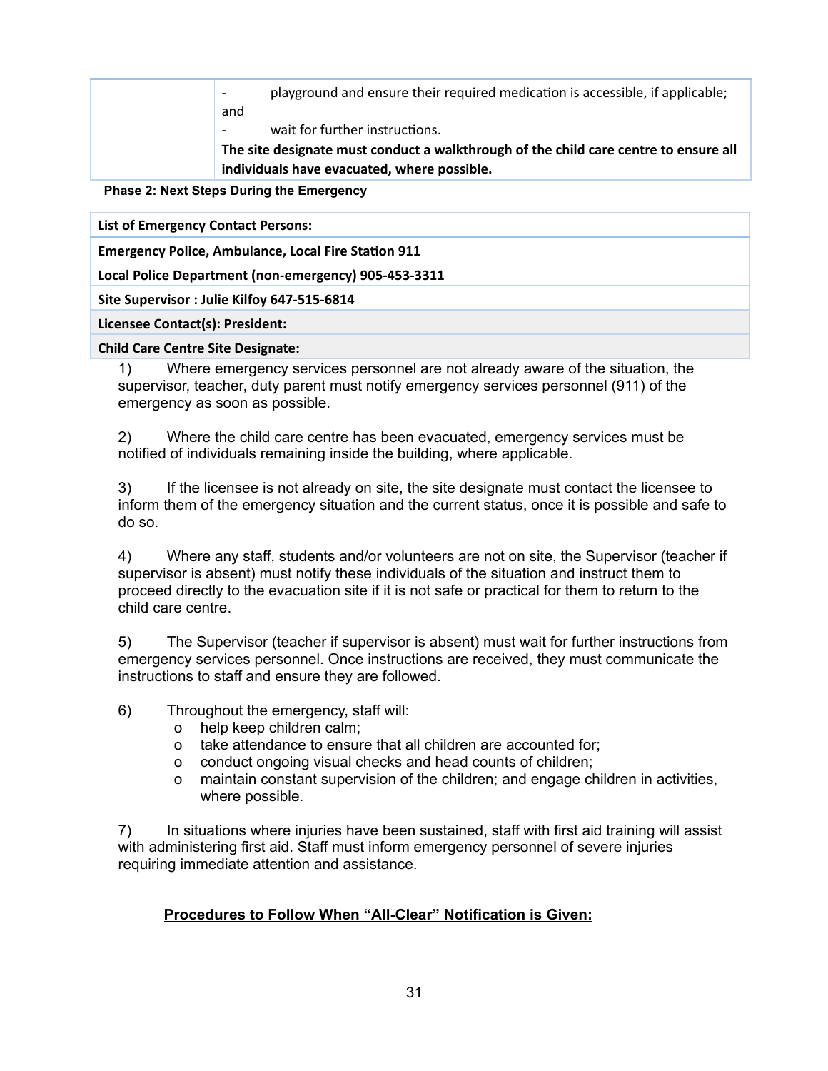| | - playground and ensure their required medication is accessible, if applicable; and<br>- wait for further instructions.<br>**The site designate must conduct a walkthrough of the child care centre to ensure all individuals have evacuated, where possible.** |
|---|---|

**Phase 2: Next Steps During the Emergency**

| **List of Emergency Contact Persons:** |
|---|
| **Emergency Police, Ambulance, Local Fire Station 911** |
| **Local Police Department (non-emergency) 905-453-3311** |
| **Site Supervisor : Julie Kilfoy 647-515-6814** |
| **Licensee Contact(s): President:** |
| **Child Care Centre Site Designate:** |

1) Where emergency services personnel are not already aware of the situation, the supervisor, teacher, duty parent must notify emergency services personnel (911) of the emergency as soon as possible.

2) Where the child care centre has been evacuated, emergency services must be notified of individuals remaining inside the building, where applicable.

3) If the licensee is not already on site, the site designate must contact the licensee to inform them of the emergency situation and the current status, once it is possible and safe to do so.

4) Where any staff, students and/or volunteers are not on site, the Supervisor (teacher if supervisor is absent) must notify these individuals of the situation and instruct them to proceed directly to the evacuation site if it is not safe or practical for them to return to the child care centre.

5) The Supervisor (teacher if supervisor is absent) must wait for further instructions from emergency services personnel. Once instructions are received, they must communicate the instructions to staff and ensure they are followed.

6) Throughout the emergency, staff will:
   - help keep children calm;
   - take attendance to ensure that all children are accounted for;
   - conduct ongoing visual checks and head counts of children;
   - maintain constant supervision of the children; and engage children in activities, where possible.

7) In situations where injuries have been sustained, staff with first aid training will assist with administering first aid. Staff must inform emergency personnel of severe injuries requiring immediate attention and assistance.

**<u>Procedures to Follow When “All-Clear” Notification is Given:</u>**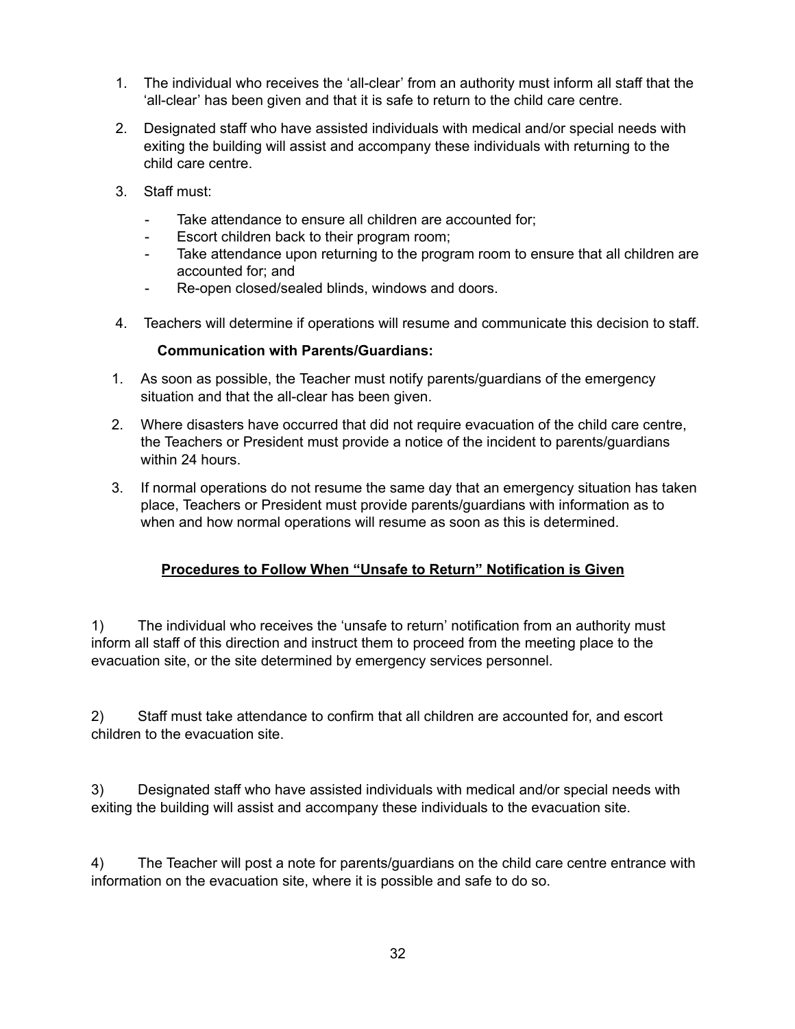1. The individual who receives the 'all-clear' from an authority must inform all staff that the 'all-clear' has been given and that it is safe to return to the child care centre.

2. Designated staff who have assisted individuals with medical and/or special needs with exiting the building will assist and accompany these individuals with returning to the child care centre.

3. Staff must:

   - Take attendance to ensure all children are accounted for;
   - Escort children back to their program room;
   - Take attendance upon returning to the program room to ensure that all children are accounted for; and
   - Re-open closed/sealed blinds, windows and doors.

4. Teachers will determine if operations will resume and communicate this decision to staff.

**Communication with Parents/Guardians:**

1. As soon as possible, the Teacher must notify parents/guardians of the emergency situation and that the all-clear has been given.

2. Where disasters have occurred that did not require evacuation of the child care centre, the Teachers or President must provide a notice of the incident to parents/guardians within 24 hours.

3. If normal operations do not resume the same day that an emergency situation has taken place, Teachers or President must provide parents/guardians with information as to when and how normal operations will resume as soon as this is determined.

**<u>Procedures to Follow When "Unsafe to Return" Notification is Given</u>**

1) The individual who receives the 'unsafe to return' notification from an authority must inform all staff of this direction and instruct them to proceed from the meeting place to the evacuation site, or the site determined by emergency services personnel.

2) Staff must take attendance to confirm that all children are accounted for, and escort children to the evacuation site.

3) Designated staff who have assisted individuals with medical and/or special needs with exiting the building will assist and accompany these individuals to the evacuation site.

4) The Teacher will post a note for parents/guardians on the child care centre entrance with information on the evacuation site, where it is possible and safe to do so.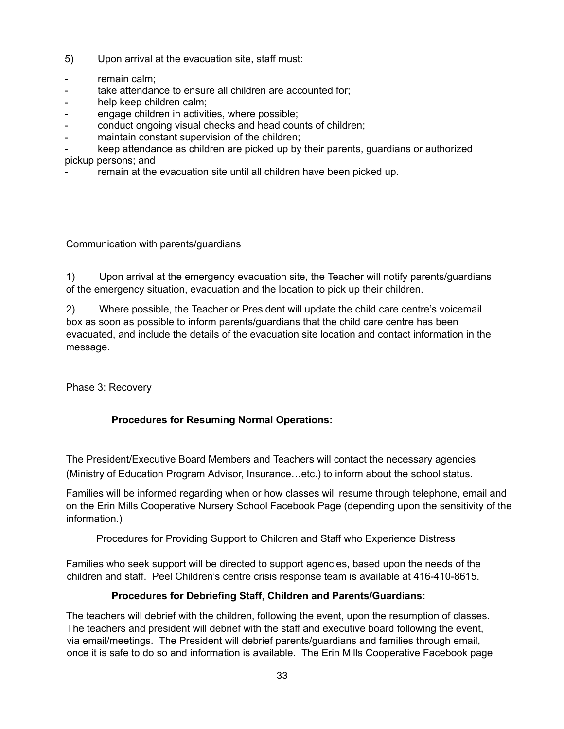5) Upon arrival at the evacuation site, staff must:

- remain calm;
- take attendance to ensure all children are accounted for;
- help keep children calm;
- engage children in activities, where possible;
- conduct ongoing visual checks and head counts of children;
- maintain constant supervision of the children;
- keep attendance as children are picked up by their parents, guardians or authorized pickup persons; and
- remain at the evacuation site until all children have been picked up.

Communication with parents/guardians

1) Upon arrival at the emergency evacuation site, the Teacher will notify parents/guardians of the emergency situation, evacuation and the location to pick up their children.

2) Where possible, the Teacher or President will update the child care centre's voicemail box as soon as possible to inform parents/guardians that the child care centre has been evacuated, and include the details of the evacuation site location and contact information in the message.

Phase 3: Recovery

**Procedures for Resuming Normal Operations:**

The President/Executive Board Members and Teachers will contact the necessary agencies (Ministry of Education Program Advisor, Insurance…etc.) to inform about the school status.

Families will be informed regarding when or how classes will resume through telephone, email and on the Erin Mills Cooperative Nursery School Facebook Page (depending upon the sensitivity of the information.)

Procedures for Providing Support to Children and Staff who Experience Distress

Families who seek support will be directed to support agencies, based upon the needs of the children and staff. Peel Children's centre crisis response team is available at 416-410-8615.

**Procedures for Debriefing Staff, Children and Parents/Guardians:**

The teachers will debrief with the children, following the event, upon the resumption of classes. The teachers and president will debrief with the staff and executive board following the event, via email/meetings. The President will debrief parents/guardians and families through email, once it is safe to do so and information is available. The Erin Mills Cooperative Facebook page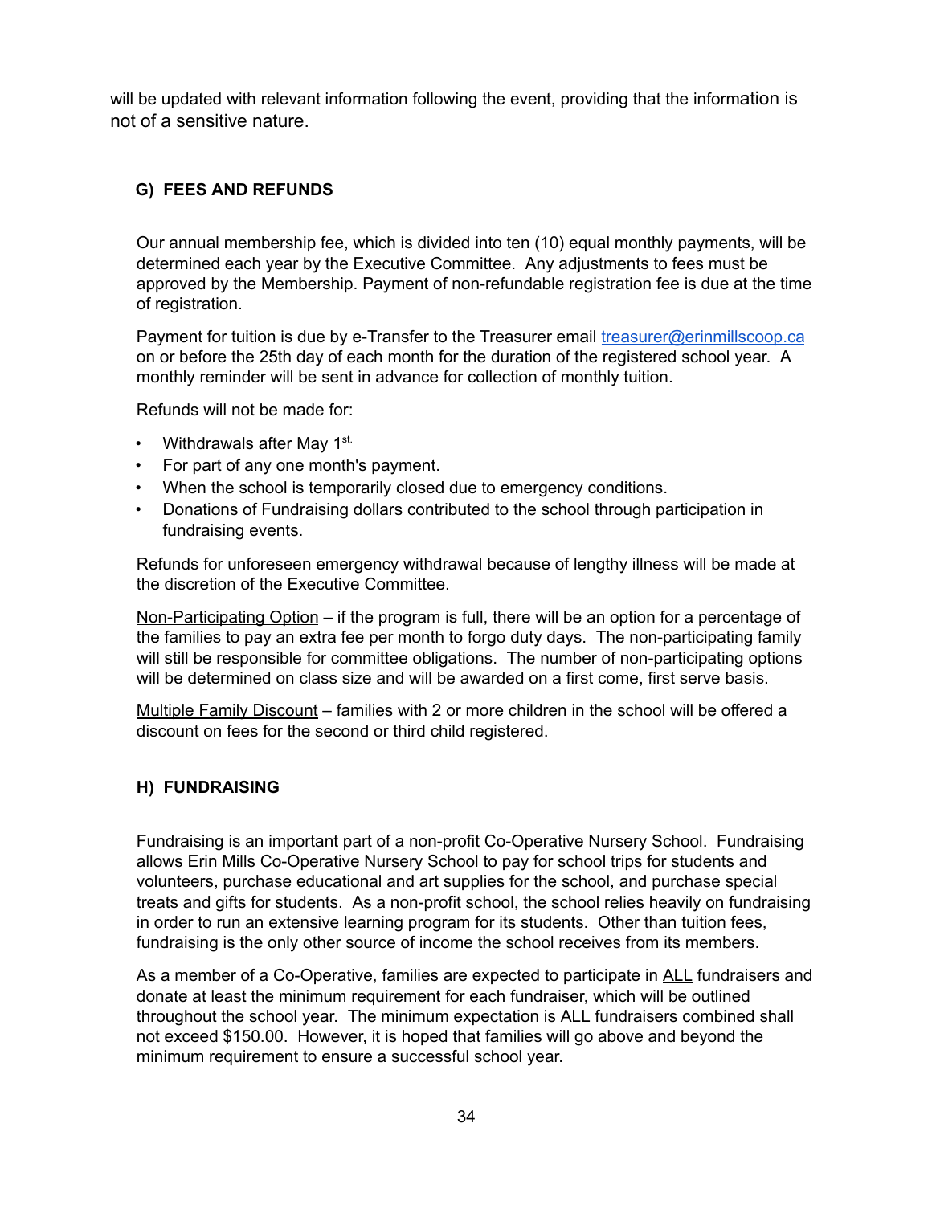will be updated with relevant information following the event, providing that the information is not of a sensitive nature.

## G) FEES AND REFUNDS

Our annual membership fee, which is divided into ten (10) equal monthly payments, will be determined each year by the Executive Committee. Any adjustments to fees must be approved by the Membership. Payment of non-refundable registration fee is due at the time of registration.

Payment for tuition is due by e-Transfer to the Treasurer email treasurer@erinmillscoop.ca on or before the 25th day of each month for the duration of the registered school year. A monthly reminder will be sent in advance for collection of monthly tuition.

Refunds will not be made for:

- Withdrawals after May 1st.
- For part of any one month's payment.
- When the school is temporarily closed due to emergency conditions.
- Donations of Fundraising dollars contributed to the school through participation in fundraising events.

Refunds for unforeseen emergency withdrawal because of lengthy illness will be made at the discretion of the Executive Committee.

Non-Participating Option – if the program is full, there will be an option for a percentage of the families to pay an extra fee per month to forgo duty days. The non-participating family will still be responsible for committee obligations. The number of non-participating options will be determined on class size and will be awarded on a first come, first serve basis.

Multiple Family Discount – families with 2 or more children in the school will be offered a discount on fees for the second or third child registered.

## H) FUNDRAISING

Fundraising is an important part of a non-profit Co-Operative Nursery School. Fundraising allows Erin Mills Co-Operative Nursery School to pay for school trips for students and volunteers, purchase educational and art supplies for the school, and purchase special treats and gifts for students. As a non-profit school, the school relies heavily on fundraising in order to run an extensive learning program for its students. Other than tuition fees, fundraising is the only other source of income the school receives from its members.

As a member of a Co-Operative, families are expected to participate in ALL fundraisers and donate at least the minimum requirement for each fundraiser, which will be outlined throughout the school year. The minimum expectation is ALL fundraisers combined shall not exceed $150.00. However, it is hoped that families will go above and beyond the minimum requirement to ensure a successful school year.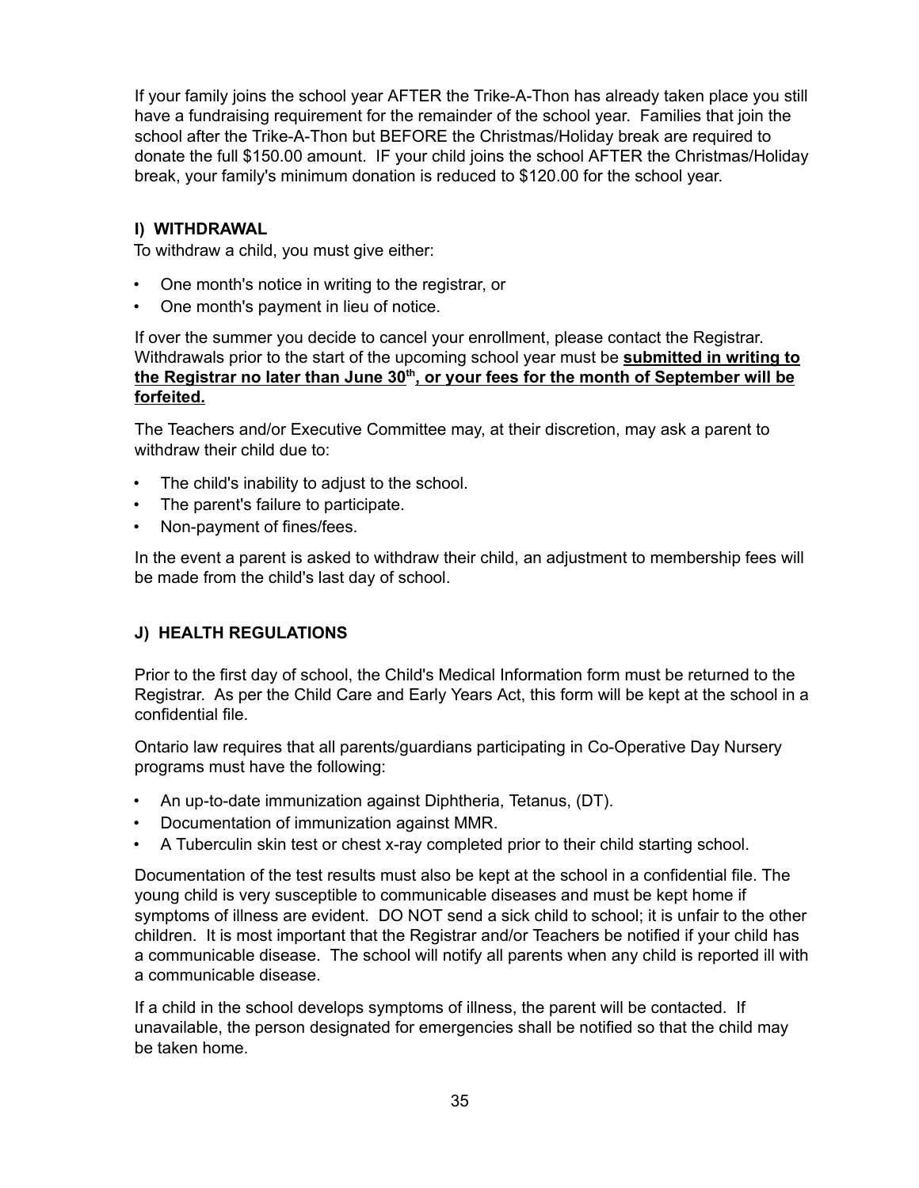If your family joins the school year AFTER the Trike-A-Thon has already taken place you still have a fundraising requirement for the remainder of the school year. Families that join the school after the Trike-A-Thon but BEFORE the Christmas/Holiday break are required to donate the full $150.00 amount. IF your child joins the school AFTER the Christmas/Holiday break, your family's minimum donation is reduced to $120.00 for the school year.

### I) WITHDRAWAL

To withdraw a child, you must give either:

- One month's notice in writing to the registrar, or
- One month's payment in lieu of notice.

If over the summer you decide to cancel your enrollment, please contact the Registrar. Withdrawals prior to the start of the upcoming school year must be **submitted in writing to the Registrar no later than June 30th, or your fees for the month of September will be forfeited.**

The Teachers and/or Executive Committee may, at their discretion, may ask a parent to withdraw their child due to:

- The child's inability to adjust to the school.
- The parent's failure to participate.
- Non-payment of fines/fees.

In the event a parent is asked to withdraw their child, an adjustment to membership fees will be made from the child's last day of school.

### J) HEALTH REGULATIONS

Prior to the first day of school, the Child's Medical Information form must be returned to the Registrar. As per the Child Care and Early Years Act, this form will be kept at the school in a confidential file.

Ontario law requires that all parents/guardians participating in Co-Operative Day Nursery programs must have the following:

- An up-to-date immunization against Diphtheria, Tetanus, (DT).
- Documentation of immunization against MMR.
- A Tuberculin skin test or chest x-ray completed prior to their child starting school.

Documentation of the test results must also be kept at the school in a confidential file. The young child is very susceptible to communicable diseases and must be kept home if symptoms of illness are evident. DO NOT send a sick child to school; it is unfair to the other children. It is most important that the Registrar and/or Teachers be notified if your child has a communicable disease. The school will notify all parents when any child is reported ill with a communicable disease.

If a child in the school develops symptoms of illness, the parent will be contacted. If unavailable, the person designated for emergencies shall be notified so that the child may be taken home.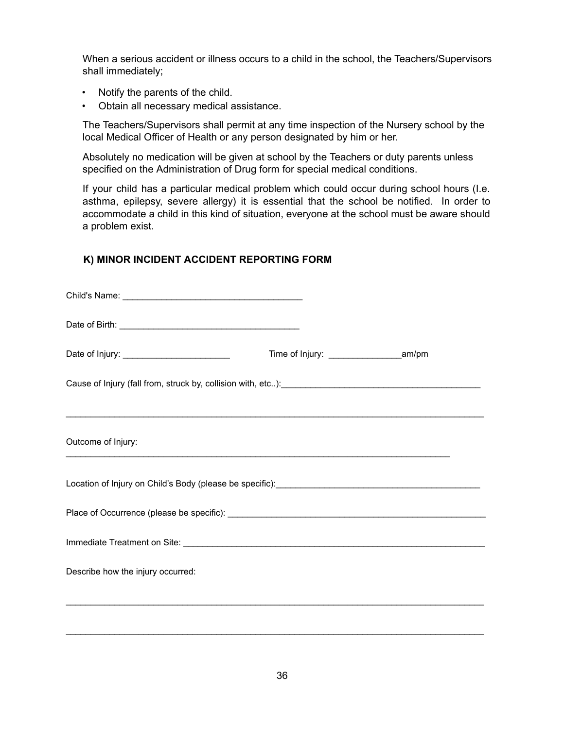When a serious accident or illness occurs to a child in the school, the Teachers/Supervisors shall immediately;

- Notify the parents of the child.
- Obtain all necessary medical assistance.

The Teachers/Supervisors shall permit at any time inspection of the Nursery school by the local Medical Officer of Health or any person designated by him or her.

Absolutely no medication will be given at school by the Teachers or duty parents unless specified on the Administration of Drug form for special medical conditions.

If your child has a particular medical problem which could occur during school hours (I.e. asthma, epilepsy, severe allergy) it is essential that the school be notified. In order to accommodate a child in this kind of situation, everyone at the school must be aware should a problem exist.

### K) MINOR INCIDENT ACCIDENT REPORTING FORM

Child's Name: ____________________________________

Date of Birth: ____________________________________

Date of Injury: ______________________ Time of Injury: _______________am/pm

Cause of Injury (fall from, struck by, collision with, etc..):________________________________________

_____________________________________________________________________________________

Outcome of Injury:

_____________________________________________________________________________________

Location of Injury on Child's Body (please be specific):__________________________________________

Place of Occurrence (please be specific): ______________________________________________________

Immediate Treatment on Site: _______________________________________________________________

Describe how the injury occurred:

_____________________________________________________________________________________

_____________________________________________________________________________________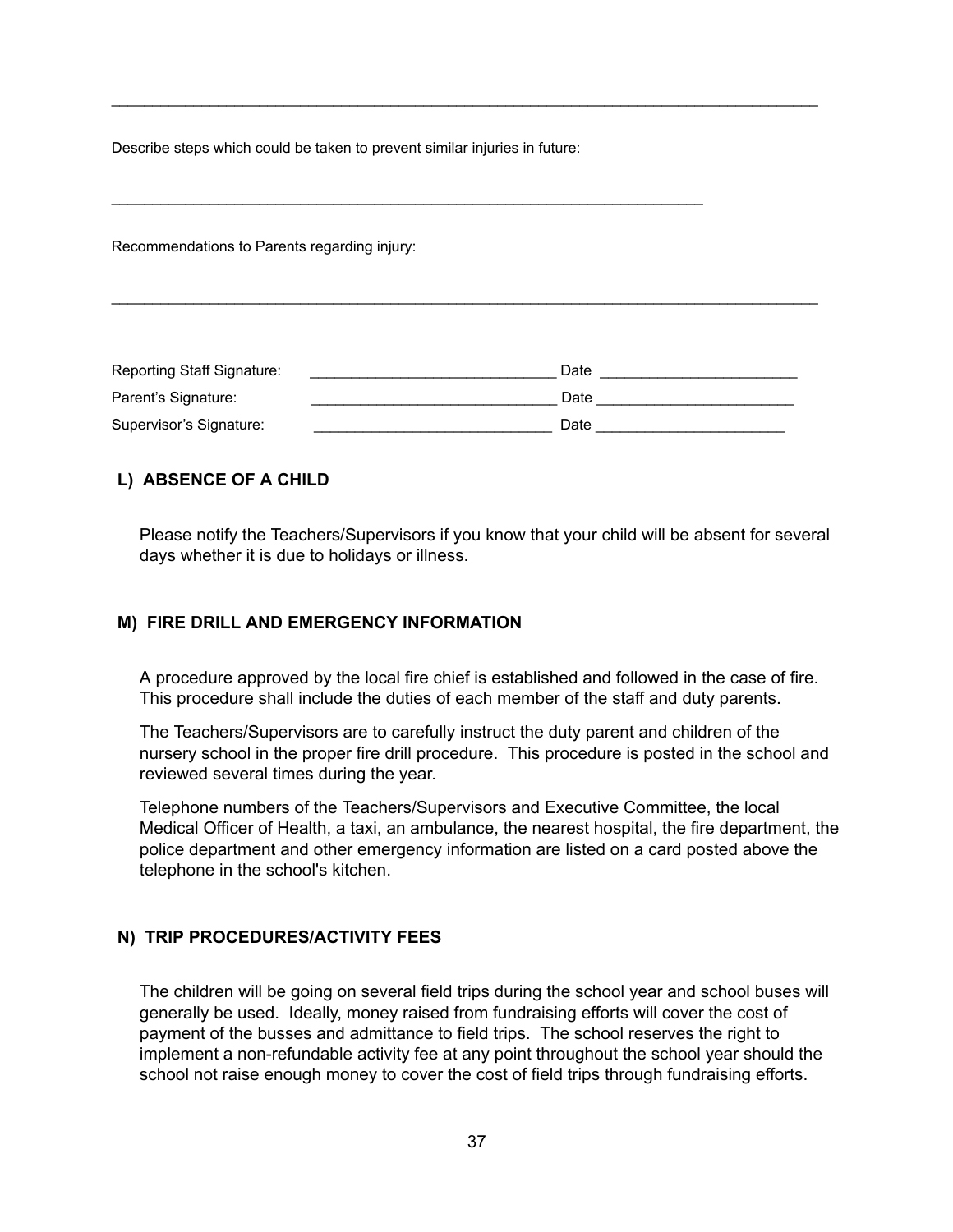\_\_\_\_\_\_\_\_\_\_\_\_\_\_\_\_\_\_\_\_\_\_\_\_\_\_\_\_\_\_\_\_\_\_\_\_\_\_\_\_\_\_\_\_\_\_\_\_\_\_\_\_\_\_\_\_\_\_\_\_\_\_\_\_\_\_\_\_\_\_\_\_\_\_\_\_\_\_

Describe steps which could be taken to prevent similar injuries in future:

\_\_\_\_\_\_\_\_\_\_\_\_\_\_\_\_\_\_\_\_\_\_\_\_\_\_\_\_\_\_\_\_\_\_\_\_\_\_\_\_\_\_\_\_\_\_\_\_\_\_\_\_\_\_\_\_\_\_\_\_\_\_\_\_\_\_\_\_

Recommendations to Parents regarding injury:

\_\_\_\_\_\_\_\_\_\_\_\_\_\_\_\_\_\_\_\_\_\_\_\_\_\_\_\_\_\_\_\_\_\_\_\_\_\_\_\_\_\_\_\_\_\_\_\_\_\_\_\_\_\_\_\_\_\_\_\_\_\_\_\_\_\_\_\_\_\_\_\_\_\_\_\_\_\_

Reporting Staff Signature: \_\_\_\_\_\_\_\_\_\_\_\_\_\_\_\_\_\_\_\_\_\_\_\_\_\_\_\_\_\_ Date \_\_\_\_\_\_\_\_\_\_\_\_\_\_\_\_\_\_\_\_\_\_\_\_

Parent's Signature: \_\_\_\_\_\_\_\_\_\_\_\_\_\_\_\_\_\_\_\_\_\_\_\_\_\_\_\_\_\_ Date \_\_\_\_\_\_\_\_\_\_\_\_\_\_\_\_\_\_\_\_\_\_\_\_

Supervisor's Signature: \_\_\_\_\_\_\_\_\_\_\_\_\_\_\_\_\_\_\_\_\_\_\_\_\_\_\_\_\_\_ Date \_\_\_\_\_\_\_\_\_\_\_\_\_\_\_\_\_\_\_\_\_\_\_\_

## L) ABSENCE OF A CHILD

Please notify the Teachers/Supervisors if you know that your child will be absent for several days whether it is due to holidays or illness.

## M) FIRE DRILL AND EMERGENCY INFORMATION

A procedure approved by the local fire chief is established and followed in the case of fire. This procedure shall include the duties of each member of the staff and duty parents.

The Teachers/Supervisors are to carefully instruct the duty parent and children of the nursery school in the proper fire drill procedure. This procedure is posted in the school and reviewed several times during the year.

Telephone numbers of the Teachers/Supervisors and Executive Committee, the local Medical Officer of Health, a taxi, an ambulance, the nearest hospital, the fire department, the police department and other emergency information are listed on a card posted above the telephone in the school's kitchen.

## N) TRIP PROCEDURES/ACTIVITY FEES

The children will be going on several field trips during the school year and school buses will generally be used. Ideally, money raised from fundraising efforts will cover the cost of payment of the busses and admittance to field trips. The school reserves the right to implement a non-refundable activity fee at any point throughout the school year should the school not raise enough money to cover the cost of field trips through fundraising efforts.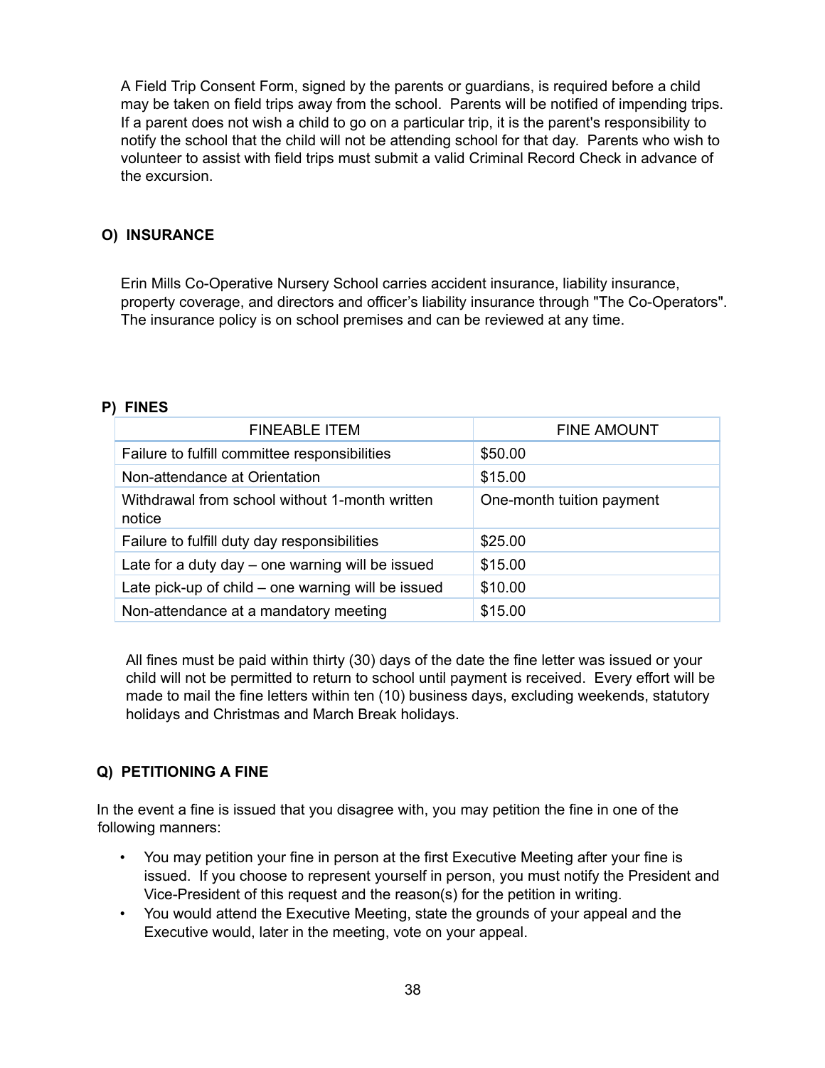A Field Trip Consent Form, signed by the parents or guardians, is required before a child may be taken on field trips away from the school. Parents will be notified of impending trips. If a parent does not wish a child to go on a particular trip, it is the parent's responsibility to notify the school that the child will not be attending school for that day. Parents who wish to volunteer to assist with field trips must submit a valid Criminal Record Check in advance of the excursion.

## O) INSURANCE

Erin Mills Co-Operative Nursery School carries accident insurance, liability insurance, property coverage, and directors and officer's liability insurance through "The Co-Operators". The insurance policy is on school premises and can be reviewed at any time.

## P) FINES

| FINEABLE ITEM | FINE AMOUNT |
| --- | --- |
| Failure to fulfill committee responsibilities | $50.00 |
| Non-attendance at Orientation | $15.00 |
| Withdrawal from school without 1-month written notice | One-month tuition payment |
| Failure to fulfill duty day responsibilities | $25.00 |
| Late for a duty day – one warning will be issued | $15.00 |
| Late pick-up of child – one warning will be issued | $10.00 |
| Non-attendance at a mandatory meeting | $15.00 |

All fines must be paid within thirty (30) days of the date the fine letter was issued or your child will not be permitted to return to school until payment is received. Every effort will be made to mail the fine letters within ten (10) business days, excluding weekends, statutory holidays and Christmas and March Break holidays.

## Q) PETITIONING A FINE

In the event a fine is issued that you disagree with, you may petition the fine in one of the following manners:

- You may petition your fine in person at the first Executive Meeting after your fine is issued. If you choose to represent yourself in person, you must notify the President and Vice-President of this request and the reason(s) for the petition in writing.
- You would attend the Executive Meeting, state the grounds of your appeal and the Executive would, later in the meeting, vote on your appeal.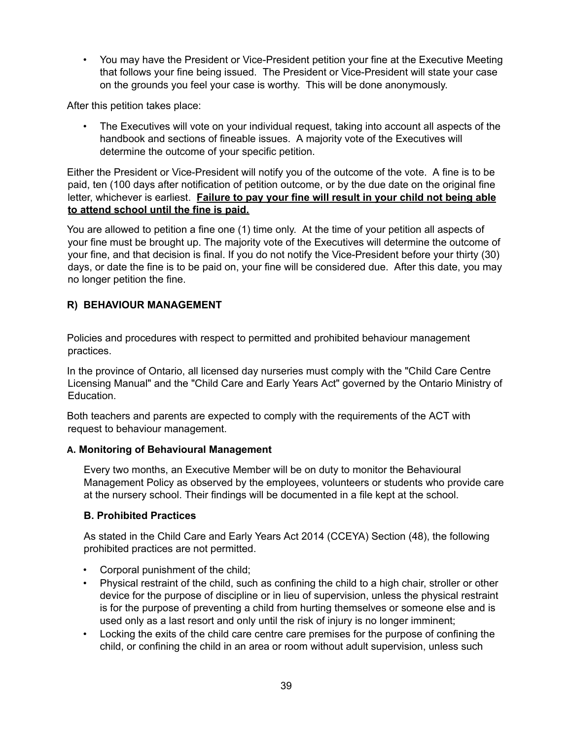- You may have the President or Vice-President petition your fine at the Executive Meeting that follows your fine being issued. The President or Vice-President will state your case on the grounds you feel your case is worthy. This will be done anonymously.

After this petition takes place:

- The Executives will vote on your individual request, taking into account all aspects of the handbook and sections of fineable issues. A majority vote of the Executives will determine the outcome of your specific petition.

Either the President or Vice-President will notify you of the outcome of the vote. A fine is to be paid, ten (100 days after notification of petition outcome, or by the due date on the original fine letter, whichever is earliest. **<u>Failure to pay your fine will result in your child not being able to attend school until the fine is paid.</u>**

You are allowed to petition a fine one (1) time only. At the time of your petition all aspects of your fine must be brought up. The majority vote of the Executives will determine the outcome of your fine, and that decision is final. If you do not notify the Vice-President before your thirty (30) days, or date the fine is to be paid on, your fine will be considered due. After this date, you may no longer petition the fine.

## R) BEHAVIOUR MANAGEMENT

Policies and procedures with respect to permitted and prohibited behaviour management practices.

In the province of Ontario, all licensed day nurseries must comply with the "Child Care Centre Licensing Manual" and the "Child Care and Early Years Act" governed by the Ontario Ministry of Education.

Both teachers and parents are expected to comply with the requirements of the ACT with request to behaviour management.

### A. Monitoring of Behavioural Management

Every two months, an Executive Member will be on duty to monitor the Behavioural Management Policy as observed by the employees, volunteers or students who provide care at the nursery school. Their findings will be documented in a file kept at the school.

### B. Prohibited Practices

As stated in the Child Care and Early Years Act 2014 (CCEYA) Section (48), the following prohibited practices are not permitted.

- Corporal punishment of the child;
- Physical restraint of the child, such as confining the child to a high chair, stroller or other device for the purpose of discipline or in lieu of supervision, unless the physical restraint is for the purpose of preventing a child from hurting themselves or someone else and is used only as a last resort and only until the risk of injury is no longer imminent;
- Locking the exits of the child care centre care premises for the purpose of confining the child, or confining the child in an area or room without adult supervision, unless such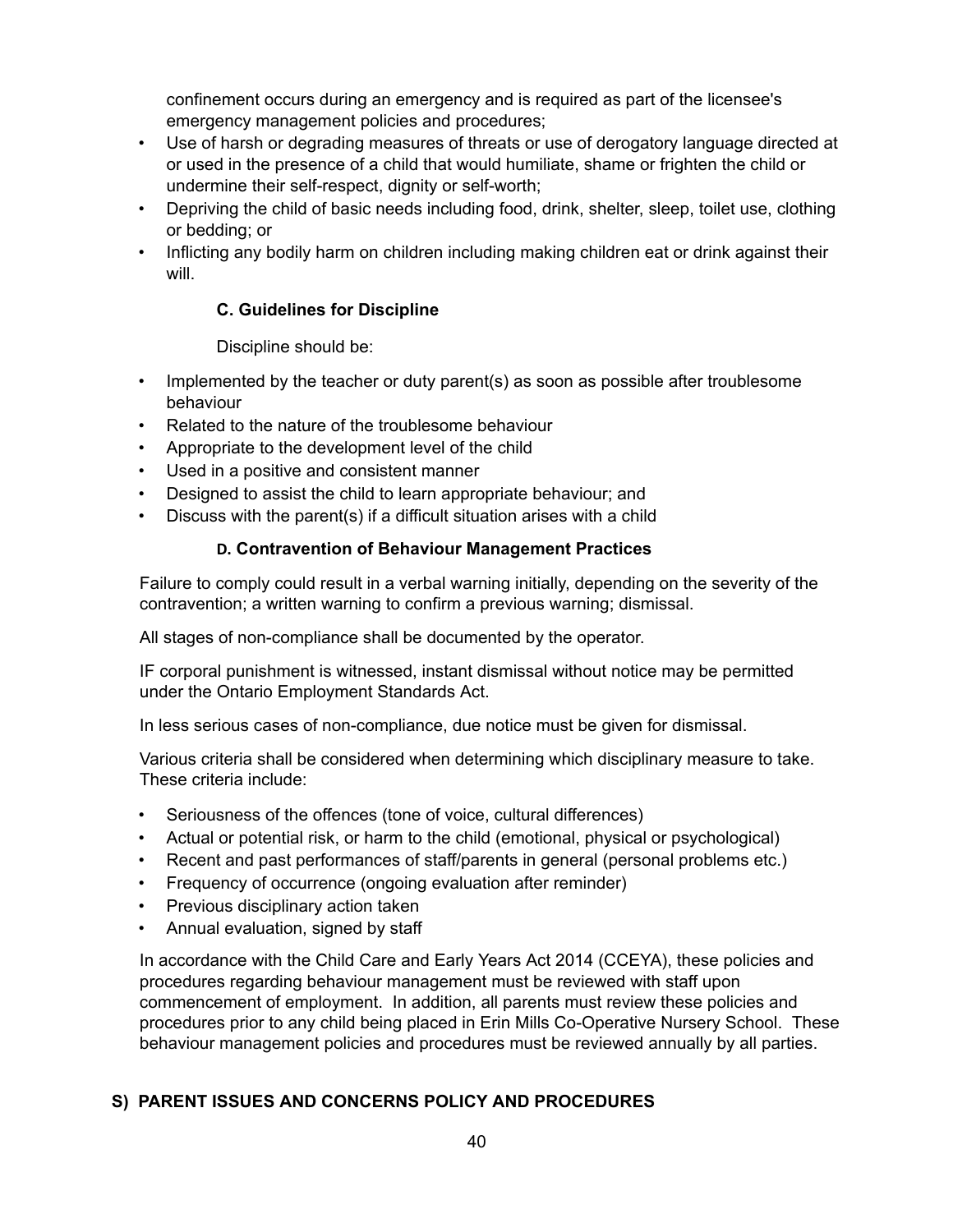confinement occurs during an emergency and is required as part of the licensee's emergency management policies and procedures;

- Use of harsh or degrading measures of threats or use of derogatory language directed at or used in the presence of a child that would humiliate, shame or frighten the child or undermine their self-respect, dignity or self-worth;
- Depriving the child of basic needs including food, drink, shelter, sleep, toilet use, clothing or bedding; or
- Inflicting any bodily harm on children including making children eat or drink against their will.

### C. Guidelines for Discipline

Discipline should be:

- Implemented by the teacher or duty parent(s) as soon as possible after troublesome behaviour
- Related to the nature of the troublesome behaviour
- Appropriate to the development level of the child
- Used in a positive and consistent manner
- Designed to assist the child to learn appropriate behaviour; and
- Discuss with the parent(s) if a difficult situation arises with a child

### D. Contravention of Behaviour Management Practices

Failure to comply could result in a verbal warning initially, depending on the severity of the contravention; a written warning to confirm a previous warning; dismissal.

All stages of non-compliance shall be documented by the operator.

IF corporal punishment is witnessed, instant dismissal without notice may be permitted under the Ontario Employment Standards Act.

In less serious cases of non-compliance, due notice must be given for dismissal.

Various criteria shall be considered when determining which disciplinary measure to take. These criteria include:

- Seriousness of the offences (tone of voice, cultural differences)
- Actual or potential risk, or harm to the child (emotional, physical or psychological)
- Recent and past performances of staff/parents in general (personal problems etc.)
- Frequency of occurrence (ongoing evaluation after reminder)
- Previous disciplinary action taken
- Annual evaluation, signed by staff

In accordance with the Child Care and Early Years Act 2014 (CCEYA), these policies and procedures regarding behaviour management must be reviewed with staff upon commencement of employment. In addition, all parents must review these policies and procedures prior to any child being placed in Erin Mills Co-Operative Nursery School. These behaviour management policies and procedures must be reviewed annually by all parties.

## S) PARENT ISSUES AND CONCERNS POLICY AND PROCEDURES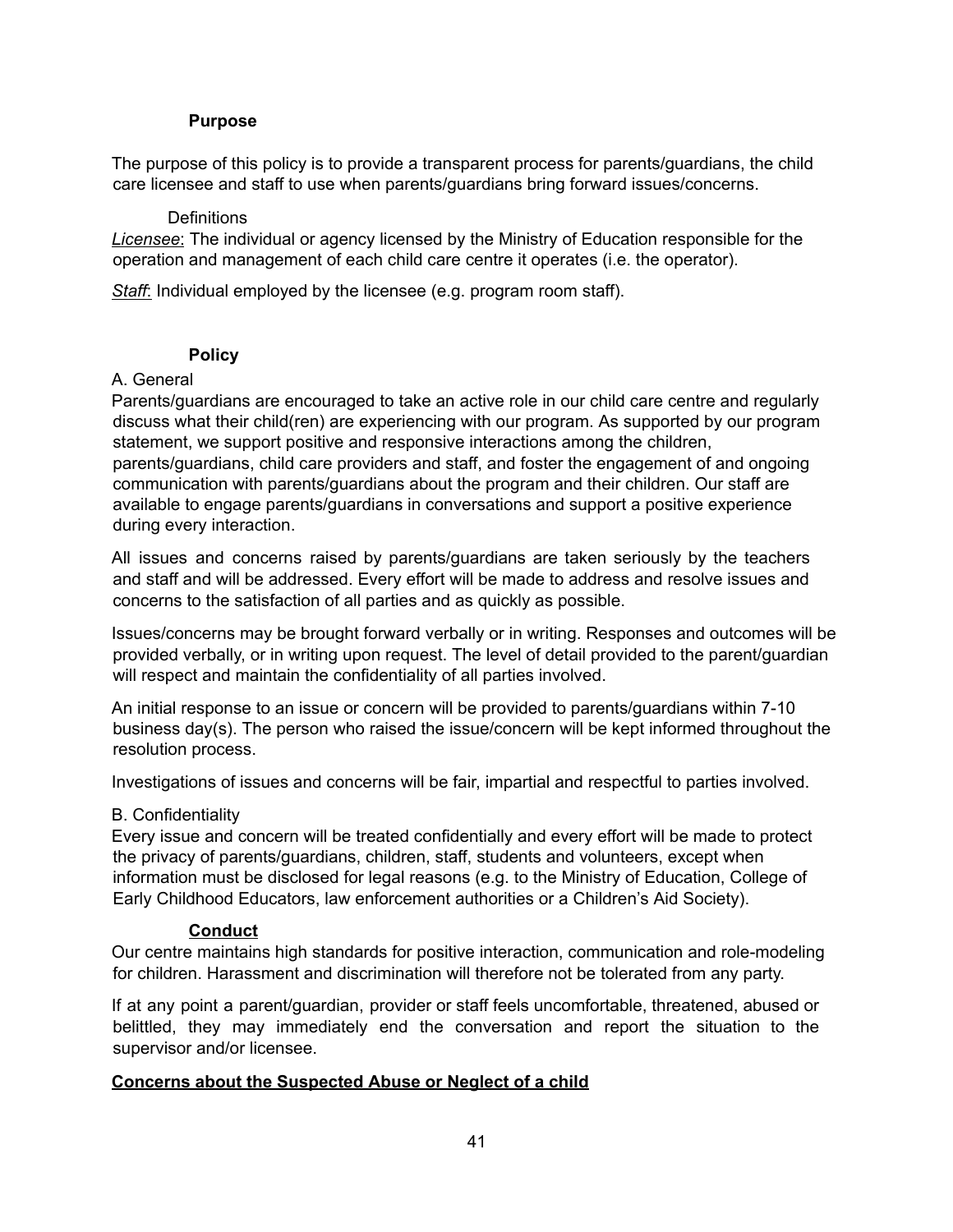### Purpose

The purpose of this policy is to provide a transparent process for parents/guardians, the child care licensee and staff to use when parents/guardians bring forward issues/concerns.

Definitions

*Licensee*: The individual or agency licensed by the Ministry of Education responsible for the operation and management of each child care centre it operates (i.e. the operator).

*Staff*: Individual employed by the licensee (e.g. program room staff).

### Policy

A. General

Parents/guardians are encouraged to take an active role in our child care centre and regularly discuss what their child(ren) are experiencing with our program. As supported by our program statement, we support positive and responsive interactions among the children, parents/guardians, child care providers and staff, and foster the engagement of and ongoing communication with parents/guardians about the program and their children. Our staff are available to engage parents/guardians in conversations and support a positive experience during every interaction.

All issues and concerns raised by parents/guardians are taken seriously by the teachers and staff and will be addressed. Every effort will be made to address and resolve issues and concerns to the satisfaction of all parties and as quickly as possible.

Issues/concerns may be brought forward verbally or in writing. Responses and outcomes will be provided verbally, or in writing upon request. The level of detail provided to the parent/guardian will respect and maintain the confidentiality of all parties involved.

An initial response to an issue or concern will be provided to parents/guardians within 7-10 business day(s). The person who raised the issue/concern will be kept informed throughout the resolution process.

Investigations of issues and concerns will be fair, impartial and respectful to parties involved.

B. Confidentiality

Every issue and concern will be treated confidentially and every effort will be made to protect the privacy of parents/guardians, children, staff, students and volunteers, except when information must be disclosed for legal reasons (e.g. to the Ministry of Education, College of Early Childhood Educators, law enforcement authorities or a Children's Aid Society).

### Conduct

Our centre maintains high standards for positive interaction, communication and role-modeling for children. Harassment and discrimination will therefore not be tolerated from any party.

If at any point a parent/guardian, provider or staff feels uncomfortable, threatened, abused or belittled, they may immediately end the conversation and report the situation to the supervisor and/or licensee.

**Concerns about the Suspected Abuse or Neglect of a child**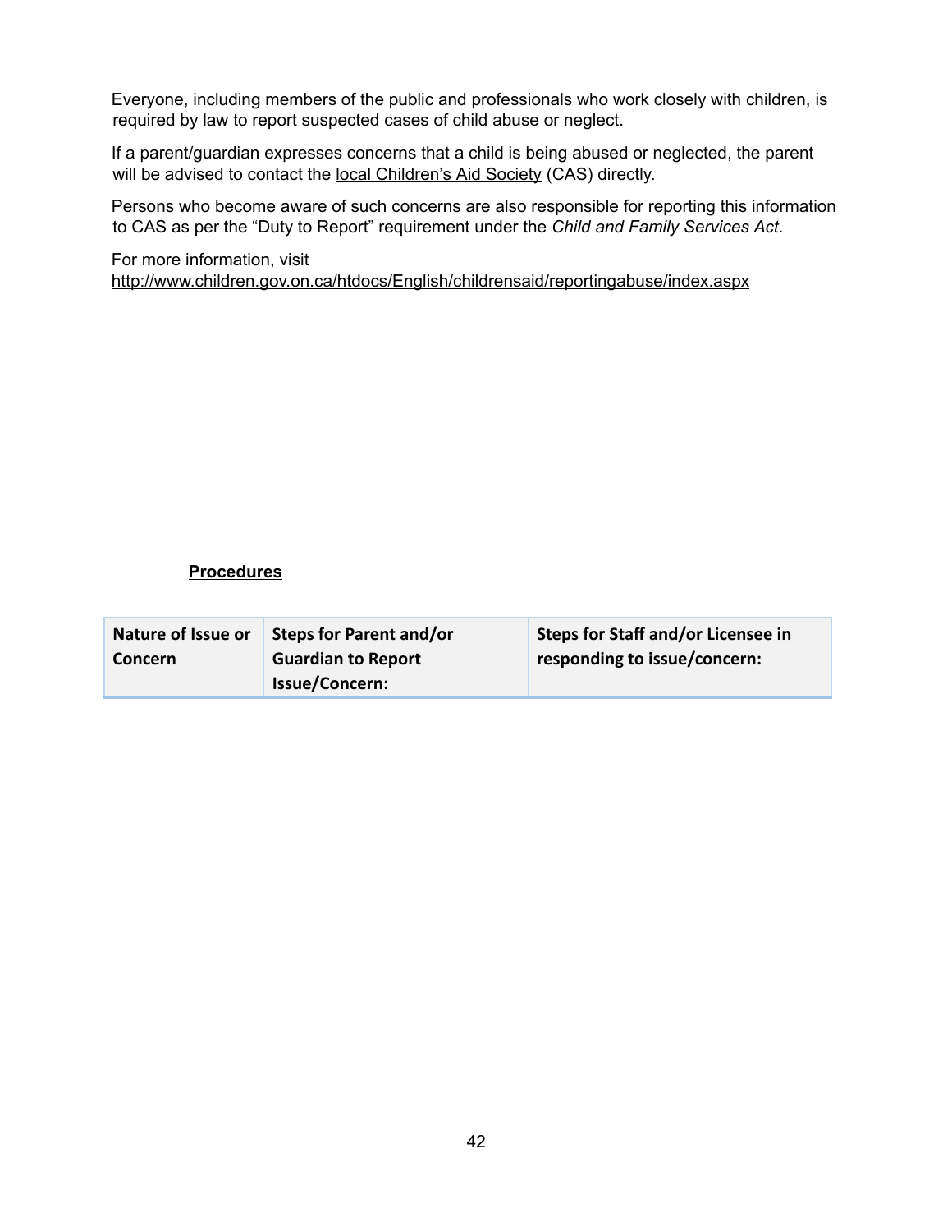Everyone, including members of the public and professionals who work closely with children, is required by law to report suspected cases of child abuse or neglect.

If a parent/guardian expresses concerns that a child is being abused or neglected, the parent will be advised to contact the local Children's Aid Society (CAS) directly.

Persons who become aware of such concerns are also responsible for reporting this information to CAS as per the "Duty to Report" requirement under the *Child and Family Services Act*.

For more information, visit http://www.children.gov.on.ca/htdocs/English/childrensaid/reportingabuse/index.aspx

**Procedures**

| Nature of Issue or Concern | Steps for Parent and/or Guardian to Report Issue/Concern: | Steps for Staff and/or Licensee in responding to issue/concern: |
|---|---|---|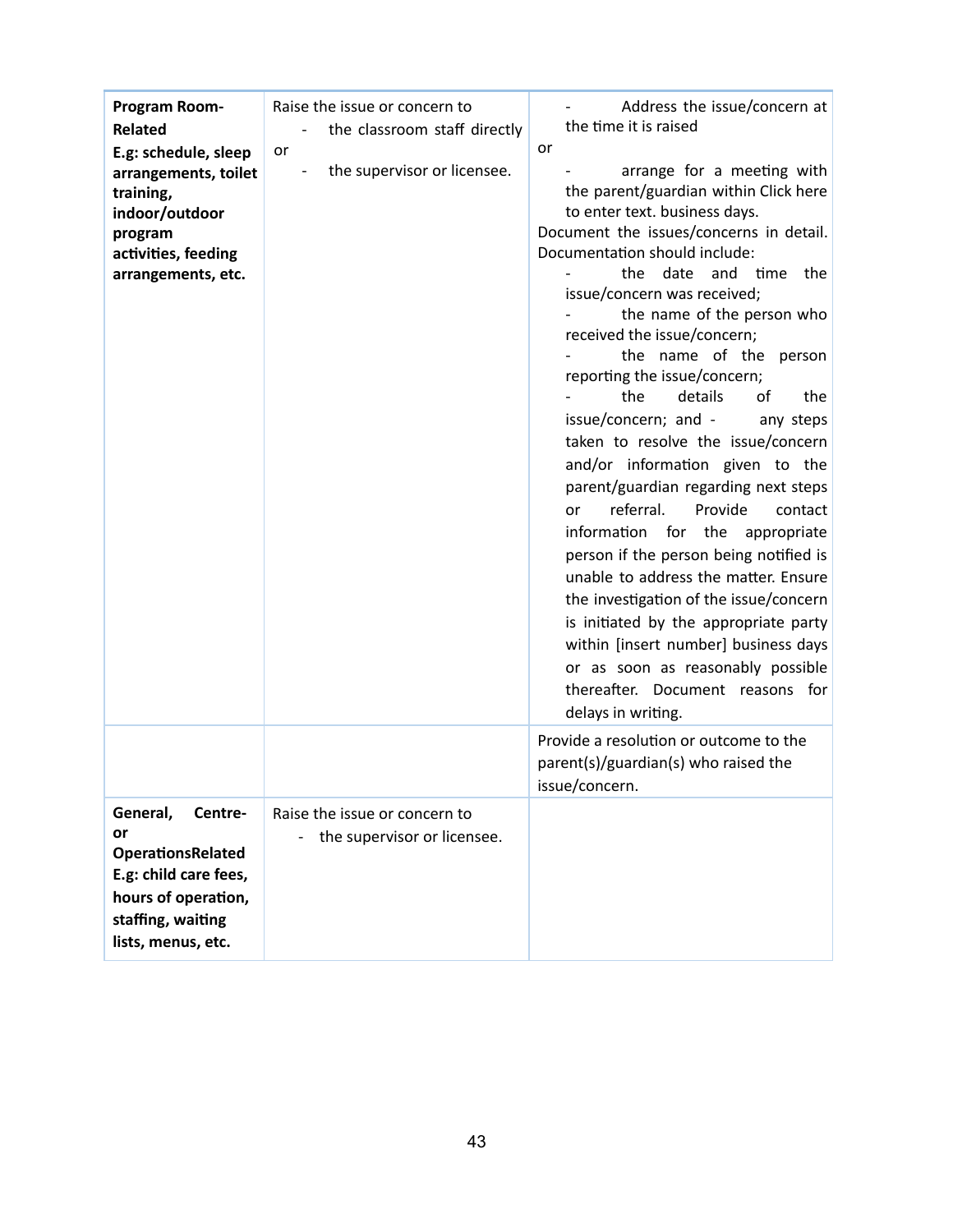| **Program Room-Related**<br>**E.g: schedule, sleep arrangements, toilet training, indoor/outdoor program activities, feeding arrangements, etc.** | Raise the issue or concern to<br>- the classroom staff directly<br>or<br>- the supervisor or licensee. | - Address the issue/concern at the time it is raised<br>or<br>- arrange for a meeting with the parent/guardian within Click here to enter text. business days.<br>Document the issues/concerns in detail. Documentation should include:<br>- the date and time the issue/concern was received;<br>- the name of the person who received the issue/concern;<br>- the name of the person reporting the issue/concern;<br>- the details of the issue/concern; and - any steps taken to resolve the issue/concern and/or information given to the parent/guardian regarding next steps or referral. Provide contact information for the appropriate person if the person being notified is unable to address the matter. Ensure the investigation of the issue/concern is initiated by the appropriate party within [insert number] business days or as soon as reasonably possible thereafter. Document reasons for delays in writing. |
|---|---|---|
| | | Provide a resolution or outcome to the parent(s)/guardian(s) who raised the issue/concern. |
| **General, Centre- or OperationsRelated**<br>**E.g: child care fees, hours of operation, staffing, waiting lists, menus, etc.** | Raise the issue or concern to<br>- the supervisor or licensee. | |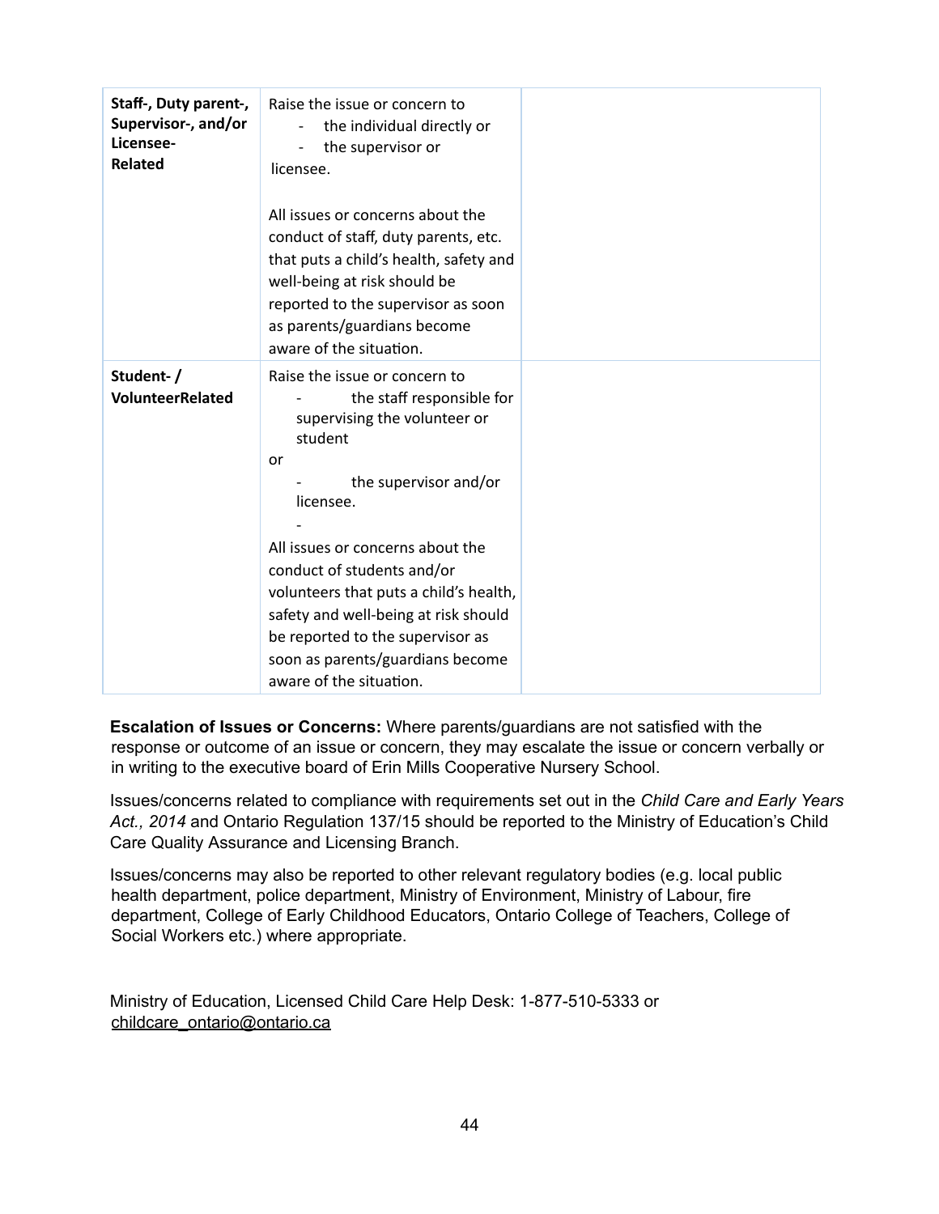| | | |
|---|---|---|
| **Staff-, Duty parent-, Supervisor-, and/or Licensee-Related** | Raise the issue or concern to<br>- the individual directly or<br>- the supervisor or<br>licensee.<br><br>All issues or concerns about the conduct of staff, duty parents, etc. that puts a child's health, safety and well-being at risk should be reported to the supervisor as soon as parents/guardians become aware of the situation. | |
| **Student- / VolunteerRelated** | Raise the issue or concern to<br>- the staff responsible for supervising the volunteer or student<br>or<br>- the supervisor and/or licensee.<br>-<br>All issues or concerns about the conduct of students and/or volunteers that puts a child's health, safety and well-being at risk should be reported to the supervisor as soon as parents/guardians become aware of the situation. | |

**Escalation of Issues or Concerns:** Where parents/guardians are not satisfied with the response or outcome of an issue or concern, they may escalate the issue or concern verbally or in writing to the executive board of Erin Mills Cooperative Nursery School.

Issues/concerns related to compliance with requirements set out in the *Child Care and Early Years Act., 2014* and Ontario Regulation 137/15 should be reported to the Ministry of Education's Child Care Quality Assurance and Licensing Branch.

Issues/concerns may also be reported to other relevant regulatory bodies (e.g. local public health department, police department, Ministry of Environment, Ministry of Labour, fire department, College of Early Childhood Educators, Ontario College of Teachers, College of Social Workers etc.) where appropriate.

Ministry of Education, Licensed Child Care Help Desk: 1-877-510-5333 or childcare_ontario@ontario.ca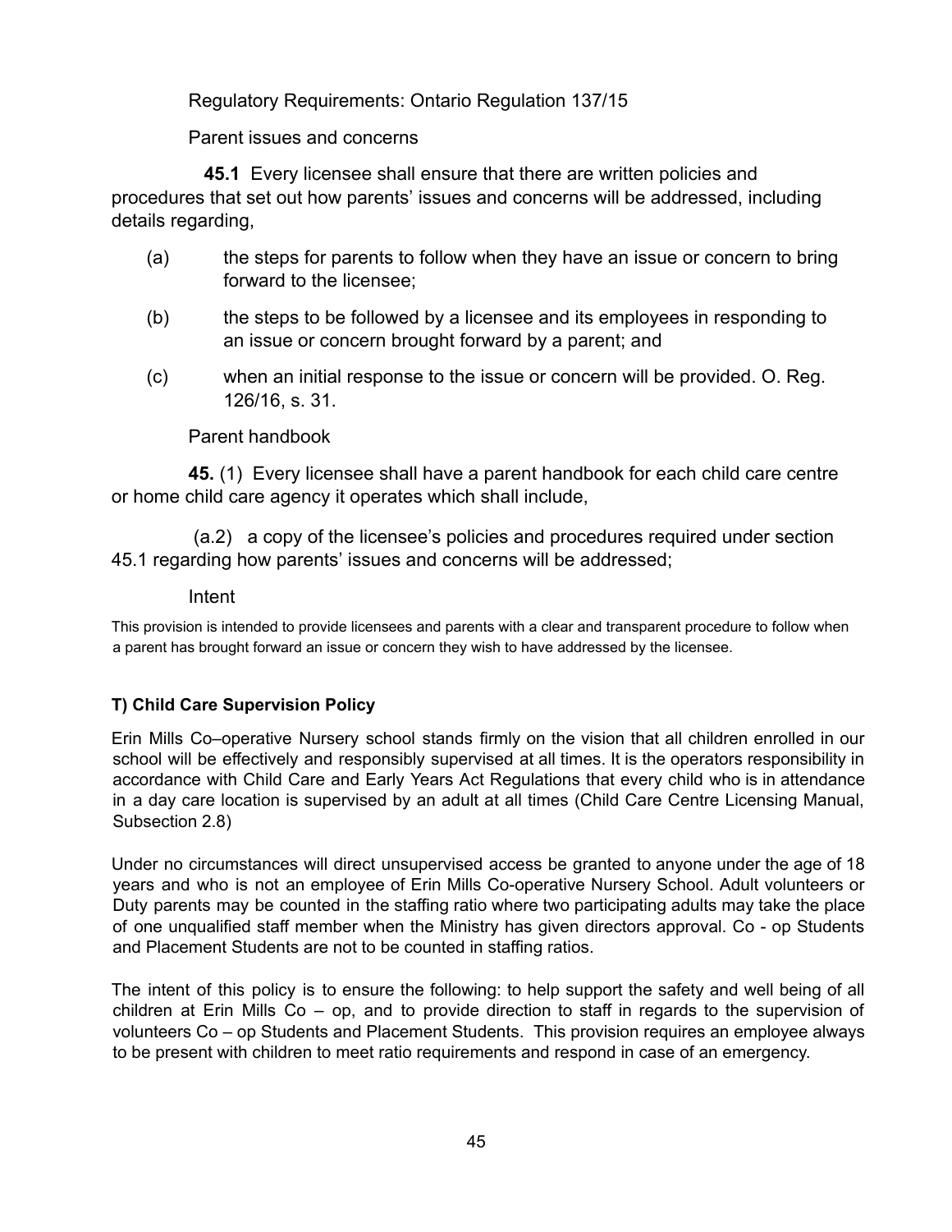Regulatory Requirements: Ontario Regulation 137/15

Parent issues and concerns

**45.1** Every licensee shall ensure that there are written policies and procedures that set out how parents' issues and concerns will be addressed, including details regarding,

(a) the steps for parents to follow when they have an issue or concern to bring forward to the licensee;

(b) the steps to be followed by a licensee and its employees in responding to an issue or concern brought forward by a parent; and

(c) when an initial response to the issue or concern will be provided. O. Reg. 126/16, s. 31.

Parent handbook

**45.** (1) Every licensee shall have a parent handbook for each child care centre or home child care agency it operates which shall include,

(a.2) a copy of the licensee's policies and procedures required under section 45.1 regarding how parents' issues and concerns will be addressed;

Intent

This provision is intended to provide licensees and parents with a clear and transparent procedure to follow when a parent has brought forward an issue or concern they wish to have addressed by the licensee.

**T) Child Care Supervision Policy**

Erin Mills Co–operative Nursery school stands firmly on the vision that all children enrolled in our school will be effectively and responsibly supervised at all times. It is the operators responsibility in accordance with Child Care and Early Years Act Regulations that every child who is in attendance in a day care location is supervised by an adult at all times (Child Care Centre Licensing Manual, Subsection 2.8)

Under no circumstances will direct unsupervised access be granted to anyone under the age of 18 years and who is not an employee of Erin Mills Co-operative Nursery School. Adult volunteers or Duty parents may be counted in the staffing ratio where two participating adults may take the place of one unqualified staff member when the Ministry has given directors approval. Co - op Students and Placement Students are not to be counted in staffing ratios.

The intent of this policy is to ensure the following: to help support the safety and well being of all children at Erin Mills Co – op, and to provide direction to staff in regards to the supervision of volunteers Co – op Students and Placement Students. This provision requires an employee always to be present with children to meet ratio requirements and respond in case of an emergency.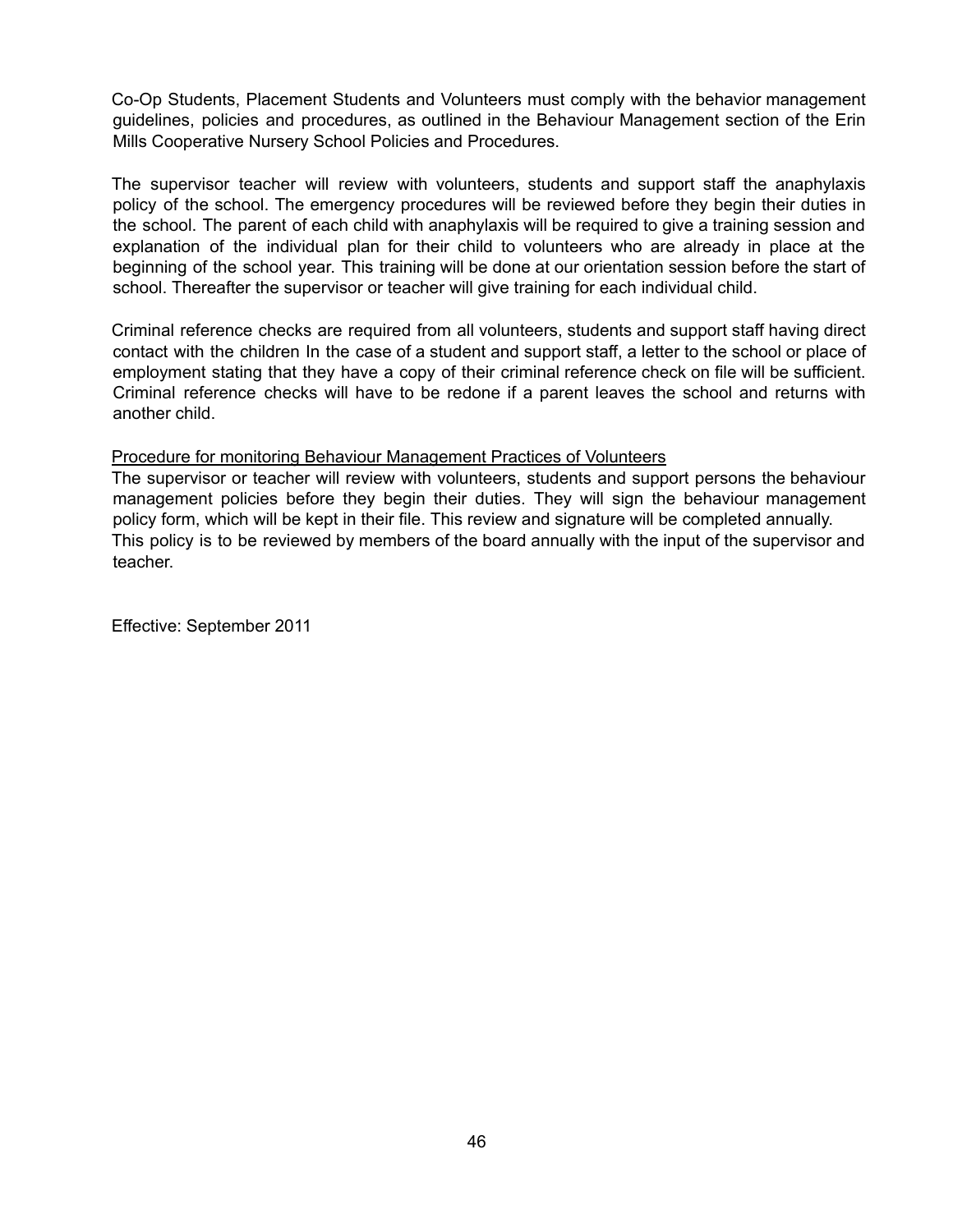Co-Op Students, Placement Students and Volunteers must comply with the behavior management guidelines, policies and procedures, as outlined in the Behaviour Management section of the Erin Mills Cooperative Nursery School Policies and Procedures.

The supervisor teacher will review with volunteers, students and support staff the anaphylaxis policy of the school. The emergency procedures will be reviewed before they begin their duties in the school. The parent of each child with anaphylaxis will be required to give a training session and explanation of the individual plan for their child to volunteers who are already in place at the beginning of the school year. This training will be done at our orientation session before the start of school. Thereafter the supervisor or teacher will give training for each individual child.

Criminal reference checks are required from all volunteers, students and support staff having direct contact with the children In the case of a student and support staff, a letter to the school or place of employment stating that they have a copy of their criminal reference check on file will be sufficient. Criminal reference checks will have to be redone if a parent leaves the school and returns with another child.

<u>Procedure for monitoring Behaviour Management Practices of Volunteers</u>
The supervisor or teacher will review with volunteers, students and support persons the behaviour management policies before they begin their duties. They will sign the behaviour management policy form, which will be kept in their file. This review and signature will be completed annually.
This policy is to be reviewed by members of the board annually with the input of the supervisor and teacher.

Effective: September 2011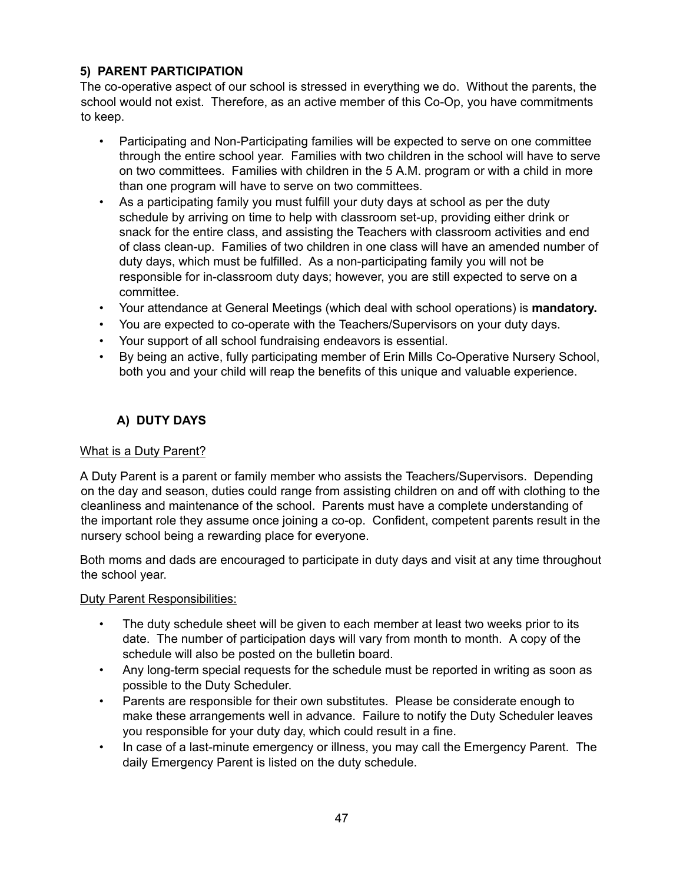## 5) PARENT PARTICIPATION

The co-operative aspect of our school is stressed in everything we do. Without the parents, the school would not exist. Therefore, as an active member of this Co-Op, you have commitments to keep.

- Participating and Non-Participating families will be expected to serve on one committee through the entire school year. Families with two children in the school will have to serve on two committees. Families with children in the 5 A.M. program or with a child in more than one program will have to serve on two committees.
- As a participating family you must fulfill your duty days at school as per the duty schedule by arriving on time to help with classroom set-up, providing either drink or snack for the entire class, and assisting the Teachers with classroom activities and end of class clean-up. Families of two children in one class will have an amended number of duty days, which must be fulfilled. As a non-participating family you will not be responsible for in-classroom duty days; however, you are still expected to serve on a committee.
- Your attendance at General Meetings (which deal with school operations) is **mandatory.**
- You are expected to co-operate with the Teachers/Supervisors on your duty days.
- Your support of all school fundraising endeavors is essential.
- By being an active, fully participating member of Erin Mills Co-Operative Nursery School, both you and your child will reap the benefits of this unique and valuable experience.

### A) DUTY DAYS

<u>What is a Duty Parent?</u>

A Duty Parent is a parent or family member who assists the Teachers/Supervisors. Depending on the day and season, duties could range from assisting children on and off with clothing to the cleanliness and maintenance of the school. Parents must have a complete understanding of the important role they assume once joining a co-op. Confident, competent parents result in the nursery school being a rewarding place for everyone.

Both moms and dads are encouraged to participate in duty days and visit at any time throughout the school year.

<u>Duty Parent Responsibilities:</u>

- The duty schedule sheet will be given to each member at least two weeks prior to its date. The number of participation days will vary from month to month. A copy of the schedule will also be posted on the bulletin board.
- Any long-term special requests for the schedule must be reported in writing as soon as possible to the Duty Scheduler.
- Parents are responsible for their own substitutes. Please be considerate enough to make these arrangements well in advance. Failure to notify the Duty Scheduler leaves you responsible for your duty day, which could result in a fine.
- In case of a last-minute emergency or illness, you may call the Emergency Parent. The daily Emergency Parent is listed on the duty schedule.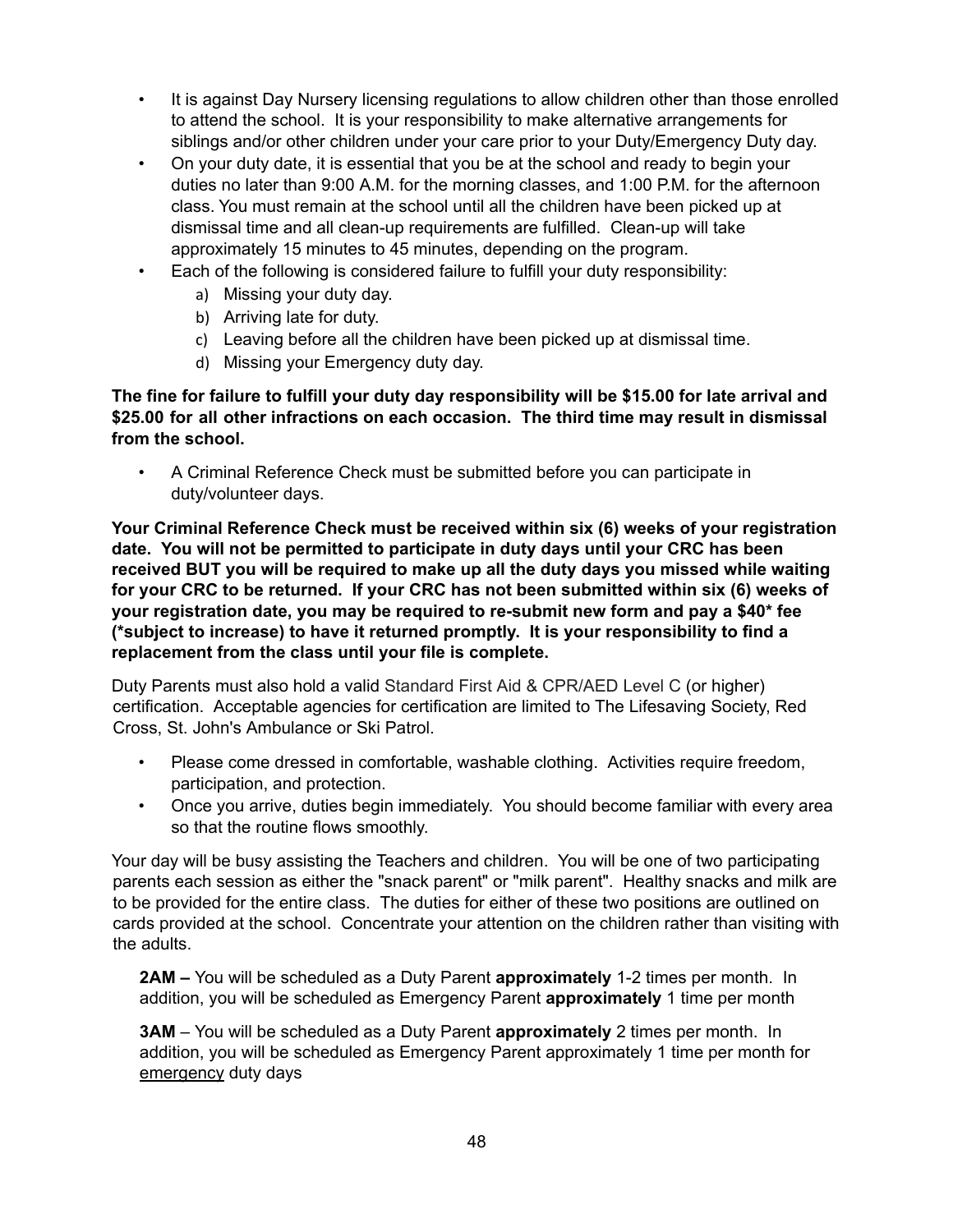- It is against Day Nursery licensing regulations to allow children other than those enrolled to attend the school. It is your responsibility to make alternative arrangements for siblings and/or other children under your care prior to your Duty/Emergency Duty day.
- On your duty date, it is essential that you be at the school and ready to begin your duties no later than 9:00 A.M. for the morning classes, and 1:00 P.M. for the afternoon class. You must remain at the school until all the children have been picked up at dismissal time and all clean-up requirements are fulfilled. Clean-up will take approximately 15 minutes to 45 minutes, depending on the program.
- Each of the following is considered failure to fulfill your duty responsibility:
  a) Missing your duty day.
  b) Arriving late for duty.
  c) Leaving before all the children have been picked up at dismissal time.
  d) Missing your Emergency duty day.

**The fine for failure to fulfill your duty day responsibility will be $15.00 for late arrival and $25.00 for all other infractions on each occasion. The third time may result in dismissal from the school.**

- A Criminal Reference Check must be submitted before you can participate in duty/volunteer days.

**Your Criminal Reference Check must be received within six (6) weeks of your registration date. You will not be permitted to participate in duty days until your CRC has been received BUT you will be required to make up all the duty days you missed while waiting for your CRC to be returned. If your CRC has not been submitted within six (6) weeks of your registration date, you may be required to re-submit new form and pay a $40* fee (*subject to increase) to have it returned promptly. It is your responsibility to find a replacement from the class until your file is complete.**

Duty Parents must also hold a valid Standard First Aid & CPR/AED Level C (or higher) certification. Acceptable agencies for certification are limited to The Lifesaving Society, Red Cross, St. John's Ambulance or Ski Patrol.

- Please come dressed in comfortable, washable clothing. Activities require freedom, participation, and protection.
- Once you arrive, duties begin immediately. You should become familiar with every area so that the routine flows smoothly.

Your day will be busy assisting the Teachers and children. You will be one of two participating parents each session as either the "snack parent" or "milk parent". Healthy snacks and milk are to be provided for the entire class. The duties for either of these two positions are outlined on cards provided at the school. Concentrate your attention on the children rather than visiting with the adults.

**2AM –** You will be scheduled as a Duty Parent **approximately** 1-2 times per month. In addition, you will be scheduled as Emergency Parent **approximately** 1 time per month

**3AM** – You will be scheduled as a Duty Parent **approximately** 2 times per month. In addition, you will be scheduled as Emergency Parent approximately 1 time per month for <u>emergency</u> duty days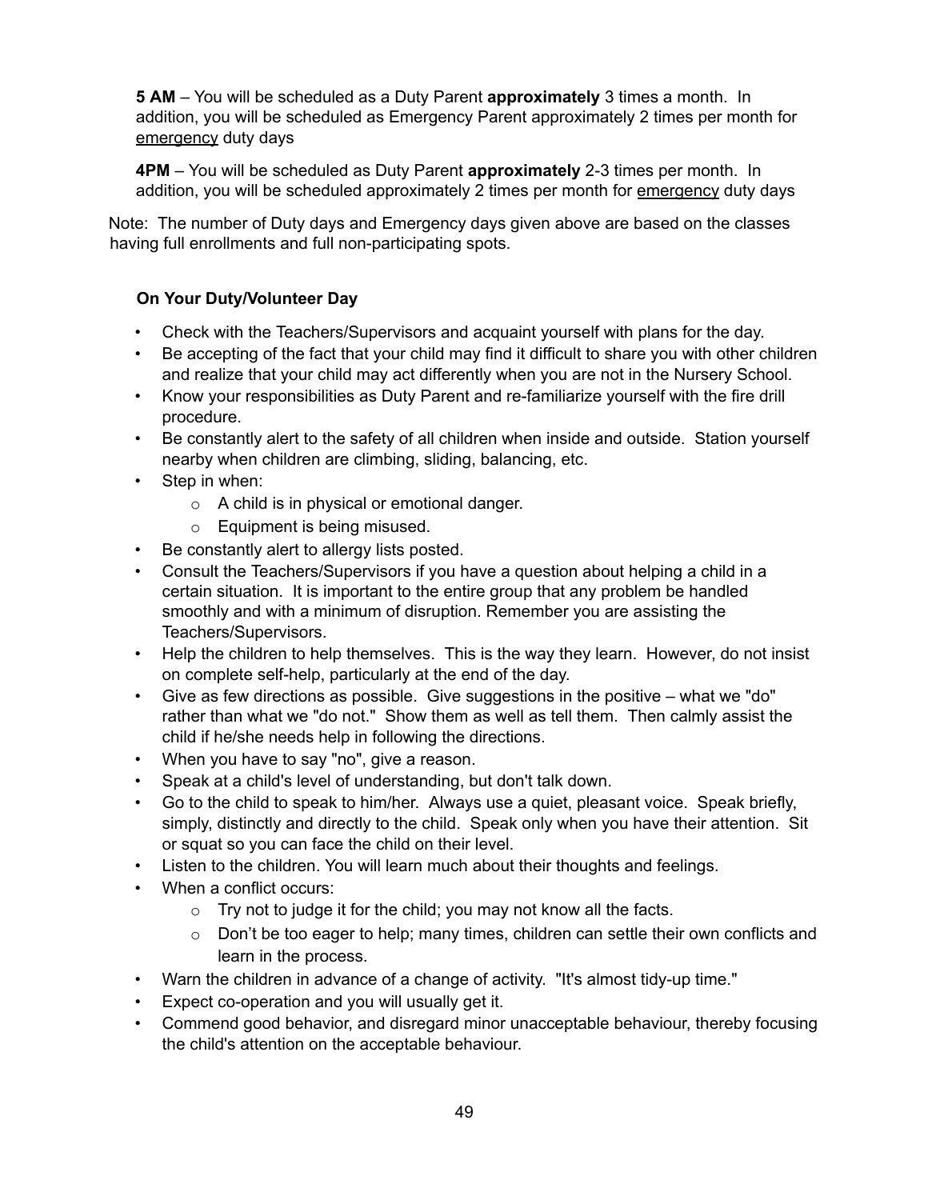**5 AM** – You will be scheduled as a Duty Parent **approximately** 3 times a month. In addition, you will be scheduled as Emergency Parent approximately 2 times per month for <u>emergency</u> duty days

**4PM** – You will be scheduled as Duty Parent **approximately** 2-3 times per month. In addition, you will be scheduled approximately 2 times per month for <u>emergency</u> duty days

Note: The number of Duty days and Emergency days given above are based on the classes having full enrollments and full non-participating spots.

### On Your Duty/Volunteer Day

- Check with the Teachers/Supervisors and acquaint yourself with plans for the day.
- Be accepting of the fact that your child may find it difficult to share you with other children and realize that your child may act differently when you are not in the Nursery School.
- Know your responsibilities as Duty Parent and re-familiarize yourself with the fire drill procedure.
- Be constantly alert to the safety of all children when inside and outside. Station yourself nearby when children are climbing, sliding, balancing, etc.
- Step in when:
  - A child is in physical or emotional danger.
  - Equipment is being misused.
- Be constantly alert to allergy lists posted.
- Consult the Teachers/Supervisors if you have a question about helping a child in a certain situation. It is important to the entire group that any problem be handled smoothly and with a minimum of disruption. Remember you are assisting the Teachers/Supervisors.
- Help the children to help themselves. This is the way they learn. However, do not insist on complete self-help, particularly at the end of the day.
- Give as few directions as possible. Give suggestions in the positive – what we "do" rather than what we "do not." Show them as well as tell them. Then calmly assist the child if he/she needs help in following the directions.
- When you have to say "no", give a reason.
- Speak at a child's level of understanding, but don't talk down.
- Go to the child to speak to him/her. Always use a quiet, pleasant voice. Speak briefly, simply, distinctly and directly to the child. Speak only when you have their attention. Sit or squat so you can face the child on their level.
- Listen to the children. You will learn much about their thoughts and feelings.
- When a conflict occurs:
  - Try not to judge it for the child; you may not know all the facts.
  - Don't be too eager to help; many times, children can settle their own conflicts and learn in the process.
- Warn the children in advance of a change of activity. "It's almost tidy-up time."
- Expect co-operation and you will usually get it.
- Commend good behavior, and disregard minor unacceptable behaviour, thereby focusing the child's attention on the acceptable behaviour.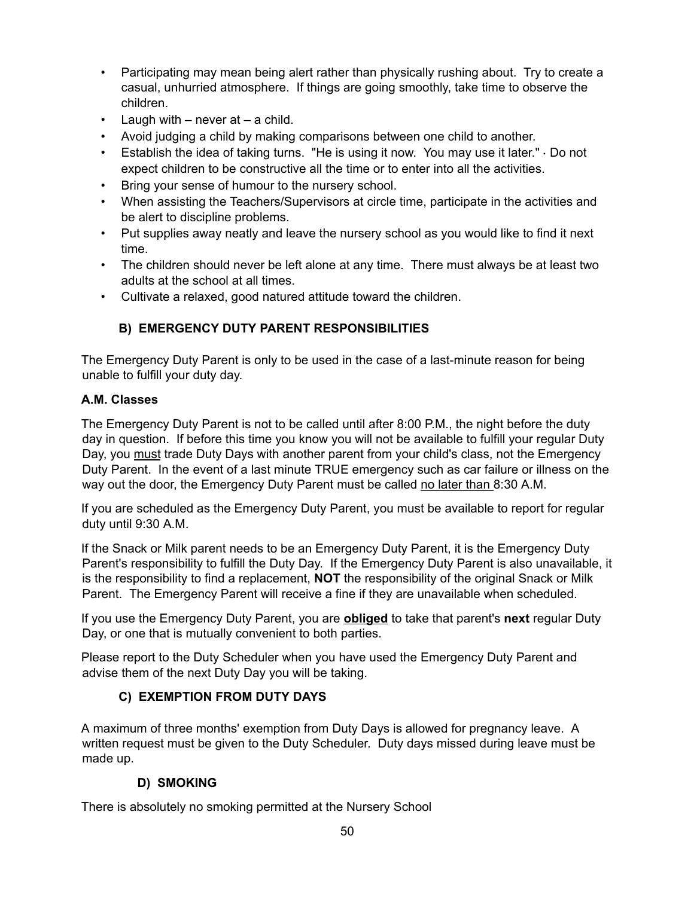- Participating may mean being alert rather than physically rushing about. Try to create a casual, unhurried atmosphere. If things are going smoothly, take time to observe the children.
- Laugh with – never at – a child.
- Avoid judging a child by making comparisons between one child to another.
- Establish the idea of taking turns. "He is using it now. You may use it later." · Do not expect children to be constructive all the time or to enter into all the activities.
- Bring your sense of humour to the nursery school.
- When assisting the Teachers/Supervisors at circle time, participate in the activities and be alert to discipline problems.
- Put supplies away neatly and leave the nursery school as you would like to find it next time.
- The children should never be left alone at any time. There must always be at least two adults at the school at all times.
- Cultivate a relaxed, good natured attitude toward the children.

### B) EMERGENCY DUTY PARENT RESPONSIBILITIES

The Emergency Duty Parent is only to be used in the case of a last-minute reason for being unable to fulfill your duty day.

**A.M. Classes**

The Emergency Duty Parent is not to be called until after 8:00 P.M., the night before the duty day in question. If before this time you know you will not be available to fulfill your regular Duty Day, you <u>must</u> trade Duty Days with another parent from your child's class, not the Emergency Duty Parent. In the event of a last minute TRUE emergency such as car failure or illness on the way out the door, the Emergency Duty Parent must be called <u>no later than</u> 8:30 A.M.

If you are scheduled as the Emergency Duty Parent, you must be available to report for regular duty until 9:30 A.M.

If the Snack or Milk parent needs to be an Emergency Duty Parent, it is the Emergency Duty Parent's responsibility to fulfill the Duty Day. If the Emergency Duty Parent is also unavailable, it is the responsibility to find a replacement, **NOT** the responsibility of the original Snack or Milk Parent. The Emergency Parent will receive a fine if they are unavailable when scheduled.

If you use the Emergency Duty Parent, you are <u>**obliged**</u> to take that parent's **next** regular Duty Day, or one that is mutually convenient to both parties.

Please report to the Duty Scheduler when you have used the Emergency Duty Parent and advise them of the next Duty Day you will be taking.

### C) EXEMPTION FROM DUTY DAYS

A maximum of three months' exemption from Duty Days is allowed for pregnancy leave. A written request must be given to the Duty Scheduler. Duty days missed during leave must be made up.

### D) SMOKING

There is absolutely no smoking permitted at the Nursery School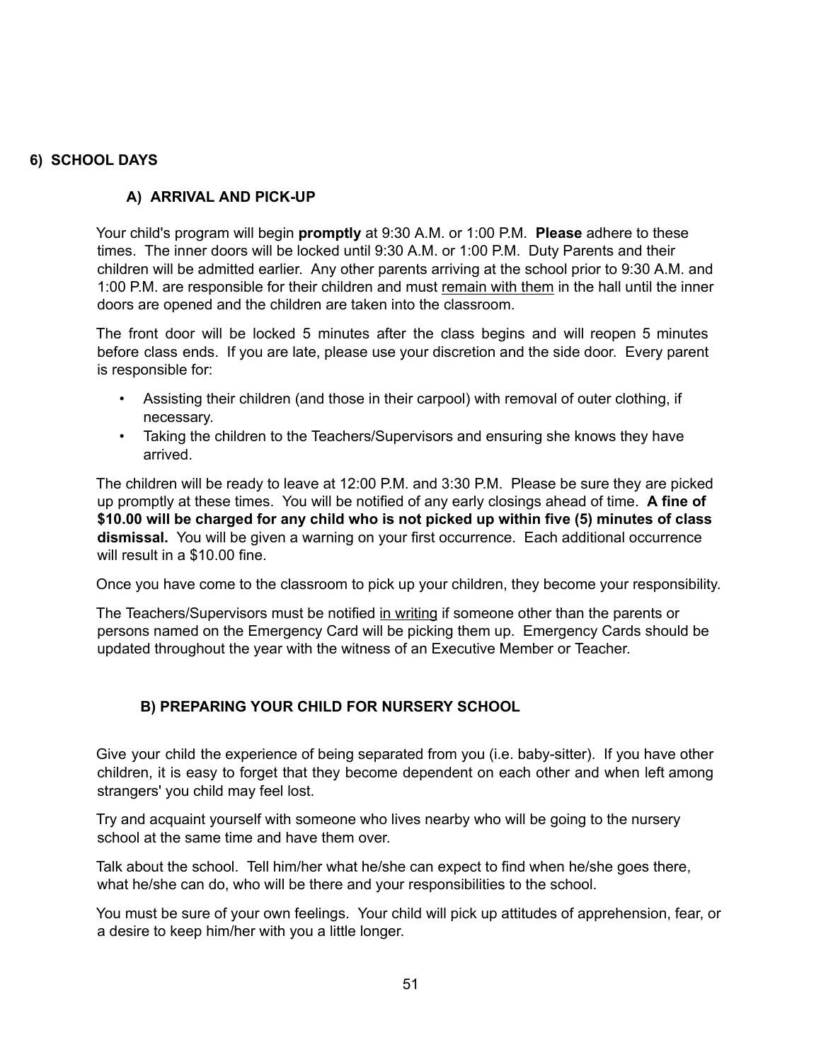## 6) SCHOOL DAYS

### A) ARRIVAL AND PICK-UP

Your child's program will begin **promptly** at 9:30 A.M. or 1:00 P.M. **Please** adhere to these times. The inner doors will be locked until 9:30 A.M. or 1:00 P.M. Duty Parents and their children will be admitted earlier. Any other parents arriving at the school prior to 9:30 A.M. and 1:00 P.M. are responsible for their children and must remain with them in the hall until the inner doors are opened and the children are taken into the classroom.

The front door will be locked 5 minutes after the class begins and will reopen 5 minutes before class ends. If you are late, please use your discretion and the side door. Every parent is responsible for:

- Assisting their children (and those in their carpool) with removal of outer clothing, if necessary.
- Taking the children to the Teachers/Supervisors and ensuring she knows they have arrived.

The children will be ready to leave at 12:00 P.M. and 3:30 P.M. Please be sure they are picked up promptly at these times. You will be notified of any early closings ahead of time. **A fine of $10.00 will be charged for any child who is not picked up within five (5) minutes of class dismissal.** You will be given a warning on your first occurrence. Each additional occurrence will result in a $10.00 fine.

Once you have come to the classroom to pick up your children, they become your responsibility.

The Teachers/Supervisors must be notified in writing if someone other than the parents or persons named on the Emergency Card will be picking them up. Emergency Cards should be updated throughout the year with the witness of an Executive Member or Teacher.

### B) PREPARING YOUR CHILD FOR NURSERY SCHOOL

Give your child the experience of being separated from you (i.e. baby-sitter). If you have other children, it is easy to forget that they become dependent on each other and when left among strangers' you child may feel lost.

Try and acquaint yourself with someone who lives nearby who will be going to the nursery school at the same time and have them over.

Talk about the school. Tell him/her what he/she can expect to find when he/she goes there, what he/she can do, who will be there and your responsibilities to the school.

You must be sure of your own feelings. Your child will pick up attitudes of apprehension, fear, or a desire to keep him/her with you a little longer.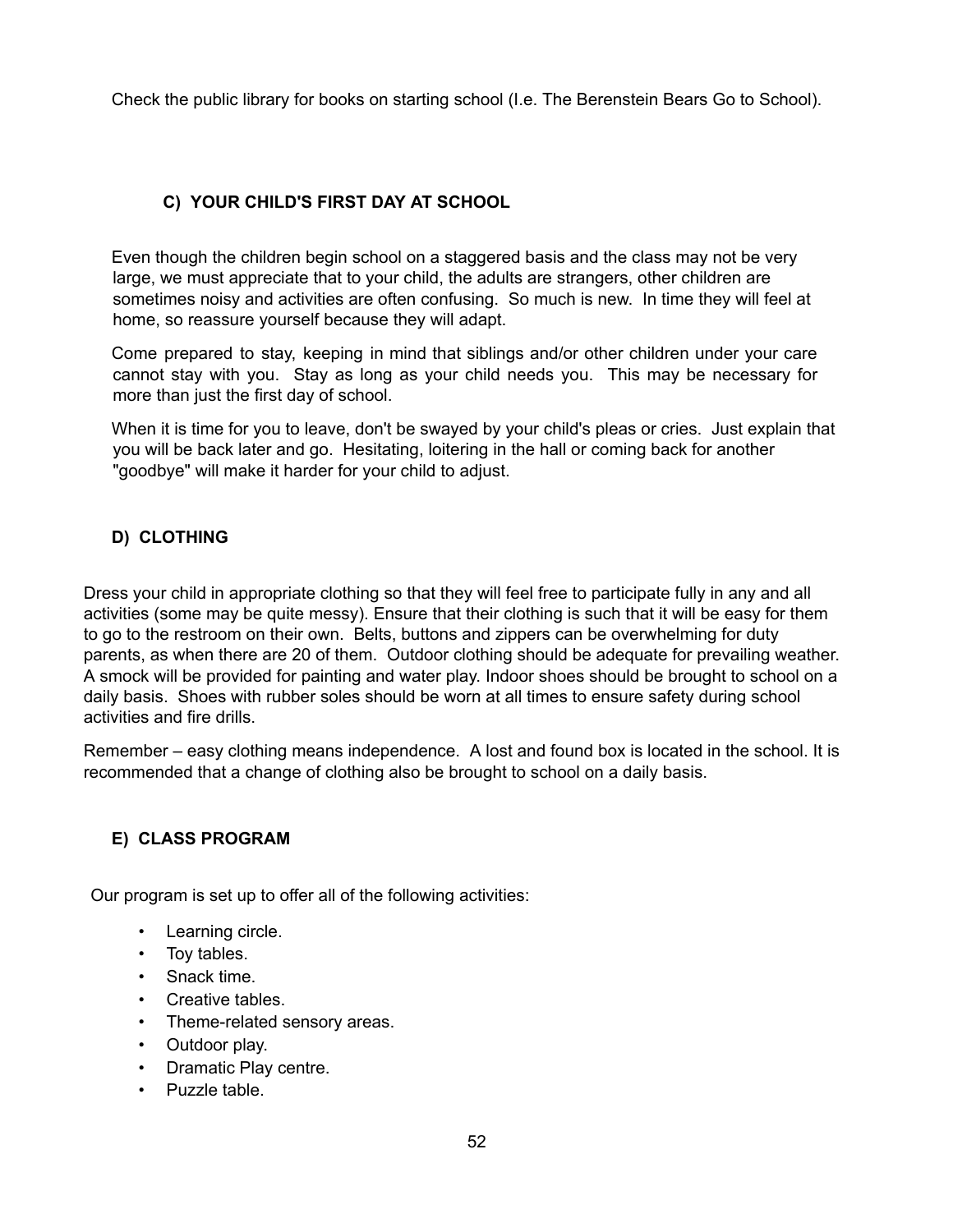Check the public library for books on starting school (I.e. The Berenstein Bears Go to School).

### C) YOUR CHILD'S FIRST DAY AT SCHOOL

Even though the children begin school on a staggered basis and the class may not be very large, we must appreciate that to your child, the adults are strangers, other children are sometimes noisy and activities are often confusing. So much is new. In time they will feel at home, so reassure yourself because they will adapt.

Come prepared to stay, keeping in mind that siblings and/or other children under your care cannot stay with you. Stay as long as your child needs you. This may be necessary for more than just the first day of school.

When it is time for you to leave, don't be swayed by your child's pleas or cries. Just explain that you will be back later and go. Hesitating, loitering in the hall or coming back for another "goodbye" will make it harder for your child to adjust.

### D) CLOTHING

Dress your child in appropriate clothing so that they will feel free to participate fully in any and all activities (some may be quite messy). Ensure that their clothing is such that it will be easy for them to go to the restroom on their own. Belts, buttons and zippers can be overwhelming for duty parents, as when there are 20 of them. Outdoor clothing should be adequate for prevailing weather. A smock will be provided for painting and water play. Indoor shoes should be brought to school on a daily basis. Shoes with rubber soles should be worn at all times to ensure safety during school activities and fire drills.

Remember – easy clothing means independence. A lost and found box is located in the school. It is recommended that a change of clothing also be brought to school on a daily basis.

### E) CLASS PROGRAM

Our program is set up to offer all of the following activities:

- Learning circle.
- Toy tables.
- Snack time.
- Creative tables.
- Theme-related sensory areas.
- Outdoor play.
- Dramatic Play centre.
- Puzzle table.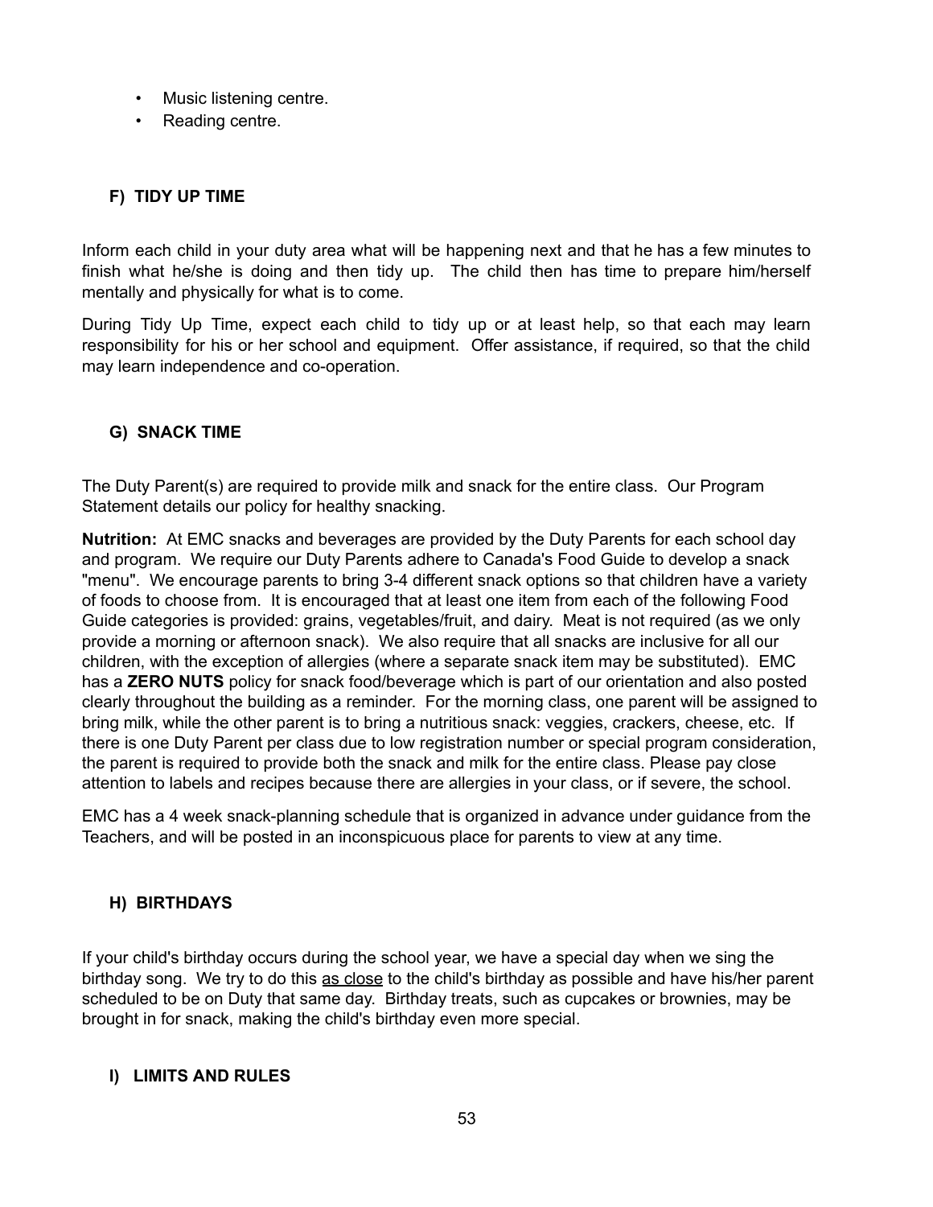- Music listening centre.
- Reading centre.

### F) TIDY UP TIME

Inform each child in your duty area what will be happening next and that he has a few minutes to finish what he/she is doing and then tidy up. The child then has time to prepare him/herself mentally and physically for what is to come.

During Tidy Up Time, expect each child to tidy up or at least help, so that each may learn responsibility for his or her school and equipment. Offer assistance, if required, so that the child may learn independence and co-operation.

### G) SNACK TIME

The Duty Parent(s) are required to provide milk and snack for the entire class. Our Program Statement details our policy for healthy snacking.

**Nutrition:** At EMC snacks and beverages are provided by the Duty Parents for each school day and program. We require our Duty Parents adhere to Canada's Food Guide to develop a snack "menu". We encourage parents to bring 3-4 different snack options so that children have a variety of foods to choose from. It is encouraged that at least one item from each of the following Food Guide categories is provided: grains, vegetables/fruit, and dairy. Meat is not required (as we only provide a morning or afternoon snack). We also require that all snacks are inclusive for all our children, with the exception of allergies (where a separate snack item may be substituted). EMC has a **ZERO NUTS** policy for snack food/beverage which is part of our orientation and also posted clearly throughout the building as a reminder. For the morning class, one parent will be assigned to bring milk, while the other parent is to bring a nutritious snack: veggies, crackers, cheese, etc. If there is one Duty Parent per class due to low registration number or special program consideration, the parent is required to provide both the snack and milk for the entire class. Please pay close attention to labels and recipes because there are allergies in your class, or if severe, the school.

EMC has a 4 week snack-planning schedule that is organized in advance under guidance from the Teachers, and will be posted in an inconspicuous place for parents to view at any time.

### H) BIRTHDAYS

If your child's birthday occurs during the school year, we have a special day when we sing the birthday song. We try to do this <u>as close</u> to the child's birthday as possible and have his/her parent scheduled to be on Duty that same day. Birthday treats, such as cupcakes or brownies, may be brought in for snack, making the child's birthday even more special.

### I) LIMITS AND RULES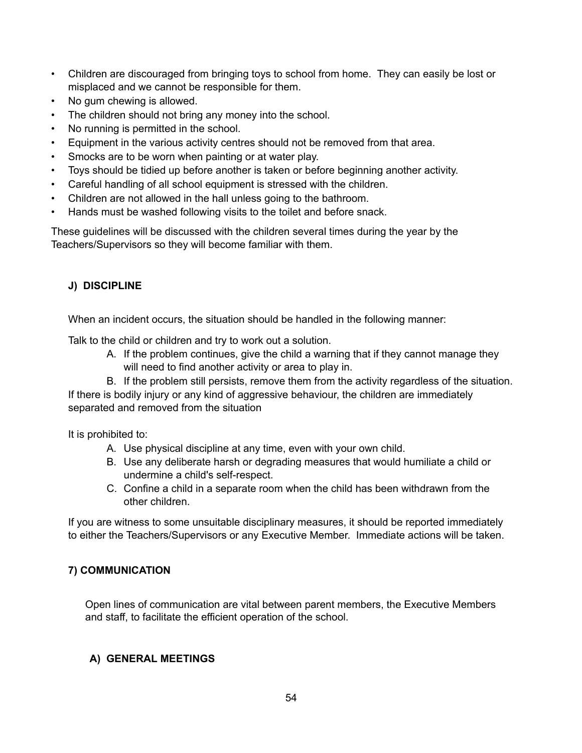- Children are discouraged from bringing toys to school from home. They can easily be lost or misplaced and we cannot be responsible for them.
- No gum chewing is allowed.
- The children should not bring any money into the school.
- No running is permitted in the school.
- Equipment in the various activity centres should not be removed from that area.
- Smocks are to be worn when painting or at water play.
- Toys should be tidied up before another is taken or before beginning another activity.
- Careful handling of all school equipment is stressed with the children.
- Children are not allowed in the hall unless going to the bathroom.
- Hands must be washed following visits to the toilet and before snack.

These guidelines will be discussed with the children several times during the year by the Teachers/Supervisors so they will become familiar with them.

### J) DISCIPLINE

When an incident occurs, the situation should be handled in the following manner:

Talk to the child or children and try to work out a solution.

A. If the problem continues, give the child a warning that if they cannot manage they will need to find another activity or area to play in.
B. If the problem still persists, remove them from the activity regardless of the situation.

If there is bodily injury or any kind of aggressive behaviour, the children are immediately separated and removed from the situation

It is prohibited to:

A. Use physical discipline at any time, even with your own child.
B. Use any deliberate harsh or degrading measures that would humiliate a child or undermine a child's self-respect.
C. Confine a child in a separate room when the child has been withdrawn from the other children.

If you are witness to some unsuitable disciplinary measures, it should be reported immediately to either the Teachers/Supervisors or any Executive Member. Immediate actions will be taken.

## 7) COMMUNICATION

Open lines of communication are vital between parent members, the Executive Members and staff, to facilitate the efficient operation of the school.

### A) GENERAL MEETINGS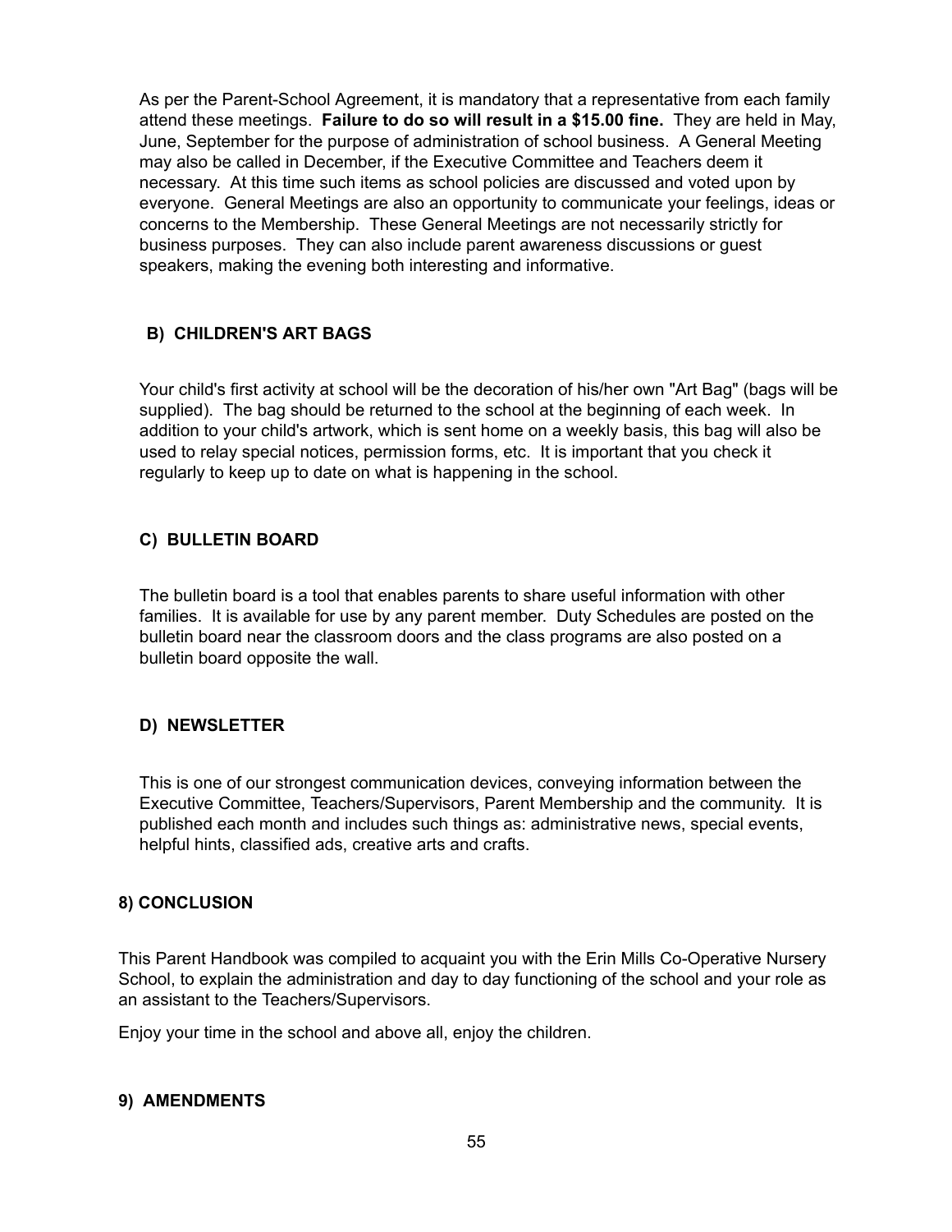As per the Parent-School Agreement, it is mandatory that a representative from each family attend these meetings. **Failure to do so will result in a $15.00 fine.** They are held in May, June, September for the purpose of administration of school business. A General Meeting may also be called in December, if the Executive Committee and Teachers deem it necessary. At this time such items as school policies are discussed and voted upon by everyone. General Meetings are also an opportunity to communicate your feelings, ideas or concerns to the Membership. These General Meetings are not necessarily strictly for business purposes. They can also include parent awareness discussions or guest speakers, making the evening both interesting and informative.

### B) CHILDREN'S ART BAGS

Your child's first activity at school will be the decoration of his/her own "Art Bag" (bags will be supplied). The bag should be returned to the school at the beginning of each week. In addition to your child's artwork, which is sent home on a weekly basis, this bag will also be used to relay special notices, permission forms, etc. It is important that you check it regularly to keep up to date on what is happening in the school.

### C) BULLETIN BOARD

The bulletin board is a tool that enables parents to share useful information with other families. It is available for use by any parent member. Duty Schedules are posted on the bulletin board near the classroom doors and the class programs are also posted on a bulletin board opposite the wall.

### D) NEWSLETTER

This is one of our strongest communication devices, conveying information between the Executive Committee, Teachers/Supervisors, Parent Membership and the community. It is published each month and includes such things as: administrative news, special events, helpful hints, classified ads, creative arts and crafts.

## 8) CONCLUSION

This Parent Handbook was compiled to acquaint you with the Erin Mills Co-Operative Nursery School, to explain the administration and day to day functioning of the school and your role as an assistant to the Teachers/Supervisors.

Enjoy your time in the school and above all, enjoy the children.

## 9) AMENDMENTS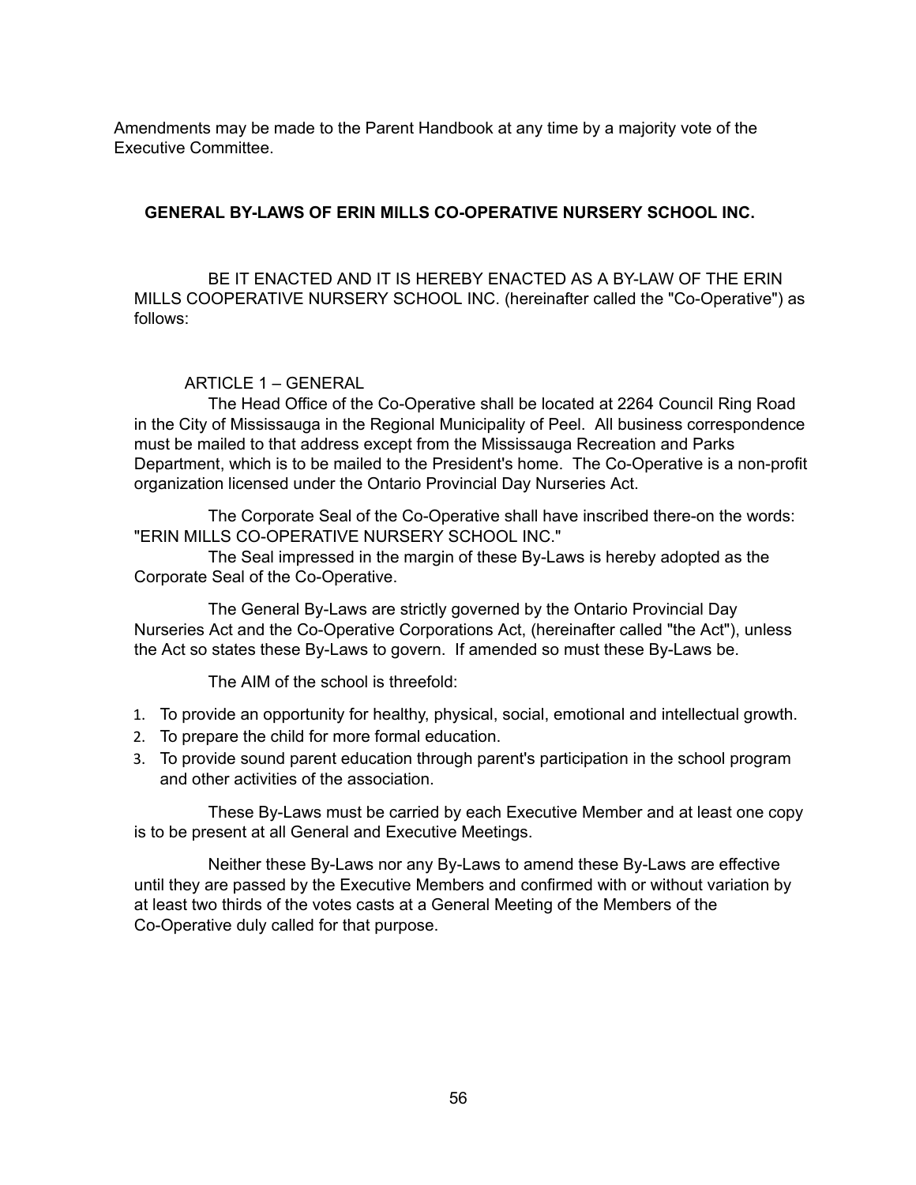Amendments may be made to the Parent Handbook at any time by a majority vote of the Executive Committee.

## GENERAL BY-LAWS OF ERIN MILLS CO-OPERATIVE NURSERY SCHOOL INC.

BE IT ENACTED AND IT IS HEREBY ENACTED AS A BY-LAW OF THE ERIN MILLS COOPERATIVE NURSERY SCHOOL INC. (hereinafter called the "Co-Operative") as follows:

### ARTICLE 1 – GENERAL

The Head Office of the Co-Operative shall be located at 2264 Council Ring Road in the City of Mississauga in the Regional Municipality of Peel. All business correspondence must be mailed to that address except from the Mississauga Recreation and Parks Department, which is to be mailed to the President's home. The Co-Operative is a non-profit organization licensed under the Ontario Provincial Day Nurseries Act.

The Corporate Seal of the Co-Operative shall have inscribed there-on the words: "ERIN MILLS CO-OPERATIVE NURSERY SCHOOL INC."

The Seal impressed in the margin of these By-Laws is hereby adopted as the Corporate Seal of the Co-Operative.

The General By-Laws are strictly governed by the Ontario Provincial Day Nurseries Act and the Co-Operative Corporations Act, (hereinafter called "the Act"), unless the Act so states these By-Laws to govern. If amended so must these By-Laws be.

The AIM of the school is threefold:

1. To provide an opportunity for healthy, physical, social, emotional and intellectual growth.
2. To prepare the child for more formal education.
3. To provide sound parent education through parent's participation in the school program and other activities of the association.

These By-Laws must be carried by each Executive Member and at least one copy is to be present at all General and Executive Meetings.

Neither these By-Laws nor any By-Laws to amend these By-Laws are effective until they are passed by the Executive Members and confirmed with or without variation by at least two thirds of the votes casts at a General Meeting of the Members of the Co-Operative duly called for that purpose.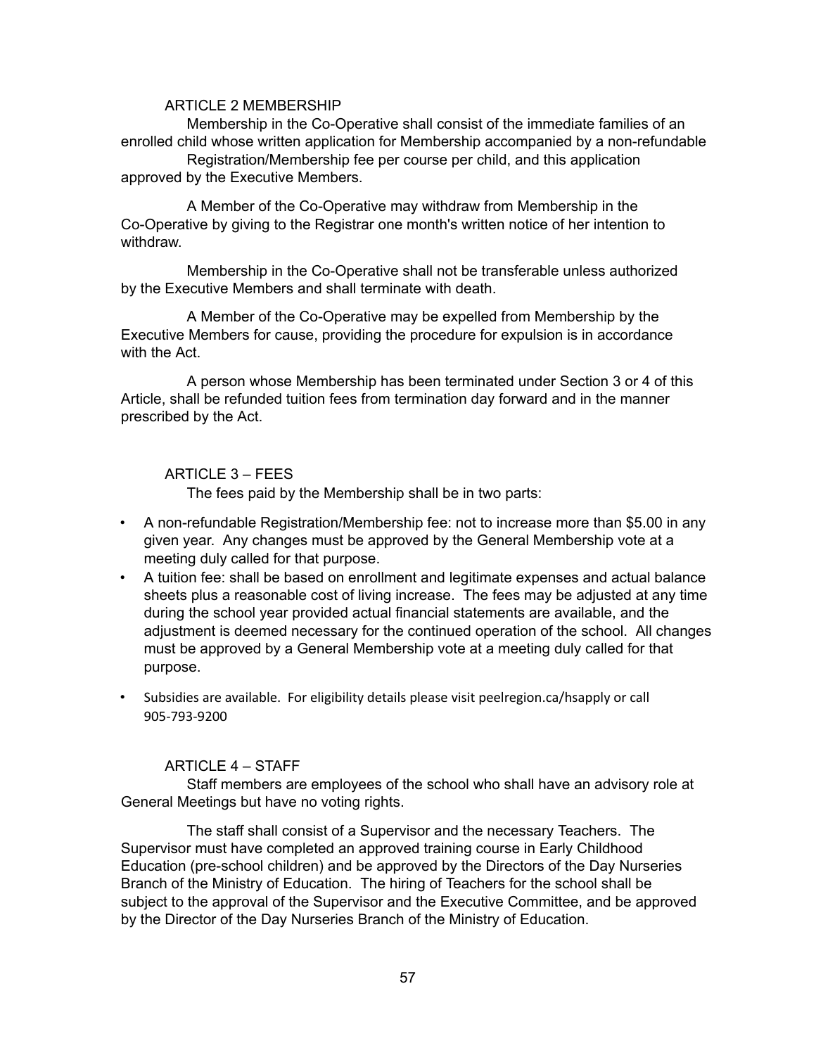### ARTICLE 2 MEMBERSHIP

Membership in the Co-Operative shall consist of the immediate families of an enrolled child whose written application for Membership accompanied by a non-refundable Registration/Membership fee per course per child, and this application approved by the Executive Members.

A Member of the Co-Operative may withdraw from Membership in the Co-Operative by giving to the Registrar one month's written notice of her intention to withdraw.

Membership in the Co-Operative shall not be transferable unless authorized by the Executive Members and shall terminate with death.

A Member of the Co-Operative may be expelled from Membership by the Executive Members for cause, providing the procedure for expulsion is in accordance with the Act.

A person whose Membership has been terminated under Section 3 or 4 of this Article, shall be refunded tuition fees from termination day forward and in the manner prescribed by the Act.

### ARTICLE 3 – FEES

The fees paid by the Membership shall be in two parts:

- A non-refundable Registration/Membership fee: not to increase more than $5.00 in any given year. Any changes must be approved by the General Membership vote at a meeting duly called for that purpose.
- A tuition fee: shall be based on enrollment and legitimate expenses and actual balance sheets plus a reasonable cost of living increase. The fees may be adjusted at any time during the school year provided actual financial statements are available, and the adjustment is deemed necessary for the continued operation of the school. All changes must be approved by a General Membership vote at a meeting duly called for that purpose.
- Subsidies are available. For eligibility details please visit peelregion.ca/hsapply or call 905-793-9200

### ARTICLE 4 – STAFF

Staff members are employees of the school who shall have an advisory role at General Meetings but have no voting rights.

The staff shall consist of a Supervisor and the necessary Teachers. The Supervisor must have completed an approved training course in Early Childhood Education (pre-school children) and be approved by the Directors of the Day Nurseries Branch of the Ministry of Education. The hiring of Teachers for the school shall be subject to the approval of the Supervisor and the Executive Committee, and be approved by the Director of the Day Nurseries Branch of the Ministry of Education.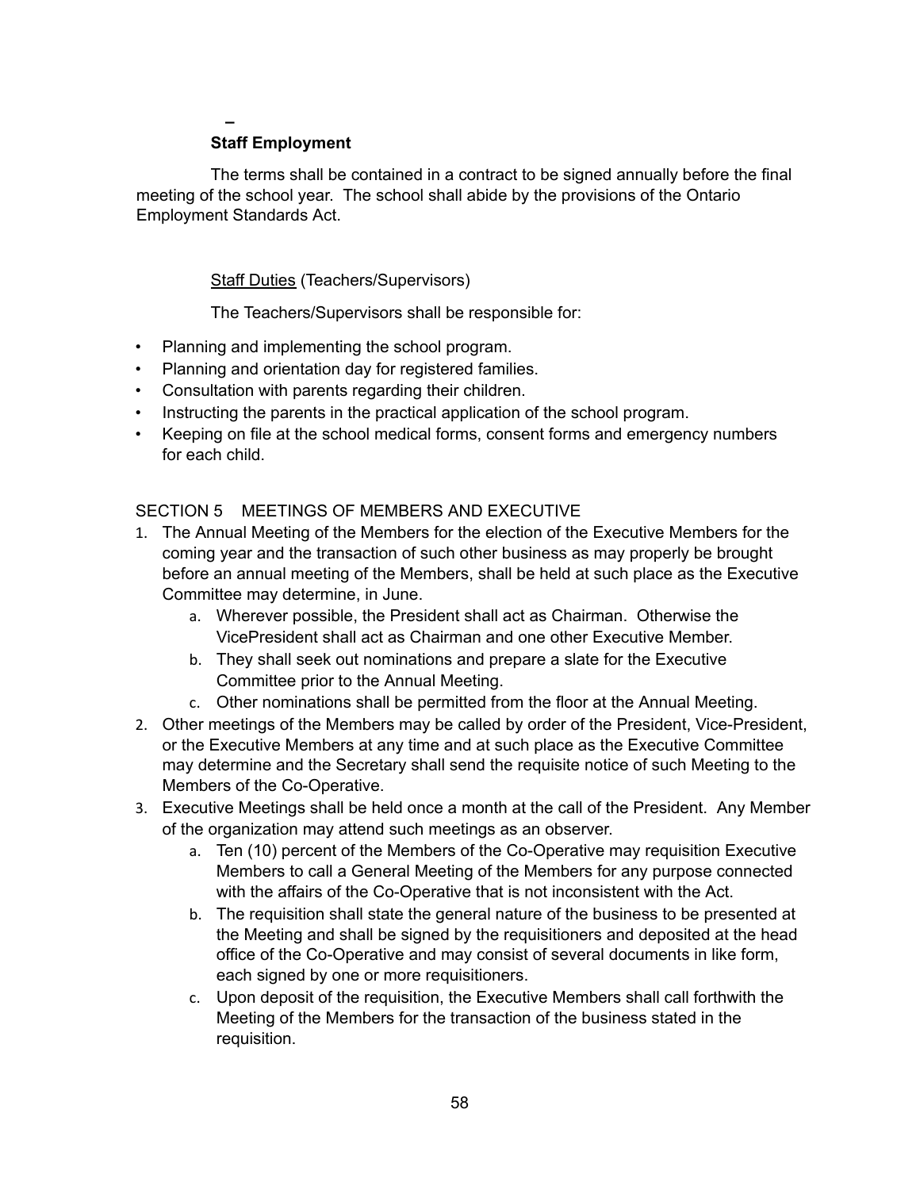–

**Staff Employment**

The terms shall be contained in a contract to be signed annually before the final meeting of the school year. The school shall abide by the provisions of the Ontario Employment Standards Act.

Staff Duties (Teachers/Supervisors)

The Teachers/Supervisors shall be responsible for:

- Planning and implementing the school program.
- Planning and orientation day for registered families.
- Consultation with parents regarding their children.
- Instructing the parents in the practical application of the school program.
- Keeping on file at the school medical forms, consent forms and emergency numbers for each child.

SECTION 5 MEETINGS OF MEMBERS AND EXECUTIVE

1. The Annual Meeting of the Members for the election of the Executive Members for the coming year and the transaction of such other business as may properly be brought before an annual meeting of the Members, shall be held at such place as the Executive Committee may determine, in June.
   a. Wherever possible, the President shall act as Chairman. Otherwise the VicePresident shall act as Chairman and one other Executive Member.
   b. They shall seek out nominations and prepare a slate for the Executive Committee prior to the Annual Meeting.
   c. Other nominations shall be permitted from the floor at the Annual Meeting.
2. Other meetings of the Members may be called by order of the President, Vice-President, or the Executive Members at any time and at such place as the Executive Committee may determine and the Secretary shall send the requisite notice of such Meeting to the Members of the Co-Operative.
3. Executive Meetings shall be held once a month at the call of the President. Any Member of the organization may attend such meetings as an observer.
   a. Ten (10) percent of the Members of the Co-Operative may requisition Executive Members to call a General Meeting of the Members for any purpose connected with the affairs of the Co-Operative that is not inconsistent with the Act.
   b. The requisition shall state the general nature of the business to be presented at the Meeting and shall be signed by the requisitioners and deposited at the head office of the Co-Operative and may consist of several documents in like form, each signed by one or more requisitioners.
   c. Upon deposit of the requisition, the Executive Members shall call forthwith the Meeting of the Members for the transaction of the business stated in the requisition.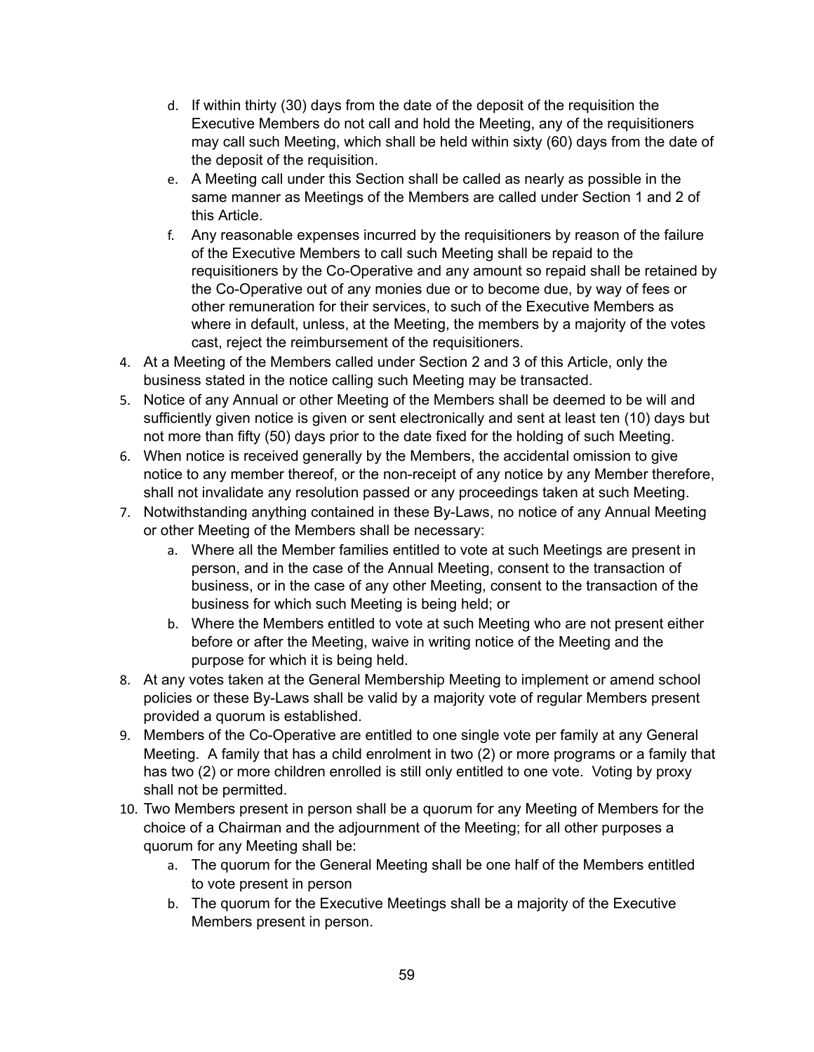d. If within thirty (30) days from the date of the deposit of the requisition the Executive Members do not call and hold the Meeting, any of the requisitioners may call such Meeting, which shall be held within sixty (60) days from the date of the deposit of the requisition.
   e. A Meeting call under this Section shall be called as nearly as possible in the same manner as Meetings of the Members are called under Section 1 and 2 of this Article.
   f. Any reasonable expenses incurred by the requisitioners by reason of the failure of the Executive Members to call such Meeting shall be repaid to the requisitioners by the Co-Operative and any amount so repaid shall be retained by the Co-Operative out of any monies due or to become due, by way of fees or other remuneration for their services, to such of the Executive Members as where in default, unless, at the Meeting, the members by a majority of the votes cast, reject the reimbursement of the requisitioners.
4. At a Meeting of the Members called under Section 2 and 3 of this Article, only the business stated in the notice calling such Meeting may be transacted.
5. Notice of any Annual or other Meeting of the Members shall be deemed to be will and sufficiently given notice is given or sent electronically and sent at least ten (10) days but not more than fifty (50) days prior to the date fixed for the holding of such Meeting.
6. When notice is received generally by the Members, the accidental omission to give notice to any member thereof, or the non-receipt of any notice by any Member therefore, shall not invalidate any resolution passed or any proceedings taken at such Meeting.
7. Notwithstanding anything contained in these By-Laws, no notice of any Annual Meeting or other Meeting of the Members shall be necessary:
   a. Where all the Member families entitled to vote at such Meetings are present in person, and in the case of the Annual Meeting, consent to the transaction of business, or in the case of any other Meeting, consent to the transaction of the business for which such Meeting is being held; or
   b. Where the Members entitled to vote at such Meeting who are not present either before or after the Meeting, waive in writing notice of the Meeting and the purpose for which it is being held.
8. At any votes taken at the General Membership Meeting to implement or amend school policies or these By-Laws shall be valid by a majority vote of regular Members present provided a quorum is established.
9. Members of the Co-Operative are entitled to one single vote per family at any General Meeting. A family that has a child enrolment in two (2) or more programs or a family that has two (2) or more children enrolled is still only entitled to one vote. Voting by proxy shall not be permitted.
10. Two Members present in person shall be a quorum for any Meeting of Members for the choice of a Chairman and the adjournment of the Meeting; for all other purposes a quorum for any Meeting shall be:
    a. The quorum for the General Meeting shall be one half of the Members entitled to vote present in person
    b. The quorum for the Executive Meetings shall be a majority of the Executive Members present in person.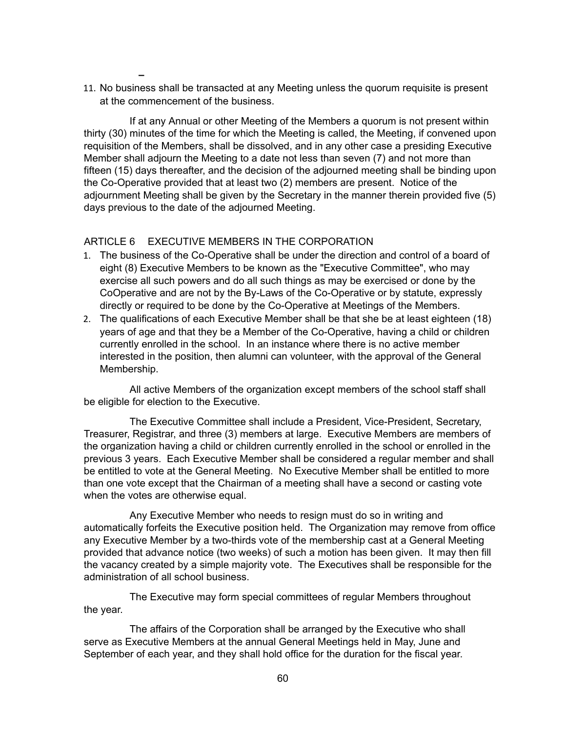11. No business shall be transacted at any Meeting unless the quorum requisite is present at the commencement of the business.

If at any Annual or other Meeting of the Members a quorum is not present within thirty (30) minutes of the time for which the Meeting is called, the Meeting, if convened upon requisition of the Members, shall be dissolved, and in any other case a presiding Executive Member shall adjourn the Meeting to a date not less than seven (7) and not more than fifteen (15) days thereafter, and the decision of the adjourned meeting shall be binding upon the Co-Operative provided that at least two (2) members are present. Notice of the adjournment Meeting shall be given by the Secretary in the manner therein provided five (5) days previous to the date of the adjourned Meeting.

## ARTICLE 6 EXECUTIVE MEMBERS IN THE CORPORATION

1. The business of the Co-Operative shall be under the direction and control of a board of eight (8) Executive Members to be known as the "Executive Committee", who may exercise all such powers and do all such things as may be exercised or done by the CoOperative and are not by the By-Laws of the Co-Operative or by statute, expressly directly or required to be done by the Co-Operative at Meetings of the Members.
2. The qualifications of each Executive Member shall be that she be at least eighteen (18) years of age and that they be a Member of the Co-Operative, having a child or children currently enrolled in the school. In an instance where there is no active member interested in the position, then alumni can volunteer, with the approval of the General Membership.

All active Members of the organization except members of the school staff shall be eligible for election to the Executive.

The Executive Committee shall include a President, Vice-President, Secretary, Treasurer, Registrar, and three (3) members at large. Executive Members are members of the organization having a child or children currently enrolled in the school or enrolled in the previous 3 years. Each Executive Member shall be considered a regular member and shall be entitled to vote at the General Meeting. No Executive Member shall be entitled to more than one vote except that the Chairman of a meeting shall have a second or casting vote when the votes are otherwise equal.

Any Executive Member who needs to resign must do so in writing and automatically forfeits the Executive position held. The Organization may remove from office any Executive Member by a two-thirds vote of the membership cast at a General Meeting provided that advance notice (two weeks) of such a motion has been given. It may then fill the vacancy created by a simple majority vote. The Executives shall be responsible for the administration of all school business.

The Executive may form special committees of regular Members throughout the year.

The affairs of the Corporation shall be arranged by the Executive who shall serve as Executive Members at the annual General Meetings held in May, June and September of each year, and they shall hold office for the duration for the fiscal year.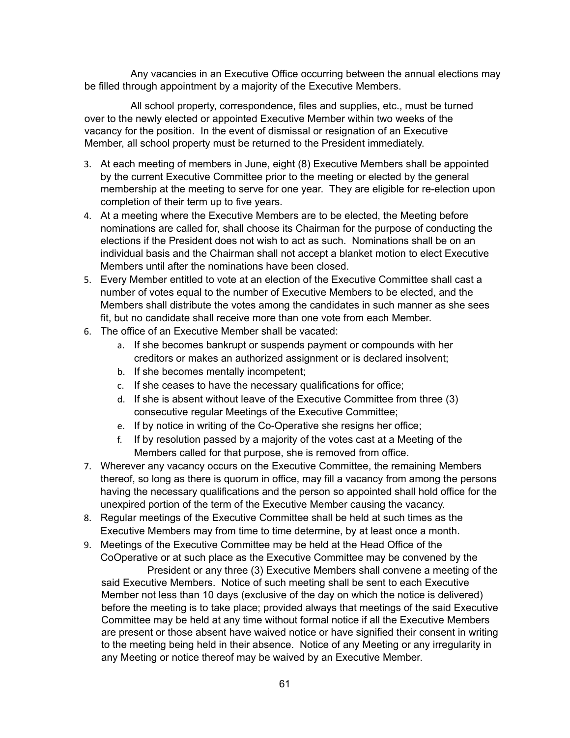Any vacancies in an Executive Office occurring between the annual elections may be filled through appointment by a majority of the Executive Members.

All school property, correspondence, files and supplies, etc., must be turned over to the newly elected or appointed Executive Member within two weeks of the vacancy for the position. In the event of dismissal or resignation of an Executive Member, all school property must be returned to the President immediately.

3. At each meeting of members in June, eight (8) Executive Members shall be appointed by the current Executive Committee prior to the meeting or elected by the general membership at the meeting to serve for one year. They are eligible for re-election upon completion of their term up to five years.
4. At a meeting where the Executive Members are to be elected, the Meeting before nominations are called for, shall choose its Chairman for the purpose of conducting the elections if the President does not wish to act as such. Nominations shall be on an individual basis and the Chairman shall not accept a blanket motion to elect Executive Members until after the nominations have been closed.
5. Every Member entitled to vote at an election of the Executive Committee shall cast a number of votes equal to the number of Executive Members to be elected, and the Members shall distribute the votes among the candidates in such manner as she sees fit, but no candidate shall receive more than one vote from each Member.
6. The office of an Executive Member shall be vacated:
   a. If she becomes bankrupt or suspends payment or compounds with her creditors or makes an authorized assignment or is declared insolvent;
   b. If she becomes mentally incompetent;
   c. If she ceases to have the necessary qualifications for office;
   d. If she is absent without leave of the Executive Committee from three (3) consecutive regular Meetings of the Executive Committee;
   e. If by notice in writing of the Co-Operative she resigns her office;
   f. If by resolution passed by a majority of the votes cast at a Meeting of the Members called for that purpose, she is removed from office.
7. Wherever any vacancy occurs on the Executive Committee, the remaining Members thereof, so long as there is quorum in office, may fill a vacancy from among the persons having the necessary qualifications and the person so appointed shall hold office for the unexpired portion of the term of the Executive Member causing the vacancy.
8. Regular meetings of the Executive Committee shall be held at such times as the Executive Members may from time to time determine, by at least once a month.
9. Meetings of the Executive Committee may be held at the Head Office of the CoOperative or at such place as the Executive Committee may be convened by the

   President or any three (3) Executive Members shall convene a meeting of the said Executive Members. Notice of such meeting shall be sent to each Executive Member not less than 10 days (exclusive of the day on which the notice is delivered) before the meeting is to take place; provided always that meetings of the said Executive Committee may be held at any time without formal notice if all the Executive Members are present or those absent have waived notice or have signified their consent in writing to the meeting being held in their absence. Notice of any Meeting or any irregularity in any Meeting or notice thereof may be waived by an Executive Member.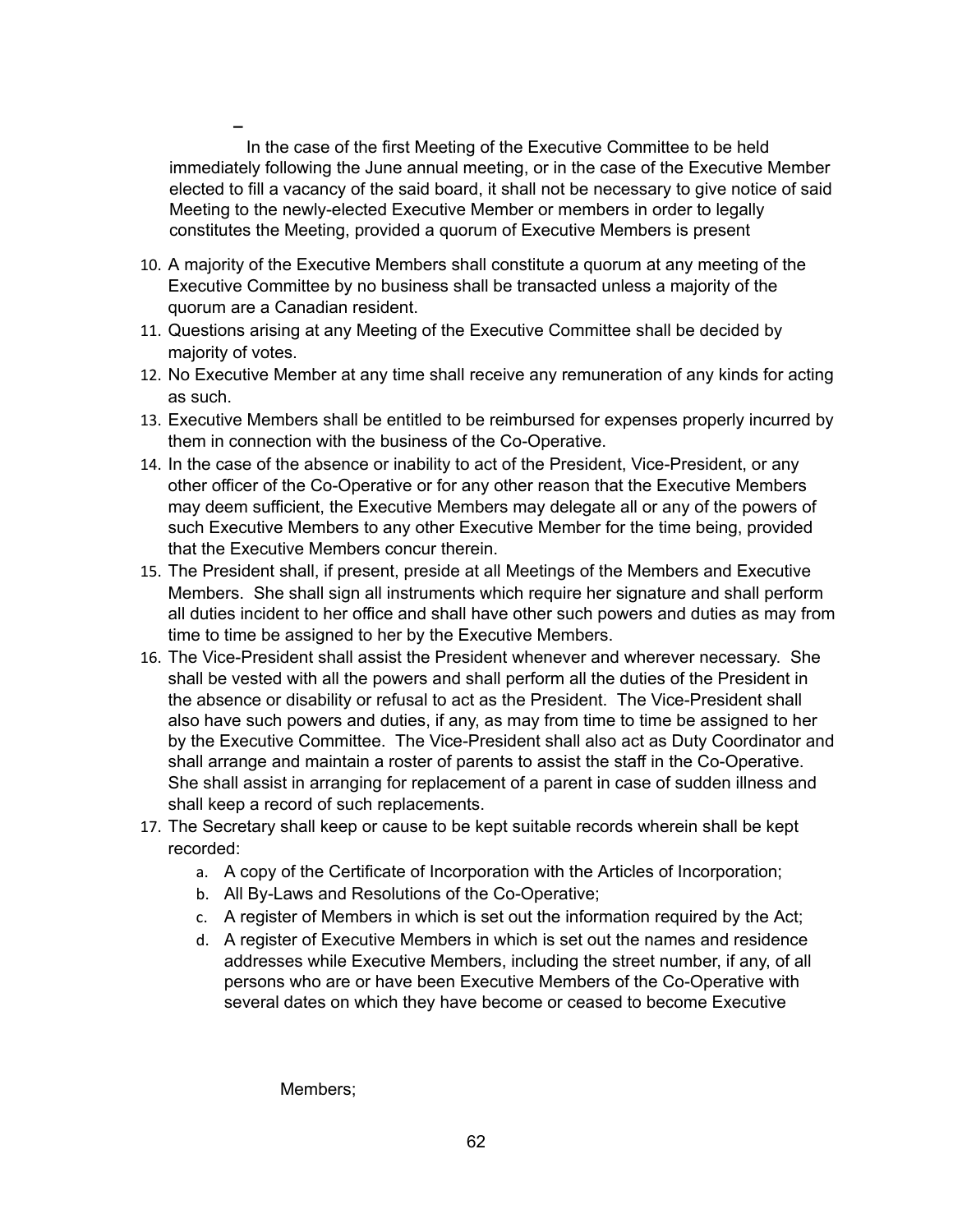–

In the case of the first Meeting of the Executive Committee to be held immediately following the June annual meeting, or in the case of the Executive Member elected to fill a vacancy of the said board, it shall not be necessary to give notice of said Meeting to the newly-elected Executive Member or members in order to legally constitutes the Meeting, provided a quorum of Executive Members is present

10. A majority of the Executive Members shall constitute a quorum at any meeting of the Executive Committee by no business shall be transacted unless a majority of the quorum are a Canadian resident.
11. Questions arising at any Meeting of the Executive Committee shall be decided by majority of votes.
12. No Executive Member at any time shall receive any remuneration of any kinds for acting as such.
13. Executive Members shall be entitled to be reimbursed for expenses properly incurred by them in connection with the business of the Co-Operative.
14. In the case of the absence or inability to act of the President, Vice-President, or any other officer of the Co-Operative or for any other reason that the Executive Members may deem sufficient, the Executive Members may delegate all or any of the powers of such Executive Members to any other Executive Member for the time being, provided that the Executive Members concur therein.
15. The President shall, if present, preside at all Meetings of the Members and Executive Members. She shall sign all instruments which require her signature and shall perform all duties incident to her office and shall have other such powers and duties as may from time to time be assigned to her by the Executive Members.
16. The Vice-President shall assist the President whenever and wherever necessary. She shall be vested with all the powers and shall perform all the duties of the President in the absence or disability or refusal to act as the President. The Vice-President shall also have such powers and duties, if any, as may from time to time be assigned to her by the Executive Committee. The Vice-President shall also act as Duty Coordinator and shall arrange and maintain a roster of parents to assist the staff in the Co-Operative. She shall assist in arranging for replacement of a parent in case of sudden illness and shall keep a record of such replacements.
17. The Secretary shall keep or cause to be kept suitable records wherein shall be kept recorded:
    a. A copy of the Certificate of Incorporation with the Articles of Incorporation;
    b. All By-Laws and Resolutions of the Co-Operative;
    c. A register of Members in which is set out the information required by the Act;
    d. A register of Executive Members in which is set out the names and residence addresses while Executive Members, including the street number, if any, of all persons who are or have been Executive Members of the Co-Operative with several dates on which they have become or ceased to become Executive Members;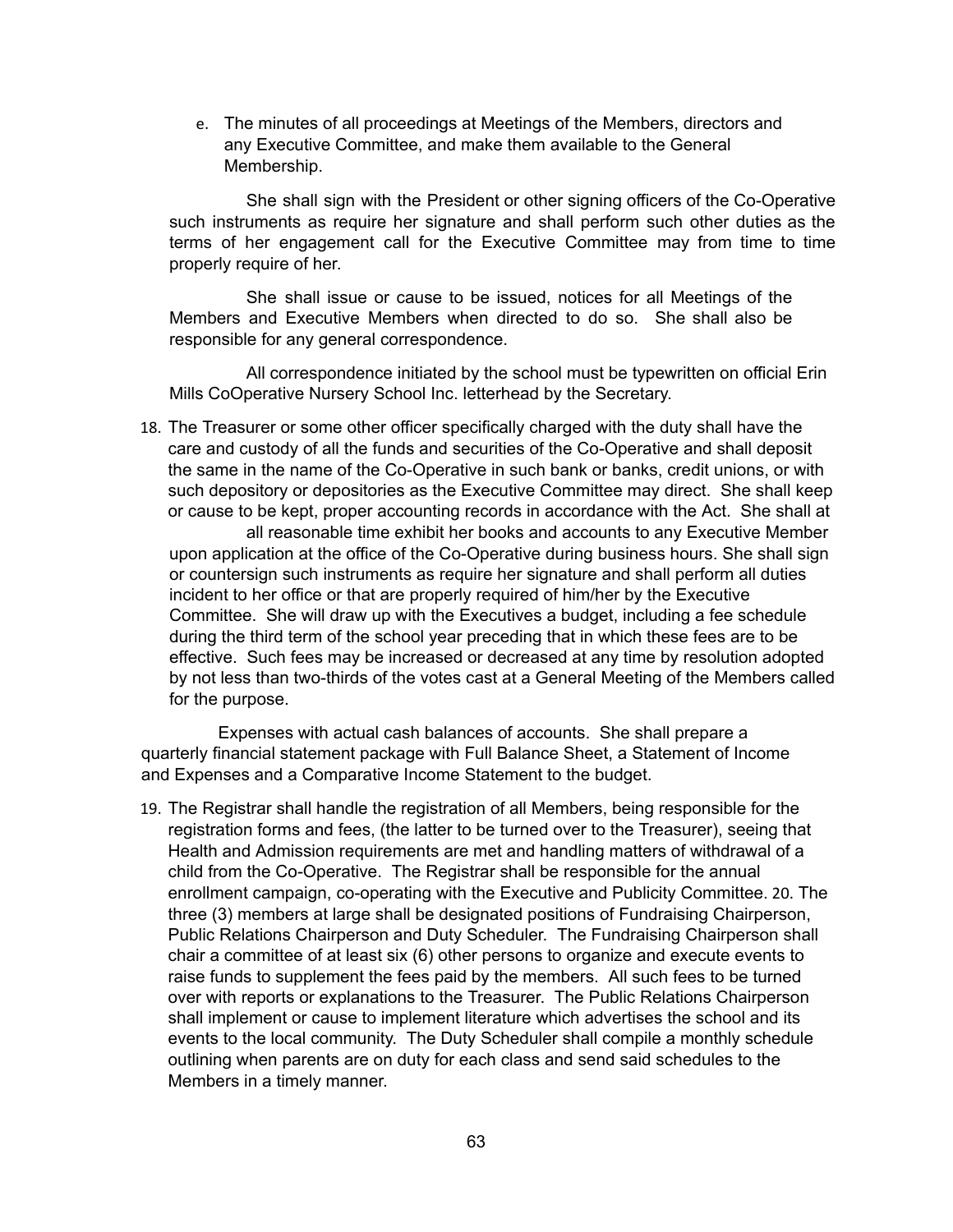e. The minutes of all proceedings at Meetings of the Members, directors and any Executive Committee, and make them available to the General Membership.

She shall sign with the President or other signing officers of the Co-Operative such instruments as require her signature and shall perform such other duties as the terms of her engagement call for the Executive Committee may from time to time properly require of her.

She shall issue or cause to be issued, notices for all Meetings of the Members and Executive Members when directed to do so. She shall also be responsible for any general correspondence.

All correspondence initiated by the school must be typewritten on official Erin Mills CoOperative Nursery School Inc. letterhead by the Secretary.

18. The Treasurer or some other officer specifically charged with the duty shall have the care and custody of all the funds and securities of the Co-Operative and shall deposit the same in the name of the Co-Operative in such bank or banks, credit unions, or with such depository or depositories as the Executive Committee may direct. She shall keep or cause to be kept, proper accounting records in accordance with the Act. She shall at all reasonable time exhibit her books and accounts to any Executive Member upon application at the office of the Co-Operative during business hours. She shall sign or countersign such instruments as require her signature and shall perform all duties incident to her office or that are properly required of him/her by the Executive Committee. She will draw up with the Executives a budget, including a fee schedule during the third term of the school year preceding that in which these fees are to be effective. Such fees may be increased or decreased at any time by resolution adopted by not less than two-thirds of the votes cast at a General Meeting of the Members called for the purpose.

Expenses with actual cash balances of accounts. She shall prepare a quarterly financial statement package with Full Balance Sheet, a Statement of Income and Expenses and a Comparative Income Statement to the budget.

19. The Registrar shall handle the registration of all Members, being responsible for the registration forms and fees, (the latter to be turned over to the Treasurer), seeing that Health and Admission requirements are met and handling matters of withdrawal of a child from the Co-Operative. The Registrar shall be responsible for the annual enrollment campaign, co-operating with the Executive and Publicity Committee. 20. The three (3) members at large shall be designated positions of Fundraising Chairperson, Public Relations Chairperson and Duty Scheduler. The Fundraising Chairperson shall chair a committee of at least six (6) other persons to organize and execute events to raise funds to supplement the fees paid by the members. All such fees to be turned over with reports or explanations to the Treasurer. The Public Relations Chairperson shall implement or cause to implement literature which advertises the school and its events to the local community. The Duty Scheduler shall compile a monthly schedule outlining when parents are on duty for each class and send said schedules to the Members in a timely manner.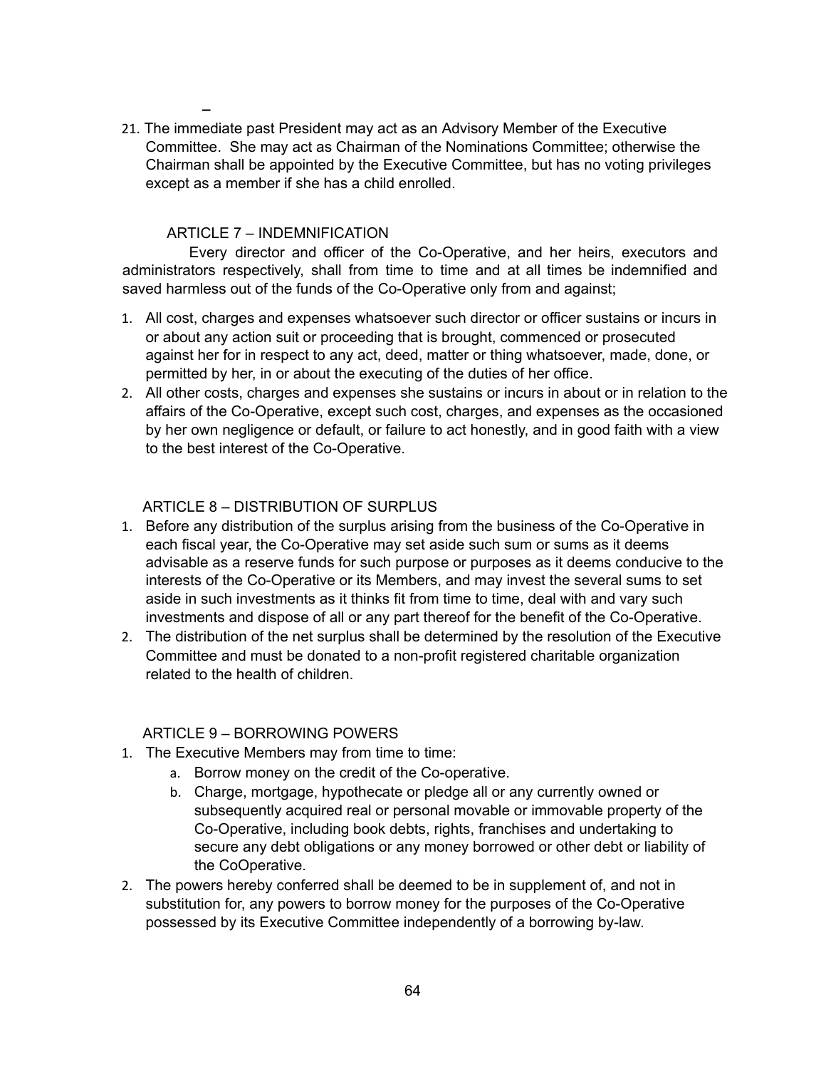21. The immediate past President may act as an Advisory Member of the Executive Committee. She may act as Chairman of the Nominations Committee; otherwise the Chairman shall be appointed by the Executive Committee, but has no voting privileges except as a member if she has a child enrolled.

## ARTICLE 7 – INDEMNIFICATION

Every director and officer of the Co-Operative, and her heirs, executors and administrators respectively, shall from time to time and at all times be indemnified and saved harmless out of the funds of the Co-Operative only from and against;

1. All cost, charges and expenses whatsoever such director or officer sustains or incurs in or about any action suit or proceeding that is brought, commenced or prosecuted against her for in respect to any act, deed, matter or thing whatsoever, made, done, or permitted by her, in or about the executing of the duties of her office.
2. All other costs, charges and expenses she sustains or incurs in about or in relation to the affairs of the Co-Operative, except such cost, charges, and expenses as the occasioned by her own negligence or default, or failure to act honestly, and in good faith with a view to the best interest of the Co-Operative.

## ARTICLE 8 – DISTRIBUTION OF SURPLUS

1. Before any distribution of the surplus arising from the business of the Co-Operative in each fiscal year, the Co-Operative may set aside such sum or sums as it deems advisable as a reserve funds for such purpose or purposes as it deems conducive to the interests of the Co-Operative or its Members, and may invest the several sums to set aside in such investments as it thinks fit from time to time, deal with and vary such investments and dispose of all or any part thereof for the benefit of the Co-Operative.
2. The distribution of the net surplus shall be determined by the resolution of the Executive Committee and must be donated to a non-profit registered charitable organization related to the health of children.

## ARTICLE 9 – BORROWING POWERS

1. The Executive Members may from time to time:
   a. Borrow money on the credit of the Co-operative.
   b. Charge, mortgage, hypothecate or pledge all or any currently owned or subsequently acquired real or personal movable or immovable property of the Co-Operative, including book debts, rights, franchises and undertaking to secure any debt obligations or any money borrowed or other debt or liability of the CoOperative.
2. The powers hereby conferred shall be deemed to be in supplement of, and not in substitution for, any powers to borrow money for the purposes of the Co-Operative possessed by its Executive Committee independently of a borrowing by-law.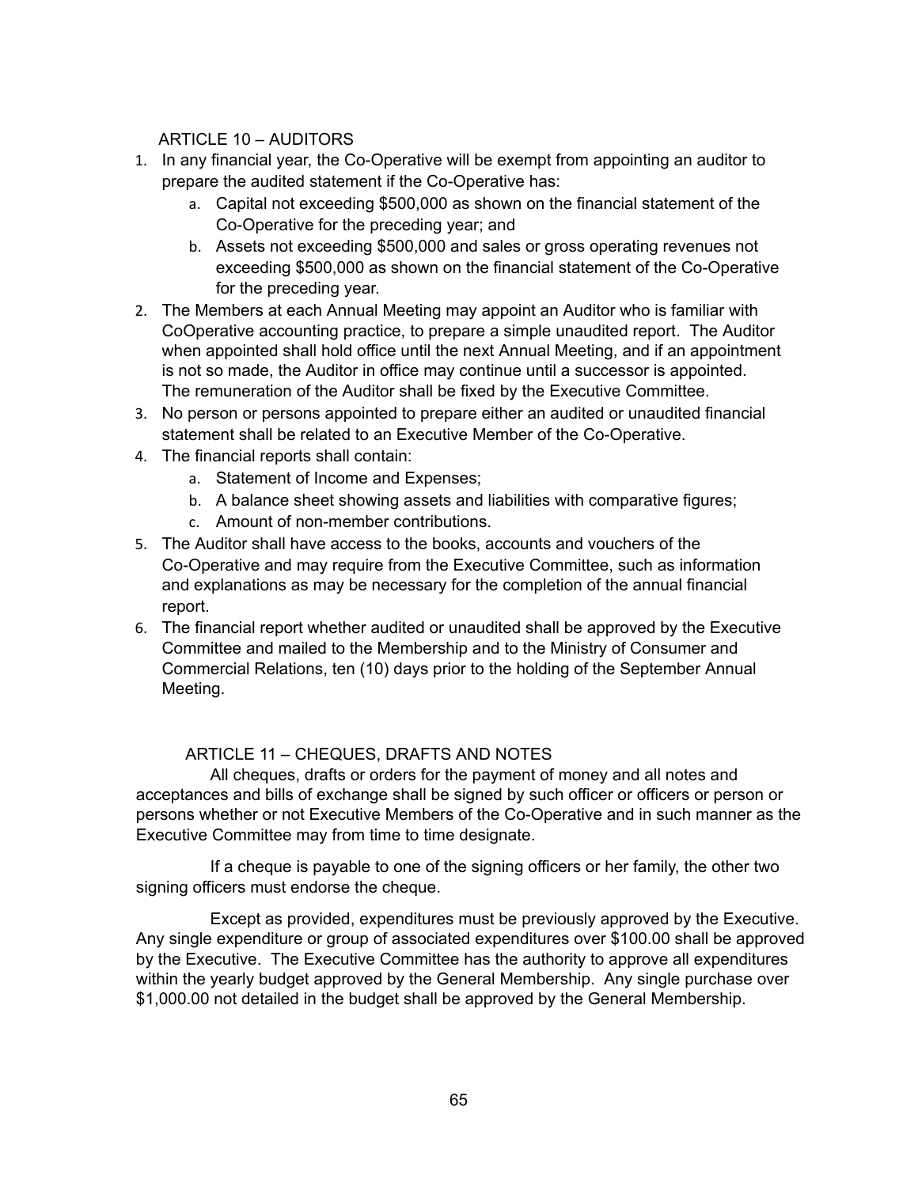## ARTICLE 10 – AUDITORS

1. In any financial year, the Co-Operative will be exempt from appointing an auditor to prepare the audited statement if the Co-Operative has:
   a. Capital not exceeding $500,000 as shown on the financial statement of the Co-Operative for the preceding year; and
   b. Assets not exceeding $500,000 and sales or gross operating revenues not exceeding $500,000 as shown on the financial statement of the Co-Operative for the preceding year.
2. The Members at each Annual Meeting may appoint an Auditor who is familiar with CoOperative accounting practice, to prepare a simple unaudited report. The Auditor when appointed shall hold office until the next Annual Meeting, and if an appointment is not so made, the Auditor in office may continue until a successor is appointed. The remuneration of the Auditor shall be fixed by the Executive Committee.
3. No person or persons appointed to prepare either an audited or unaudited financial statement shall be related to an Executive Member of the Co-Operative.
4. The financial reports shall contain:
   a. Statement of Income and Expenses;
   b. A balance sheet showing assets and liabilities with comparative figures;
   c. Amount of non-member contributions.
5. The Auditor shall have access to the books, accounts and vouchers of the Co-Operative and may require from the Executive Committee, such as information and explanations as may be necessary for the completion of the annual financial report.
6. The financial report whether audited or unaudited shall be approved by the Executive Committee and mailed to the Membership and to the Ministry of Consumer and Commercial Relations, ten (10) days prior to the holding of the September Annual Meeting.

## ARTICLE 11 – CHEQUES, DRAFTS AND NOTES

All cheques, drafts or orders for the payment of money and all notes and acceptances and bills of exchange shall be signed by such officer or officers or person or persons whether or not Executive Members of the Co-Operative and in such manner as the Executive Committee may from time to time designate.

If a cheque is payable to one of the signing officers or her family, the other two signing officers must endorse the cheque.

Except as provided, expenditures must be previously approved by the Executive. Any single expenditure or group of associated expenditures over $100.00 shall be approved by the Executive. The Executive Committee has the authority to approve all expenditures within the yearly budget approved by the General Membership. Any single purchase over $1,000.00 not detailed in the budget shall be approved by the General Membership.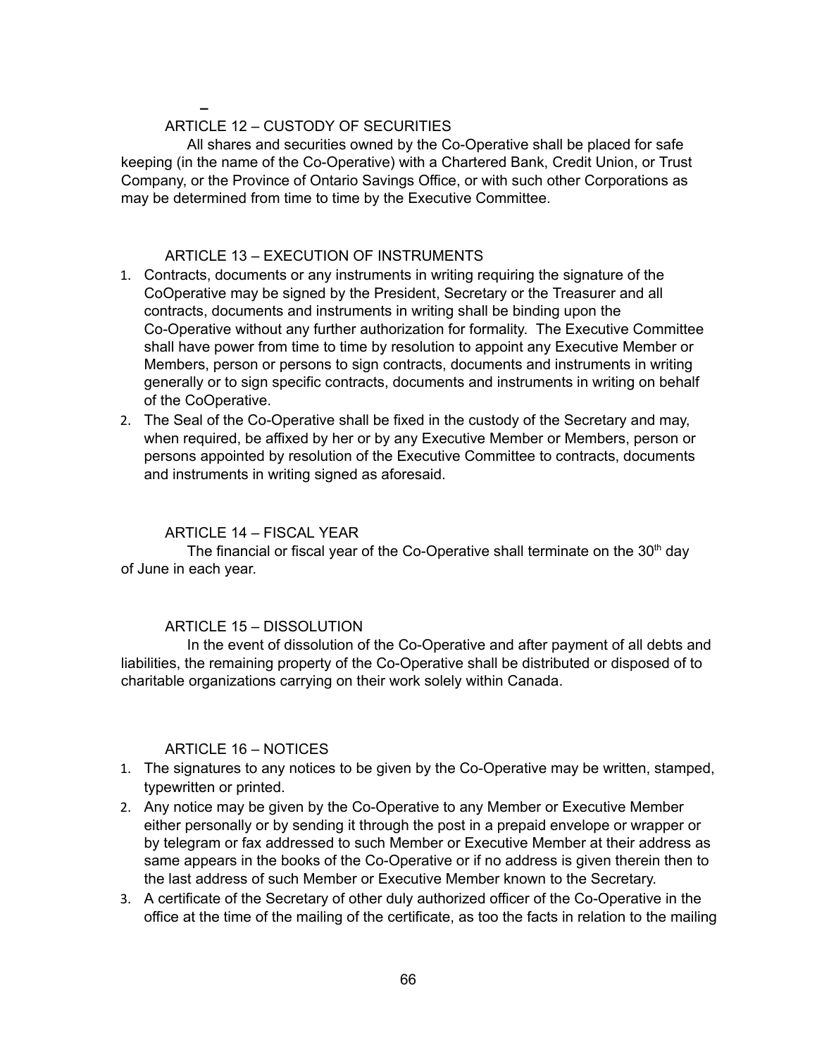## ARTICLE 12 – CUSTODY OF SECURITIES

All shares and securities owned by the Co-Operative shall be placed for safe keeping (in the name of the Co-Operative) with a Chartered Bank, Credit Union, or Trust Company, or the Province of Ontario Savings Office, or with such other Corporations as may be determined from time to time by the Executive Committee.

## ARTICLE 13 – EXECUTION OF INSTRUMENTS

1. Contracts, documents or any instruments in writing requiring the signature of the CoOperative may be signed by the President, Secretary or the Treasurer and all contracts, documents and instruments in writing shall be binding upon the Co-Operative without any further authorization for formality. The Executive Committee shall have power from time to time by resolution to appoint any Executive Member or Members, person or persons to sign contracts, documents and instruments in writing generally or to sign specific contracts, documents and instruments in writing on behalf of the CoOperative.
2. The Seal of the Co-Operative shall be fixed in the custody of the Secretary and may, when required, be affixed by her or by any Executive Member or Members, person or persons appointed by resolution of the Executive Committee to contracts, documents and instruments in writing signed as aforesaid.

## ARTICLE 14 – FISCAL YEAR

The financial or fiscal year of the Co-Operative shall terminate on the 30th day of June in each year.

## ARTICLE 15 – DISSOLUTION

In the event of dissolution of the Co-Operative and after payment of all debts and liabilities, the remaining property of the Co-Operative shall be distributed or disposed of to charitable organizations carrying on their work solely within Canada.

## ARTICLE 16 – NOTICES

1. The signatures to any notices to be given by the Co-Operative may be written, stamped, typewritten or printed.
2. Any notice may be given by the Co-Operative to any Member or Executive Member either personally or by sending it through the post in a prepaid envelope or wrapper or by telegram or fax addressed to such Member or Executive Member at their address as same appears in the books of the Co-Operative or if no address is given therein then to the last address of such Member or Executive Member known to the Secretary.
3. A certificate of the Secretary of other duly authorized officer of the Co-Operative in the office at the time of the mailing of the certificate, as too the facts in relation to the mailing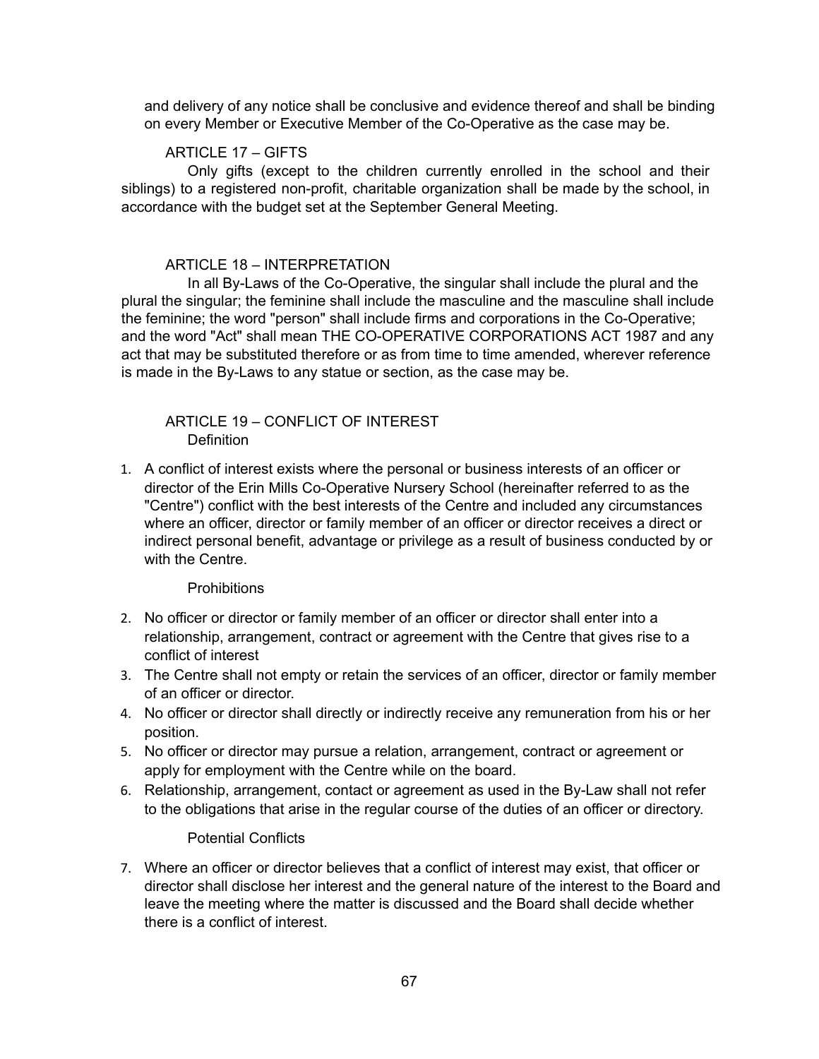and delivery of any notice shall be conclusive and evidence thereof and shall be binding on every Member or Executive Member of the Co-Operative as the case may be.

### ARTICLE 17 – GIFTS

Only gifts (except to the children currently enrolled in the school and their siblings) to a registered non-profit, charitable organization shall be made by the school, in accordance with the budget set at the September General Meeting.

### ARTICLE 18 – INTERPRETATION

In all By-Laws of the Co-Operative, the singular shall include the plural and the plural the singular; the feminine shall include the masculine and the masculine shall include the feminine; the word "person" shall include firms and corporations in the Co-Operative; and the word "Act" shall mean THE CO-OPERATIVE CORPORATIONS ACT 1987 and any act that may be substituted therefore or as from time to time amended, wherever reference is made in the By-Laws to any statue or section, as the case may be.

### ARTICLE 19 – CONFLICT OF INTEREST

Definition

1. A conflict of interest exists where the personal or business interests of an officer or director of the Erin Mills Co-Operative Nursery School (hereinafter referred to as the "Centre") conflict with the best interests of the Centre and included any circumstances where an officer, director or family member of an officer or director receives a direct or indirect personal benefit, advantage or privilege as a result of business conducted by or with the Centre.

Prohibitions

2. No officer or director or family member of an officer or director shall enter into a relationship, arrangement, contract or agreement with the Centre that gives rise to a conflict of interest
3. The Centre shall not empty or retain the services of an officer, director or family member of an officer or director.
4. No officer or director shall directly or indirectly receive any remuneration from his or her position.
5. No officer or director may pursue a relation, arrangement, contract or agreement or apply for employment with the Centre while on the board.
6. Relationship, arrangement, contact or agreement as used in the By-Law shall not refer to the obligations that arise in the regular course of the duties of an officer or directory.

Potential Conflicts

7. Where an officer or director believes that a conflict of interest may exist, that officer or director shall disclose her interest and the general nature of the interest to the Board and leave the meeting where the matter is discussed and the Board shall decide whether there is a conflict of interest.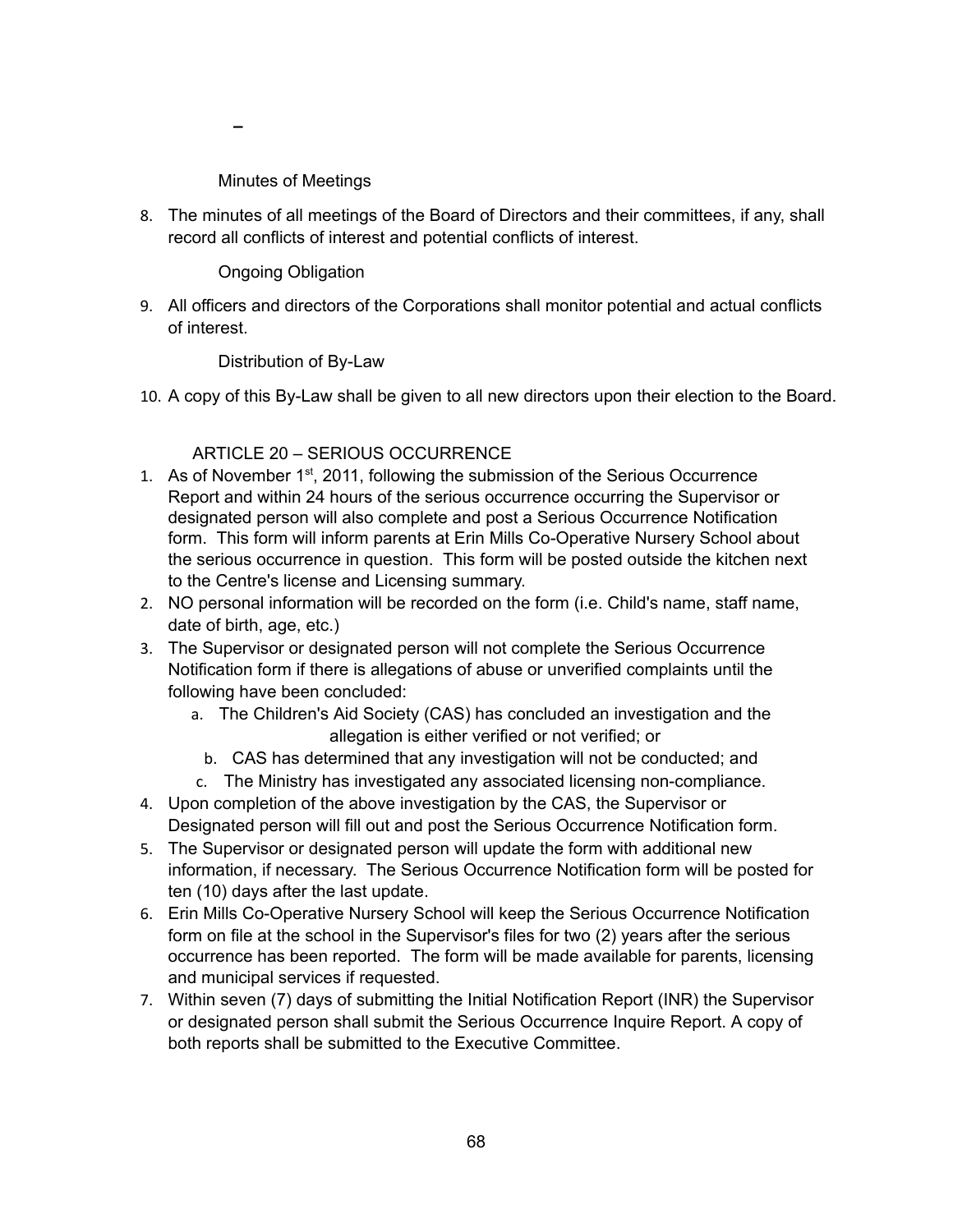–

Minutes of Meetings

8. The minutes of all meetings of the Board of Directors and their committees, if any, shall record all conflicts of interest and potential conflicts of interest.

Ongoing Obligation

9. All officers and directors of the Corporations shall monitor potential and actual conflicts of interest.

Distribution of By-Law

10. A copy of this By-Law shall be given to all new directors upon their election to the Board.

## ARTICLE 20 – SERIOUS OCCURRENCE

1. As of November 1st, 2011, following the submission of the Serious Occurrence Report and within 24 hours of the serious occurrence occurring the Supervisor or designated person will also complete and post a Serious Occurrence Notification form. This form will inform parents at Erin Mills Co-Operative Nursery School about the serious occurrence in question. This form will be posted outside the kitchen next to the Centre's license and Licensing summary.
2. NO personal information will be recorded on the form (i.e. Child's name, staff name, date of birth, age, etc.)
3. The Supervisor or designated person will not complete the Serious Occurrence Notification form if there is allegations of abuse or unverified complaints until the following have been concluded:
   a. The Children's Aid Society (CAS) has concluded an investigation and the allegation is either verified or not verified; or
   b. CAS has determined that any investigation will not be conducted; and
   c. The Ministry has investigated any associated licensing non-compliance.
4. Upon completion of the above investigation by the CAS, the Supervisor or Designated person will fill out and post the Serious Occurrence Notification form.
5. The Supervisor or designated person will update the form with additional new information, if necessary. The Serious Occurrence Notification form will be posted for ten (10) days after the last update.
6. Erin Mills Co-Operative Nursery School will keep the Serious Occurrence Notification form on file at the school in the Supervisor's files for two (2) years after the serious occurrence has been reported. The form will be made available for parents, licensing and municipal services if requested.
7. Within seven (7) days of submitting the Initial Notification Report (INR) the Supervisor or designated person shall submit the Serious Occurrence Inquire Report. A copy of both reports shall be submitted to the Executive Committee.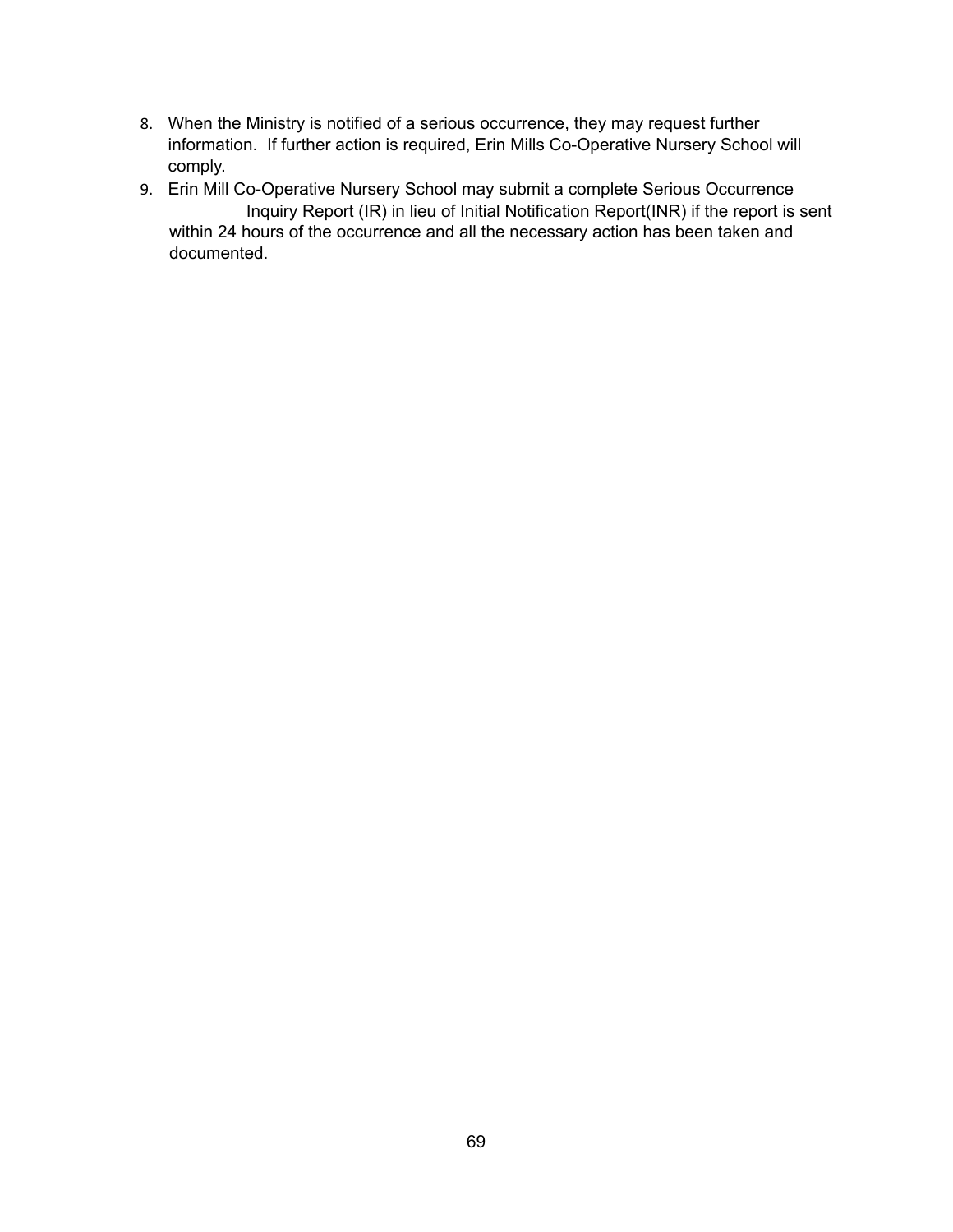8. When the Ministry is notified of a serious occurrence, they may request further information. If further action is required, Erin Mills Co-Operative Nursery School will comply.
9. Erin Mill Co-Operative Nursery School may submit a complete Serious Occurrence Inquiry Report (IR) in lieu of Initial Notification Report(INR) if the report is sent within 24 hours of the occurrence and all the necessary action has been taken and documented.